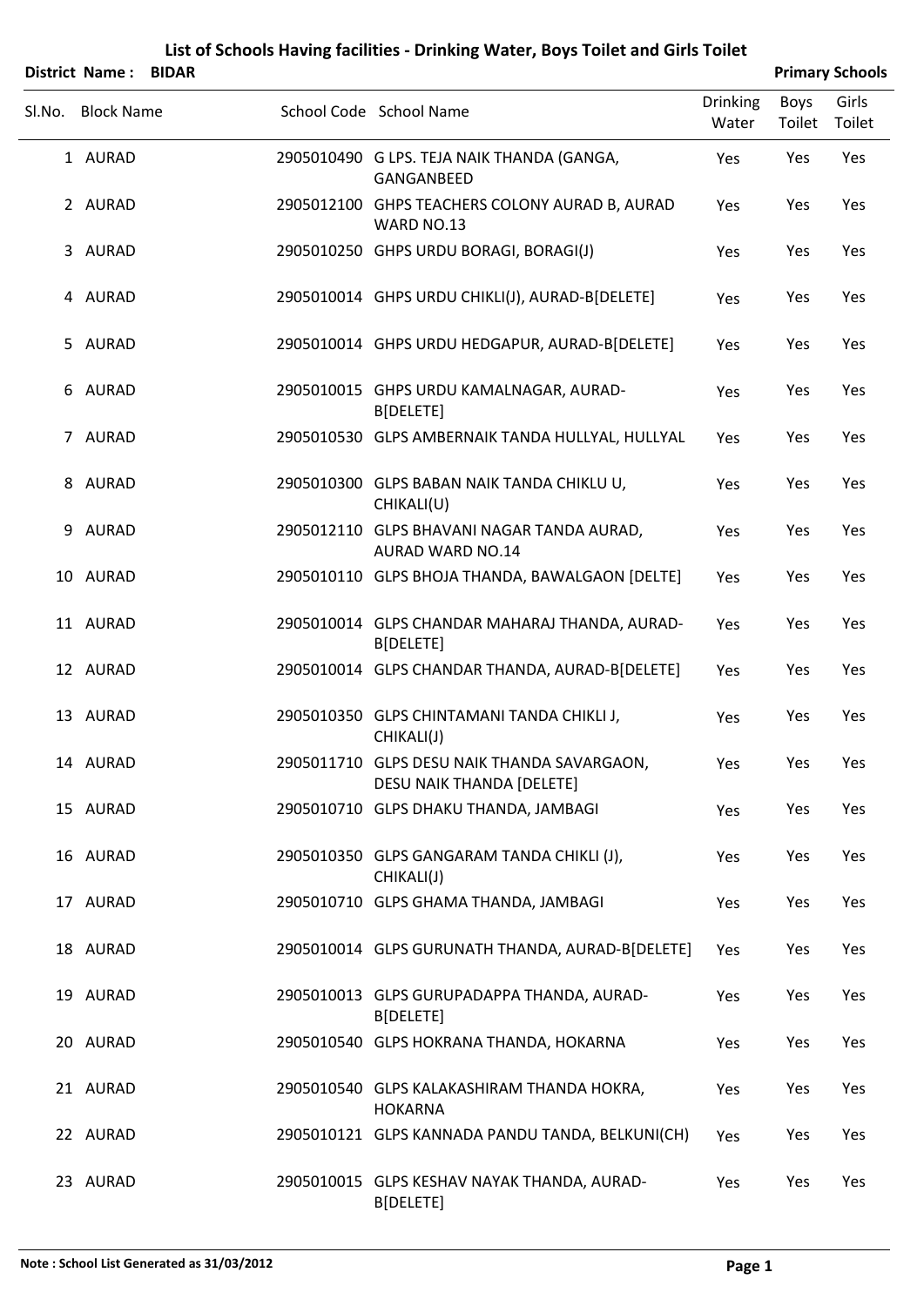# List of Schools Having facilities - Drinking Water, Boys Toilet and Girls Toilet

**District Name : BIDAR** | **Primary Schools**

| Sl.No. | Block Name | School Code | School Name | Drinking Water | Boys Toilet | Girls Toilet |
|---|---|---|---|---|---|---|
| 1 | AURAD | 2905010490 | G LPS. TEJA NAIK THANDA (GANGA, GANGANBEED | Yes | Yes | Yes |
| 2 | AURAD | 2905012100 | GHPS TEACHERS COLONY AURAD B, AURAD WARD NO.13 | Yes | Yes | Yes |
| 3 | AURAD | 2905010250 | GHPS URDU BORAGI, BORAGI(J) | Yes | Yes | Yes |
| 4 | AURAD | 2905010014 | GHPS URDU CHIKLI(J), AURAD-B[DELETE] | Yes | Yes | Yes |
| 5 | AURAD | 2905010014 | GHPS URDU HEDGAPUR, AURAD-B[DELETE] | Yes | Yes | Yes |
| 6 | AURAD | 2905010015 | GHPS URDU KAMALNAGAR, AURAD-B[DELETE] | Yes | Yes | Yes |
| 7 | AURAD | 2905010530 | GLPS AMBERNAIK TANDA HULLYAL, HULLYAL | Yes | Yes | Yes |
| 8 | AURAD | 2905010300 | GLPS BABAN NAIK TANDA CHIKLU U, CHIKALI(U) | Yes | Yes | Yes |
| 9 | AURAD | 2905012110 | GLPS BHAVANI NAGAR TANDA AURAD, AURAD WARD NO.14 | Yes | Yes | Yes |
| 10 | AURAD | 2905010110 | GLPS BHOJA THANDA, BAWALGAON [DELTE] | Yes | Yes | Yes |
| 11 | AURAD | 2905010014 | GLPS CHANDAR MAHARAJ THANDA, AURAD-B[DELETE] | Yes | Yes | Yes |
| 12 | AURAD | 2905010014 | GLPS CHANDAR THANDA, AURAD-B[DELETE] | Yes | Yes | Yes |
| 13 | AURAD | 2905010350 | GLPS CHINTAMANI TANDA CHIKLI J, CHIKALI(J) | Yes | Yes | Yes |
| 14 | AURAD | 2905011710 | GLPS DESU NAIK THANDA SAVARGAON, DESU NAIK THANDA [DELETE] | Yes | Yes | Yes |
| 15 | AURAD | 2905010710 | GLPS DHAKU THANDA, JAMBAGI | Yes | Yes | Yes |
| 16 | AURAD | 2905010350 | GLPS GANGARAM TANDA CHIKLI (J), CHIKALI(J) | Yes | Yes | Yes |
| 17 | AURAD | 2905010710 | GLPS GHAMA THANDA, JAMBAGI | Yes | Yes | Yes |
| 18 | AURAD | 2905010014 | GLPS GURUNATH THANDA, AURAD-B[DELETE] | Yes | Yes | Yes |
| 19 | AURAD | 2905010013 | GLPS GURUPADAPPA THANDA, AURAD-B[DELETE] | Yes | Yes | Yes |
| 20 | AURAD | 2905010540 | GLPS HOKRANA THANDA, HOKARNA | Yes | Yes | Yes |
| 21 | AURAD | 2905010540 | GLPS KALAKASHIRAM THANDA HOKRA, HOKARNA | Yes | Yes | Yes |
| 22 | AURAD | 2905010121 | GLPS KANNADA PANDU TANDA, BELKUNI(CH) | Yes | Yes | Yes |
| 23 | AURAD | 2905010015 | GLPS KESHAV NAYAK THANDA, AURAD-B[DELETE] | Yes | Yes | Yes |

**Note : School List Generated as 31/03/2012**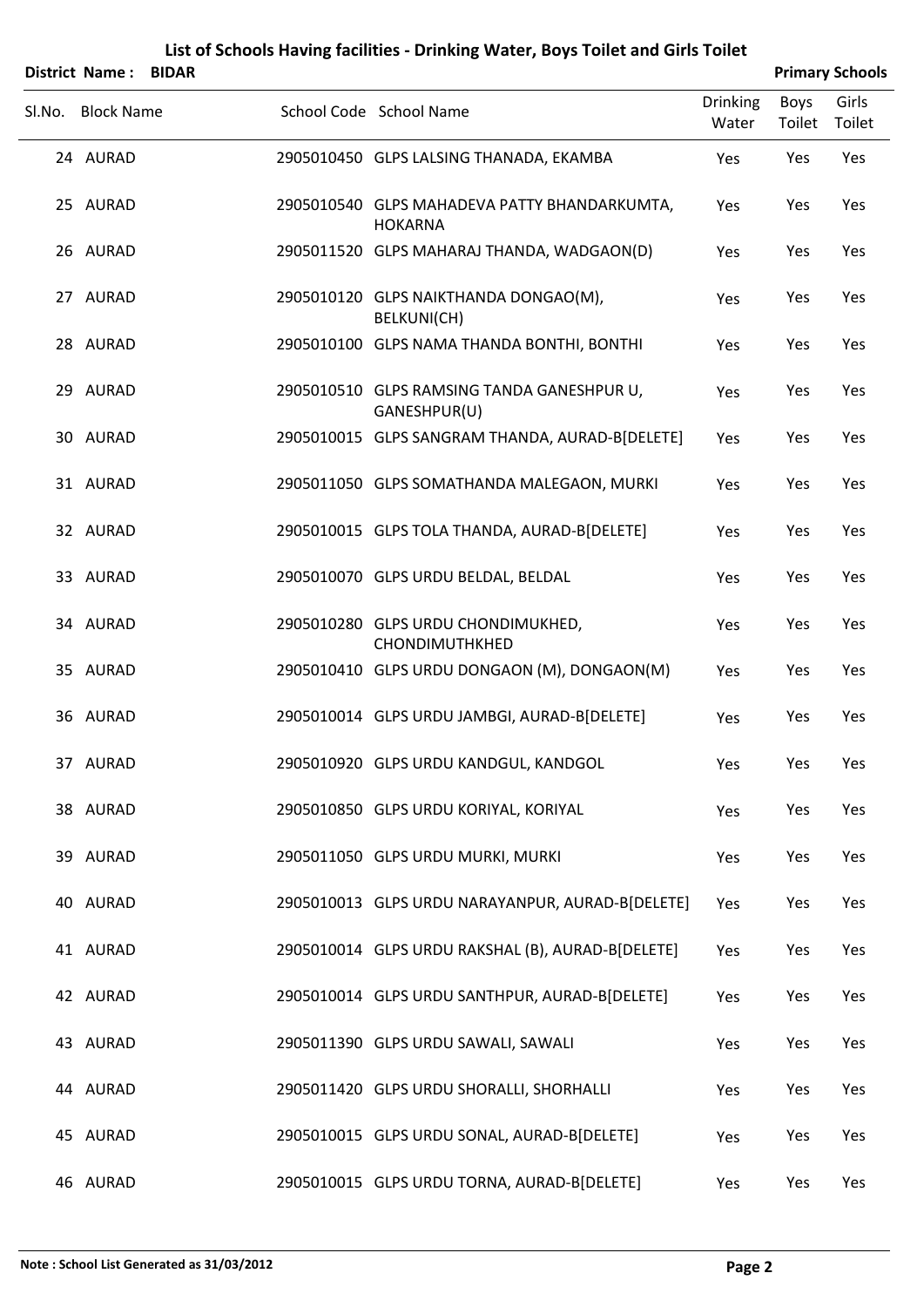# List of Schools Having facilities - Drinking Water, Boys Toilet and Girls Toilet

**District Name : BIDAR** **Primary Schools**

| Sl.No. | Block Name | School Code | School Name | Drinking Water | Boys Toilet | Girls Toilet |
|---|---|---|---|---|---|---|
| 24 | AURAD | 2905010450 | GLPS LALSING THANADA, EKAMBA | Yes | Yes | Yes |
| 25 | AURAD | 2905010540 | GLPS MAHADEVA PATTY BHANDARKUMTA, HOKARNA | Yes | Yes | Yes |
| 26 | AURAD | 2905011520 | GLPS MAHARAJ THANDA, WADGAON(D) | Yes | Yes | Yes |
| 27 | AURAD | 2905010120 | GLPS NAIKTHANDA DONGAO(M), BELKUNI(CH) | Yes | Yes | Yes |
| 28 | AURAD | 2905010100 | GLPS NAMA THANDA BONTHI, BONTHI | Yes | Yes | Yes |
| 29 | AURAD | 2905010510 | GLPS RAMSING TANDA GANESHPUR U, GANESHPUR(U) | Yes | Yes | Yes |
| 30 | AURAD | 2905010015 | GLPS SANGRAM THANDA, AURAD-B[DELETE] | Yes | Yes | Yes |
| 31 | AURAD | 2905011050 | GLPS SOMATHANDA MALEGAON, MURKI | Yes | Yes | Yes |
| 32 | AURAD | 2905010015 | GLPS TOLA THANDA, AURAD-B[DELETE] | Yes | Yes | Yes |
| 33 | AURAD | 2905010070 | GLPS URDU BELDAL, BELDAL | Yes | Yes | Yes |
| 34 | AURAD | 2905010280 | GLPS URDU CHONDIMUKHED, CHONDIMUTHKHED | Yes | Yes | Yes |
| 35 | AURAD | 2905010410 | GLPS URDU DONGAON (M), DONGAON(M) | Yes | Yes | Yes |
| 36 | AURAD | 2905010014 | GLPS URDU JAMBGI, AURAD-B[DELETE] | Yes | Yes | Yes |
| 37 | AURAD | 2905010920 | GLPS URDU KANDGUL, KANDGOL | Yes | Yes | Yes |
| 38 | AURAD | 2905010850 | GLPS URDU KORIYAL, KORIYAL | Yes | Yes | Yes |
| 39 | AURAD | 2905011050 | GLPS URDU MURKI, MURKI | Yes | Yes | Yes |
| 40 | AURAD | 2905010013 | GLPS URDU NARAYANPUR, AURAD-B[DELETE] | Yes | Yes | Yes |
| 41 | AURAD | 2905010014 | GLPS URDU RAKSHAL (B), AURAD-B[DELETE] | Yes | Yes | Yes |
| 42 | AURAD | 2905010014 | GLPS URDU SANTHPUR, AURAD-B[DELETE] | Yes | Yes | Yes |
| 43 | AURAD | 2905011390 | GLPS URDU SAWALI, SAWALI | Yes | Yes | Yes |
| 44 | AURAD | 2905011420 | GLPS URDU SHORALLI, SHORHALLI | Yes | Yes | Yes |
| 45 | AURAD | 2905010015 | GLPS URDU SONAL, AURAD-B[DELETE] | Yes | Yes | Yes |
| 46 | AURAD | 2905010015 | GLPS URDU TORNA, AURAD-B[DELETE] | Yes | Yes | Yes |

**Note : School List Generated as 31/03/2012**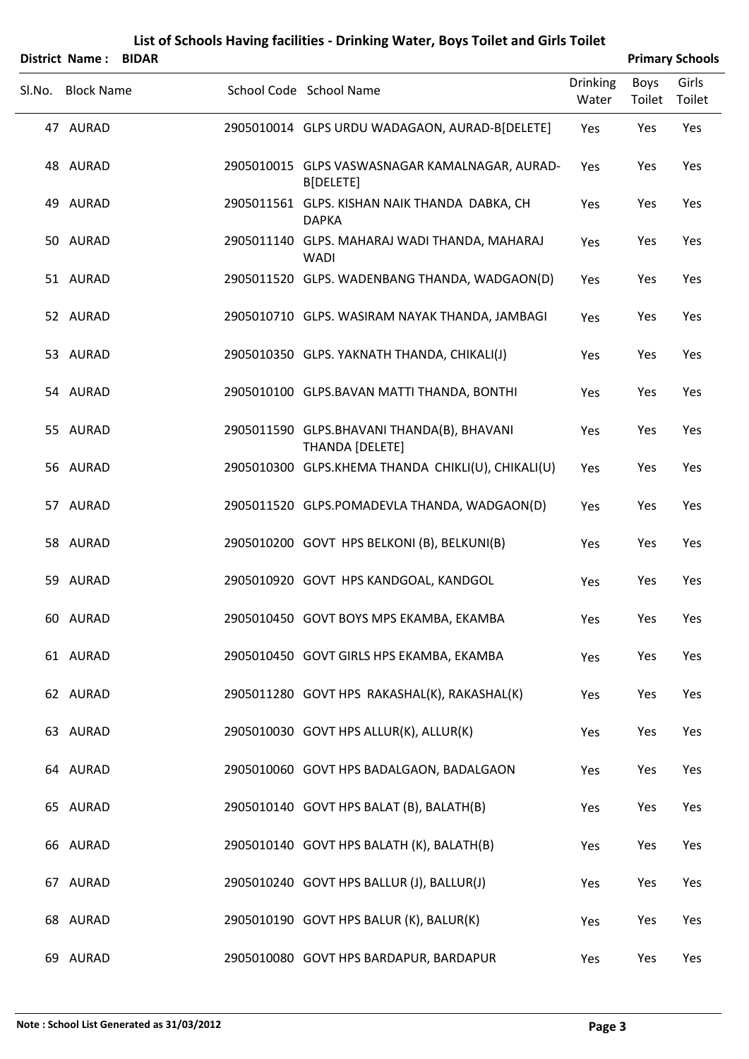# List of Schools Having facilities - Drinking Water, Boys Toilet and Girls Toilet

**District Name : BIDAR** **Primary Schools**

| Sl.No. | Block Name | School Code | School Name | Drinking Water | Boys Toilet | Girls Toilet |
|---|---|---|---|---|---|---|
| 47 | AURAD | 2905010014 | GLPS URDU WADAGAON, AURAD-B[DELETE] | Yes | Yes | Yes |
| 48 | AURAD | 2905010015 | GLPS VASWASNAGAR KAMALNAGAR, AURAD-B[DELETE] | Yes | Yes | Yes |
| 49 | AURAD | 2905011561 | GLPS. KISHAN NAIK THANDA DABKA, CH DAPKA | Yes | Yes | Yes |
| 50 | AURAD | 2905011140 | GLPS. MAHARAJ WADI THANDA, MAHARAJ WADI | Yes | Yes | Yes |
| 51 | AURAD | 2905011520 | GLPS. WADENBANG THANDA, WADGAON(D) | Yes | Yes | Yes |
| 52 | AURAD | 2905010710 | GLPS. WASIRAM NAYAK THANDA, JAMBAGI | Yes | Yes | Yes |
| 53 | AURAD | 2905010350 | GLPS. YAKNATH THANDA, CHIKALI(J) | Yes | Yes | Yes |
| 54 | AURAD | 2905010100 | GLPS.BAVAN MATTI THANDA, BONTHI | Yes | Yes | Yes |
| 55 | AURAD | 2905011590 | GLPS.BHAVANI THANDA(B), BHAVANI THANDA [DELETE] | Yes | Yes | Yes |
| 56 | AURAD | 2905010300 | GLPS.KHEMA THANDA CHIKLI(U), CHIKALI(U) | Yes | Yes | Yes |
| 57 | AURAD | 2905011520 | GLPS.POMADEVLA THANDA, WADGAON(D) | Yes | Yes | Yes |
| 58 | AURAD | 2905010200 | GOVT HPS BELKONI (B), BELKUNI(B) | Yes | Yes | Yes |
| 59 | AURAD | 2905010920 | GOVT HPS KANDGOAL, KANDGOL | Yes | Yes | Yes |
| 60 | AURAD | 2905010450 | GOVT BOYS MPS EKAMBA, EKAMBA | Yes | Yes | Yes |
| 61 | AURAD | 2905010450 | GOVT GIRLS HPS EKAMBA, EKAMBA | Yes | Yes | Yes |
| 62 | AURAD | 2905011280 | GOVT HPS RAKASHAL(K), RAKASHAL(K) | Yes | Yes | Yes |
| 63 | AURAD | 2905010030 | GOVT HPS ALLUR(K), ALLUR(K) | Yes | Yes | Yes |
| 64 | AURAD | 2905010060 | GOVT HPS BADALGAON, BADALGAON | Yes | Yes | Yes |
| 65 | AURAD | 2905010140 | GOVT HPS BALAT (B), BALATH(B) | Yes | Yes | Yes |
| 66 | AURAD | 2905010140 | GOVT HPS BALATH (K), BALATH(B) | Yes | Yes | Yes |
| 67 | AURAD | 2905010240 | GOVT HPS BALLUR (J), BALLUR(J) | Yes | Yes | Yes |
| 68 | AURAD | 2905010190 | GOVT HPS BALUR (K), BALUR(K) | Yes | Yes | Yes |
| 69 | AURAD | 2905010080 | GOVT HPS BARDAPUR, BARDAPUR | Yes | Yes | Yes |

**Note : School List Generated as 31/03/2012**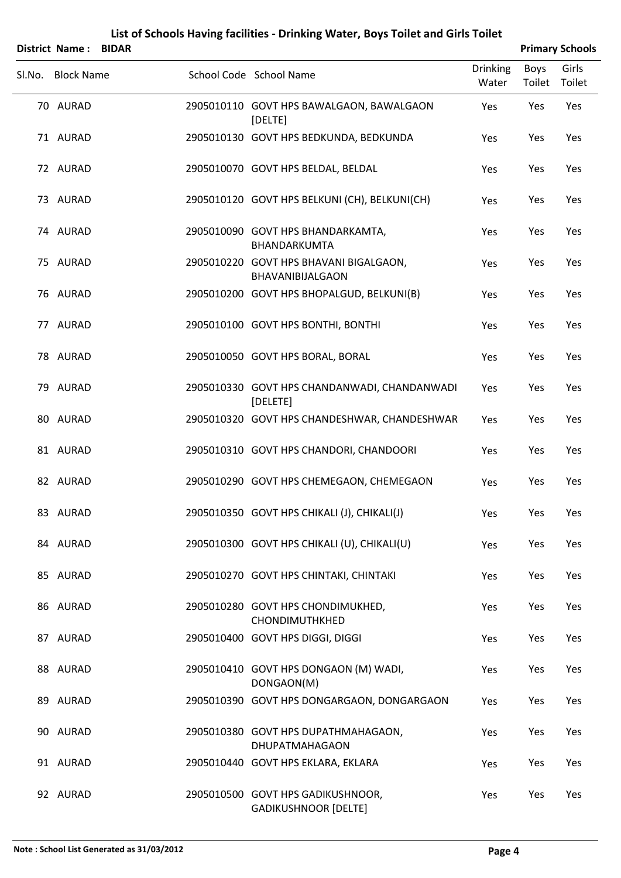## List of Schools Having facilities - Drinking Water, Boys Toilet and Girls Toilet

**District Name : BIDAR** **Primary Schools**

| Sl.No. | Block Name | School Code | School Name | Drinking Water | Boys Toilet | Girls Toilet |
|---|---|---|---|---|---|---|
| 70 | AURAD | 2905010110 | GOVT HPS BAWALGAON, BAWALGAON [DELTE] | Yes | Yes | Yes |
| 71 | AURAD | 2905010130 | GOVT HPS BEDKUNDA, BEDKUNDA | Yes | Yes | Yes |
| 72 | AURAD | 2905010070 | GOVT HPS BELDAL, BELDAL | Yes | Yes | Yes |
| 73 | AURAD | 2905010120 | GOVT HPS BELKUNI (CH), BELKUNI(CH) | Yes | Yes | Yes |
| 74 | AURAD | 2905010090 | GOVT HPS BHANDARKAMTA, BHANDARKUMTA | Yes | Yes | Yes |
| 75 | AURAD | 2905010220 | GOVT HPS BHAVANI BIGALGAON, BHAVANIBIJALGAON | Yes | Yes | Yes |
| 76 | AURAD | 2905010200 | GOVT HPS BHOPALGUD, BELKUNI(B) | Yes | Yes | Yes |
| 77 | AURAD | 2905010100 | GOVT HPS BONTHI, BONTHI | Yes | Yes | Yes |
| 78 | AURAD | 2905010050 | GOVT HPS BORAL, BORAL | Yes | Yes | Yes |
| 79 | AURAD | 2905010330 | GOVT HPS CHANDANWADI, CHANDANWADI [DELETE] | Yes | Yes | Yes |
| 80 | AURAD | 2905010320 | GOVT HPS CHANDESHWAR, CHANDESHWAR | Yes | Yes | Yes |
| 81 | AURAD | 2905010310 | GOVT HPS CHANDORI, CHANDOORI | Yes | Yes | Yes |
| 82 | AURAD | 2905010290 | GOVT HPS CHEMEGAON, CHEMEGAON | Yes | Yes | Yes |
| 83 | AURAD | 2905010350 | GOVT HPS CHIKALI (J), CHIKALI(J) | Yes | Yes | Yes |
| 84 | AURAD | 2905010300 | GOVT HPS CHIKALI (U), CHIKALI(U) | Yes | Yes | Yes |
| 85 | AURAD | 2905010270 | GOVT HPS CHINTAKI, CHINTAKI | Yes | Yes | Yes |
| 86 | AURAD | 2905010280 | GOVT HPS CHONDIMUKHED, CHONDIMUTHKHED | Yes | Yes | Yes |
| 87 | AURAD | 2905010400 | GOVT HPS DIGGI, DIGGI | Yes | Yes | Yes |
| 88 | AURAD | 2905010410 | GOVT HPS DONGAON (M) WADI, DONGAON(M) | Yes | Yes | Yes |
| 89 | AURAD | 2905010390 | GOVT HPS DONGARGAON, DONGARGAON | Yes | Yes | Yes |
| 90 | AURAD | 2905010380 | GOVT HPS DUPATHMAHAGAON, DHUPATMAHAGAON | Yes | Yes | Yes |
| 91 | AURAD | 2905010440 | GOVT HPS EKLARA, EKLARA | Yes | Yes | Yes |
| 92 | AURAD | 2905010500 | GOVT HPS GADIKUSHNOOR, GADIKUSHNOOR [DELTE] | Yes | Yes | Yes |

**Note : School List Generated as 31/03/2012**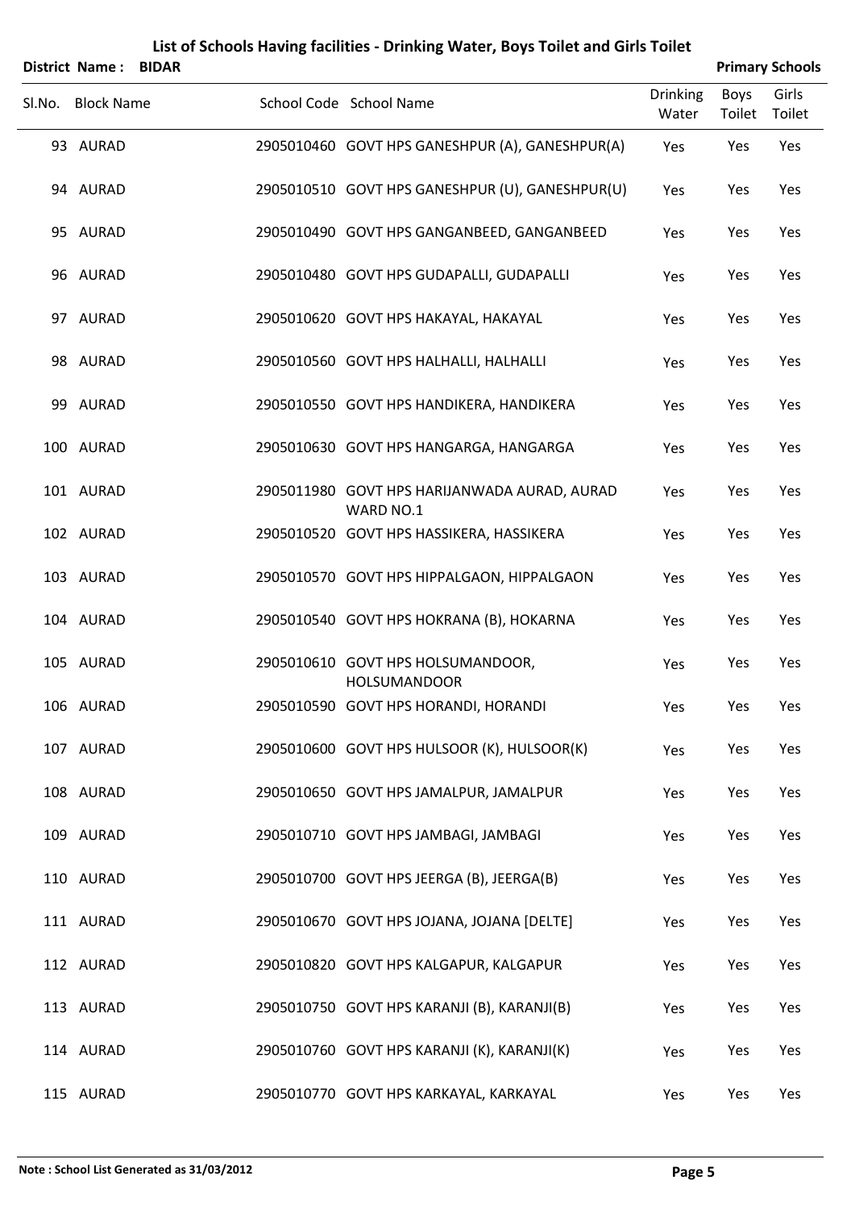# List of Schools Having facilities - Drinking Water, Boys Toilet and Girls Toilet

**District Name : BIDAR** **Primary Schools**

| Sl.No. | Block Name | School Code | School Name | Drinking Water | Boys Toilet | Girls Toilet |
|---|---|---|---|---|---|---|
| 93 | AURAD | 2905010460 | GOVT HPS GANESHPUR (A), GANESHPUR(A) | Yes | Yes | Yes |
| 94 | AURAD | 2905010510 | GOVT HPS GANESHPUR (U), GANESHPUR(U) | Yes | Yes | Yes |
| 95 | AURAD | 2905010490 | GOVT HPS GANGANBEED, GANGANBEED | Yes | Yes | Yes |
| 96 | AURAD | 2905010480 | GOVT HPS GUDAPALLI, GUDAPALLI | Yes | Yes | Yes |
| 97 | AURAD | 2905010620 | GOVT HPS HAKAYAL, HAKAYAL | Yes | Yes | Yes |
| 98 | AURAD | 2905010560 | GOVT HPS HALHALLI, HALHALLI | Yes | Yes | Yes |
| 99 | AURAD | 2905010550 | GOVT HPS HANDIKERA, HANDIKERA | Yes | Yes | Yes |
| 100 | AURAD | 2905010630 | GOVT HPS HANGARGA, HANGARGA | Yes | Yes | Yes |
| 101 | AURAD | 2905011980 | GOVT HPS HARIJANWADA AURAD, AURAD WARD NO.1 | Yes | Yes | Yes |
| 102 | AURAD | 2905010520 | GOVT HPS HASSIKERA, HASSIKERA | Yes | Yes | Yes |
| 103 | AURAD | 2905010570 | GOVT HPS HIPPALGAON, HIPPALGAON | Yes | Yes | Yes |
| 104 | AURAD | 2905010540 | GOVT HPS HOKRANA (B), HOKARNA | Yes | Yes | Yes |
| 105 | AURAD | 2905010610 | GOVT HPS HOLSUMANDOOR, HOLSUMANDOOR | Yes | Yes | Yes |
| 106 | AURAD | 2905010590 | GOVT HPS HORANDI, HORANDI | Yes | Yes | Yes |
| 107 | AURAD | 2905010600 | GOVT HPS HULSOOR (K), HULSOOR(K) | Yes | Yes | Yes |
| 108 | AURAD | 2905010650 | GOVT HPS JAMALPUR, JAMALPUR | Yes | Yes | Yes |
| 109 | AURAD | 2905010710 | GOVT HPS JAMBAGI, JAMBAGI | Yes | Yes | Yes |
| 110 | AURAD | 2905010700 | GOVT HPS JEERGA (B), JEERGA(B) | Yes | Yes | Yes |
| 111 | AURAD | 2905010670 | GOVT HPS JOJANA, JOJANA [DELTE] | Yes | Yes | Yes |
| 112 | AURAD | 2905010820 | GOVT HPS KALGAPUR, KALGAPUR | Yes | Yes | Yes |
| 113 | AURAD | 2905010750 | GOVT HPS KARANJI (B), KARANJI(B) | Yes | Yes | Yes |
| 114 | AURAD | 2905010760 | GOVT HPS KARANJI (K), KARANJI(K) | Yes | Yes | Yes |
| 115 | AURAD | 2905010770 | GOVT HPS KARKAYAL, KARKAYAL | Yes | Yes | Yes |

**Note : School List Generated as 31/03/2012**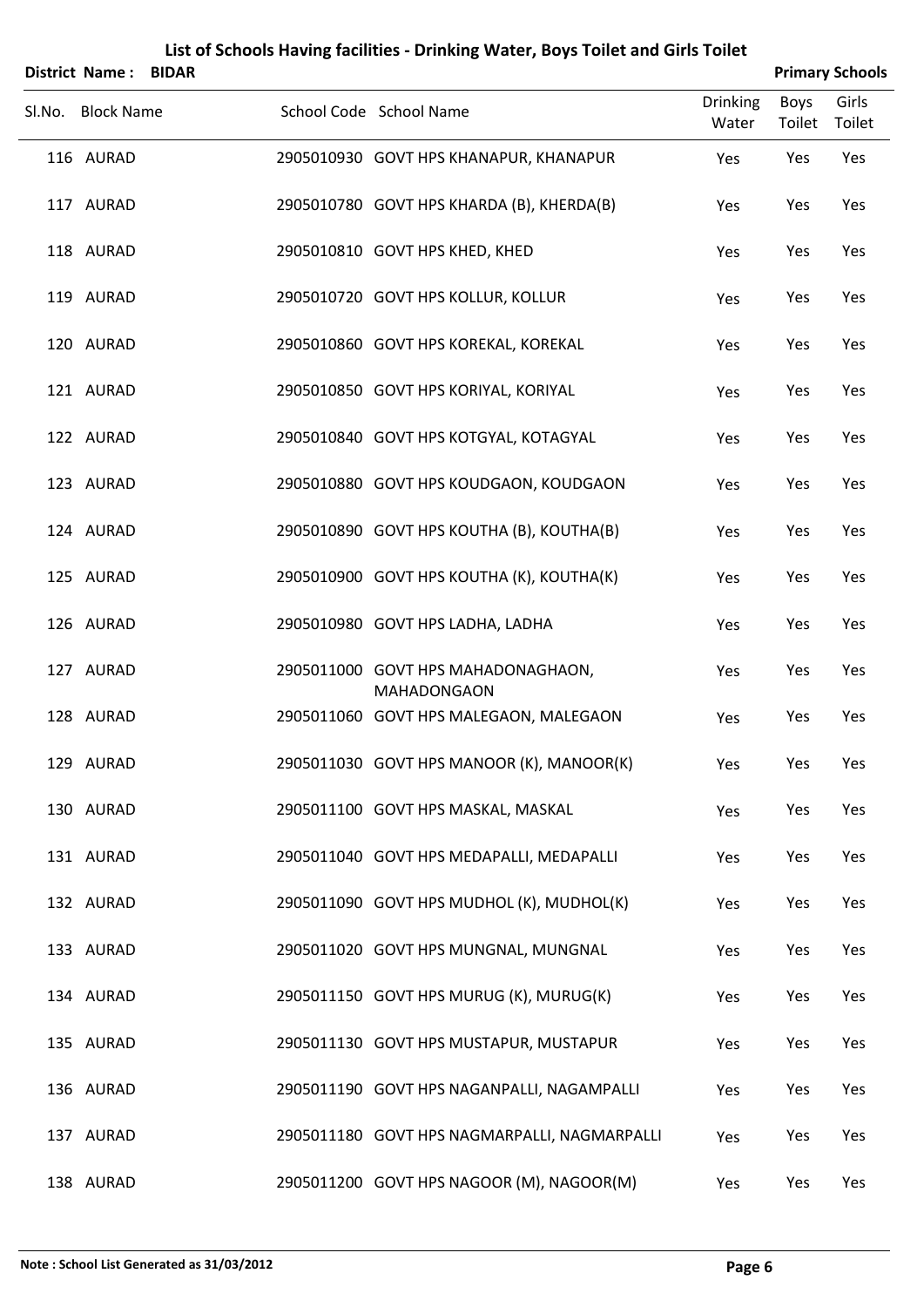# List of Schools Having facilities - Drinking Water, Boys Toilet and Girls Toilet

**District Name : BIDAR** **Primary Schools**

| Sl.No. | Block Name | School Code | School Name | Drinking Water | Boys Toilet | Girls Toilet |
|---|---|---|---|---|---|---|
| 116 | AURAD | 2905010930 | GOVT HPS KHANAPUR, KHANAPUR | Yes | Yes | Yes |
| 117 | AURAD | 2905010780 | GOVT HPS KHARDA (B), KHERDA(B) | Yes | Yes | Yes |
| 118 | AURAD | 2905010810 | GOVT HPS KHED, KHED | Yes | Yes | Yes |
| 119 | AURAD | 2905010720 | GOVT HPS KOLLUR, KOLLUR | Yes | Yes | Yes |
| 120 | AURAD | 2905010860 | GOVT HPS KOREKAL, KOREKAL | Yes | Yes | Yes |
| 121 | AURAD | 2905010850 | GOVT HPS KORIYAL, KORIYAL | Yes | Yes | Yes |
| 122 | AURAD | 2905010840 | GOVT HPS KOTGYAL, KOTAGYAL | Yes | Yes | Yes |
| 123 | AURAD | 2905010880 | GOVT HPS KOUDGAON, KOUDGAON | Yes | Yes | Yes |
| 124 | AURAD | 2905010890 | GOVT HPS KOUTHA (B), KOUTHA(B) | Yes | Yes | Yes |
| 125 | AURAD | 2905010900 | GOVT HPS KOUTHA (K), KOUTHA(K) | Yes | Yes | Yes |
| 126 | AURAD | 2905010980 | GOVT HPS LADHA, LADHA | Yes | Yes | Yes |
| 127 | AURAD | 2905011000 | GOVT HPS MAHADONAGHAON, MAHADONGAON | Yes | Yes | Yes |
| 128 | AURAD | 2905011060 | GOVT HPS MALEGAON, MALEGAON | Yes | Yes | Yes |
| 129 | AURAD | 2905011030 | GOVT HPS MANOOR (K), MANOOR(K) | Yes | Yes | Yes |
| 130 | AURAD | 2905011100 | GOVT HPS MASKAL, MASKAL | Yes | Yes | Yes |
| 131 | AURAD | 2905011040 | GOVT HPS MEDAPALLI, MEDAPALLI | Yes | Yes | Yes |
| 132 | AURAD | 2905011090 | GOVT HPS MUDHOL (K), MUDHOL(K) | Yes | Yes | Yes |
| 133 | AURAD | 2905011020 | GOVT HPS MUNGNAL, MUNGNAL | Yes | Yes | Yes |
| 134 | AURAD | 2905011150 | GOVT HPS MURUG (K), MURUG(K) | Yes | Yes | Yes |
| 135 | AURAD | 2905011130 | GOVT HPS MUSTAPUR, MUSTAPUR | Yes | Yes | Yes |
| 136 | AURAD | 2905011190 | GOVT HPS NAGANPALLI, NAGAMPALLI | Yes | Yes | Yes |
| 137 | AURAD | 2905011180 | GOVT HPS NAGMARPALLI, NAGMARPALLI | Yes | Yes | Yes |
| 138 | AURAD | 2905011200 | GOVT HPS NAGOOR (M), NAGOOR(M) | Yes | Yes | Yes |

**Note : School List Generated as 31/03/2012**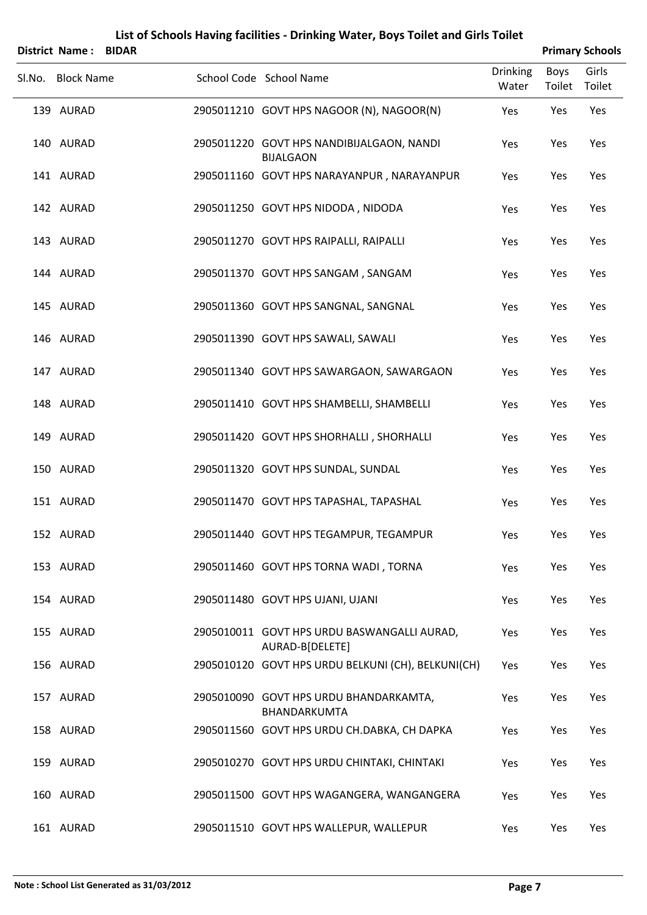# List of Schools Having facilities - Drinking Water, Boys Toilet and Girls Toilet

**District Name : BIDAR** **Primary Schools**

| Sl.No. | Block Name | School Code | School Name | Drinking Water | Boys Toilet | Girls Toilet |
|---|---|---|---|---|---|---|
| 139 | AURAD | 2905011210 | GOVT HPS NAGOOR (N), NAGOOR(N) | Yes | Yes | Yes |
| 140 | AURAD | 2905011220 | GOVT HPS NANDIBIJALGAON, NANDI BIJALGAON | Yes | Yes | Yes |
| 141 | AURAD | 2905011160 | GOVT HPS NARAYANPUR , NARAYANPUR | Yes | Yes | Yes |
| 142 | AURAD | 2905011250 | GOVT HPS NIDODA , NIDODA | Yes | Yes | Yes |
| 143 | AURAD | 2905011270 | GOVT HPS RAIPALLI, RAIPALLI | Yes | Yes | Yes |
| 144 | AURAD | 2905011370 | GOVT HPS SANGAM , SANGAM | Yes | Yes | Yes |
| 145 | AURAD | 2905011360 | GOVT HPS SANGNAL, SANGNAL | Yes | Yes | Yes |
| 146 | AURAD | 2905011390 | GOVT HPS SAWALI, SAWALI | Yes | Yes | Yes |
| 147 | AURAD | 2905011340 | GOVT HPS SAWARGAON, SAWARGAON | Yes | Yes | Yes |
| 148 | AURAD | 2905011410 | GOVT HPS SHAMBELLI, SHAMBELLI | Yes | Yes | Yes |
| 149 | AURAD | 2905011420 | GOVT HPS SHORHALLI , SHORHALLI | Yes | Yes | Yes |
| 150 | AURAD | 2905011320 | GOVT HPS SUNDAL, SUNDAL | Yes | Yes | Yes |
| 151 | AURAD | 2905011470 | GOVT HPS TAPASHAL, TAPASHAL | Yes | Yes | Yes |
| 152 | AURAD | 2905011440 | GOVT HPS TEGAMPUR, TEGAMPUR | Yes | Yes | Yes |
| 153 | AURAD | 2905011460 | GOVT HPS TORNA WADI , TORNA | Yes | Yes | Yes |
| 154 | AURAD | 2905011480 | GOVT HPS UJANI, UJANI | Yes | Yes | Yes |
| 155 | AURAD | 2905010011 | GOVT HPS URDU BASWANGALLI AURAD, AURAD-B[DELETE] | Yes | Yes | Yes |
| 156 | AURAD | 2905010120 | GOVT HPS URDU BELKUNI (CH), BELKUNI(CH) | Yes | Yes | Yes |
| 157 | AURAD | 2905010090 | GOVT HPS URDU BHANDARKAMTA, BHANDARKUMTA | Yes | Yes | Yes |
| 158 | AURAD | 2905011560 | GOVT HPS URDU CH.DABKA, CH DAPKA | Yes | Yes | Yes |
| 159 | AURAD | 2905010270 | GOVT HPS URDU CHINTAKI, CHINTAKI | Yes | Yes | Yes |
| 160 | AURAD | 2905011500 | GOVT HPS WAGANGERA, WANGANGERA | Yes | Yes | Yes |
| 161 | AURAD | 2905011510 | GOVT HPS WALLEPUR, WALLEPUR | Yes | Yes | Yes |

**Note : School List Generated as 31/03/2012**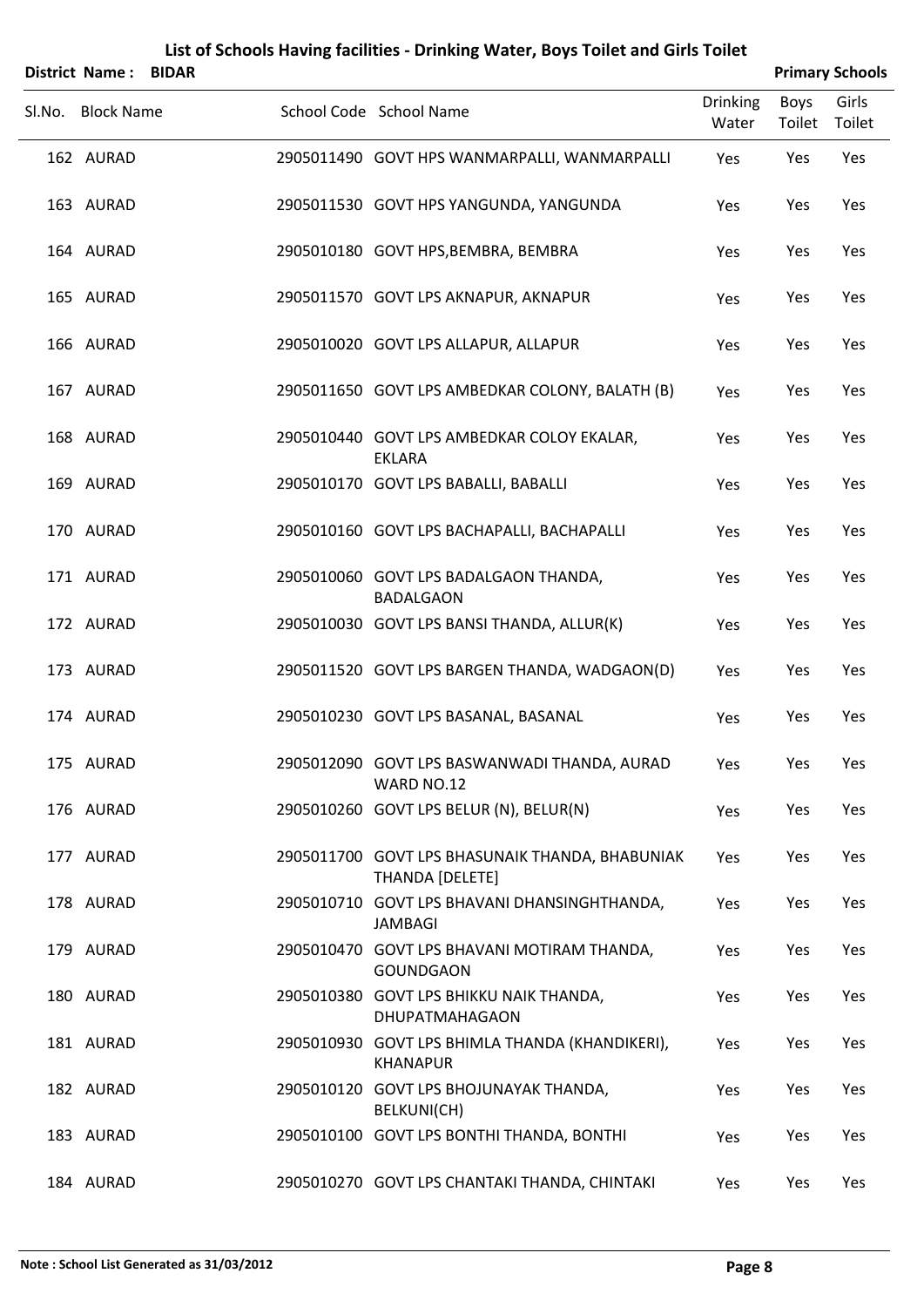# List of Schools Having facilities - Drinking Water, Boys Toilet and Girls Toilet

**District Name : BIDAR** **Primary Schools**

| Sl.No. | Block Name | School Code | School Name | Drinking Water | Boys Toilet | Girls Toilet |
|---|---|---|---|---|---|---|
| 162 | AURAD | 2905011490 | GOVT HPS WANMARPALLI, WANMARPALLI | Yes | Yes | Yes |
| 163 | AURAD | 2905011530 | GOVT HPS YANGUNDA, YANGUNDA | Yes | Yes | Yes |
| 164 | AURAD | 2905010180 | GOVT HPS,BEMBRA, BEMBRA | Yes | Yes | Yes |
| 165 | AURAD | 2905011570 | GOVT LPS AKNAPUR, AKNAPUR | Yes | Yes | Yes |
| 166 | AURAD | 2905010020 | GOVT LPS ALLAPUR, ALLAPUR | Yes | Yes | Yes |
| 167 | AURAD | 2905011650 | GOVT LPS AMBEDKAR COLONY, BALATH (B) | Yes | Yes | Yes |
| 168 | AURAD | 2905010440 | GOVT LPS AMBEDKAR COLOY EKALAR, EKLARA | Yes | Yes | Yes |
| 169 | AURAD | 2905010170 | GOVT LPS BABALLI, BABALLI | Yes | Yes | Yes |
| 170 | AURAD | 2905010160 | GOVT LPS BACHAPALLI, BACHAPALLI | Yes | Yes | Yes |
| 171 | AURAD | 2905010060 | GOVT LPS BADALGAON THANDA, BADALGAON | Yes | Yes | Yes |
| 172 | AURAD | 2905010030 | GOVT LPS BANSI THANDA, ALLUR(K) | Yes | Yes | Yes |
| 173 | AURAD | 2905011520 | GOVT LPS BARGEN THANDA, WADGAON(D) | Yes | Yes | Yes |
| 174 | AURAD | 2905010230 | GOVT LPS BASANAL, BASANAL | Yes | Yes | Yes |
| 175 | AURAD | 2905012090 | GOVT LPS BASWANWADI THANDA, AURAD WARD NO.12 | Yes | Yes | Yes |
| 176 | AURAD | 2905010260 | GOVT LPS BELUR (N), BELUR(N) | Yes | Yes | Yes |
| 177 | AURAD | 2905011700 | GOVT LPS BHASUNAIK THANDA, BHABUNIAK THANDA [DELETE] | Yes | Yes | Yes |
| 178 | AURAD | 2905010710 | GOVT LPS BHAVANI DHANSINGHTHANDA, JAMBAGI | Yes | Yes | Yes |
| 179 | AURAD | 2905010470 | GOVT LPS BHAVANI MOTIRAM THANDA, GOUNDGAON | Yes | Yes | Yes |
| 180 | AURAD | 2905010380 | GOVT LPS BHIKKU NAIK THANDA, DHUPATMAHAGAON | Yes | Yes | Yes |
| 181 | AURAD | 2905010930 | GOVT LPS BHIMLA THANDA (KHANDIKERI), KHANAPUR | Yes | Yes | Yes |
| 182 | AURAD | 2905010120 | GOVT LPS BHOJUNAYAK THANDA, BELKUNI(CH) | Yes | Yes | Yes |
| 183 | AURAD | 2905010100 | GOVT LPS BONTHI THANDA, BONTHI | Yes | Yes | Yes |
| 184 | AURAD | 2905010270 | GOVT LPS CHANTAKI THANDA, CHINTAKI | Yes | Yes | Yes |

**Note : School List Generated as 31/03/2012**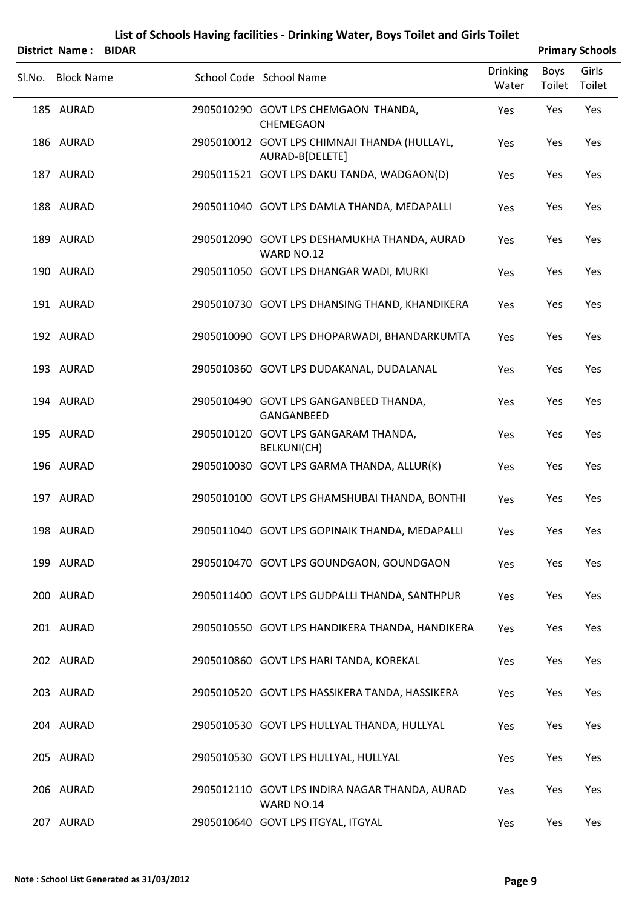# List of Schools Having facilities - Drinking Water, Boys Toilet and Girls Toilet

**District Name : BIDAR** **Primary Schools**

| Sl.No. | Block Name | School Code | School Name | Drinking Water | Boys Toilet | Girls Toilet |
|---|---|---|---|---|---|---|
| 185 | AURAD | 2905010290 | GOVT LPS CHEMGAON THANDA, CHEMEGAON | Yes | Yes | Yes |
| 186 | AURAD | 2905010012 | GOVT LPS CHIMNAJI THANDA (HULLAYL, AURAD-B[DELETE] | Yes | Yes | Yes |
| 187 | AURAD | 2905011521 | GOVT LPS DAKU TANDA, WADGAON(D) | Yes | Yes | Yes |
| 188 | AURAD | 2905011040 | GOVT LPS DAMLA THANDA, MEDAPALLI | Yes | Yes | Yes |
| 189 | AURAD | 2905012090 | GOVT LPS DESHAMUKHA THANDA, AURAD WARD NO.12 | Yes | Yes | Yes |
| 190 | AURAD | 2905011050 | GOVT LPS DHANGAR WADI, MURKI | Yes | Yes | Yes |
| 191 | AURAD | 2905010730 | GOVT LPS DHANSING THAND, KHANDIKERA | Yes | Yes | Yes |
| 192 | AURAD | 2905010090 | GOVT LPS DHOPARWADI, BHANDARKUMTA | Yes | Yes | Yes |
| 193 | AURAD | 2905010360 | GOVT LPS DUDAKANAL, DUDALANAL | Yes | Yes | Yes |
| 194 | AURAD | 2905010490 | GOVT LPS GANGANBEED THANDA, GANGANBEED | Yes | Yes | Yes |
| 195 | AURAD | 2905010120 | GOVT LPS GANGARAM THANDA, BELKUNI(CH) | Yes | Yes | Yes |
| 196 | AURAD | 2905010030 | GOVT LPS GARMA THANDA, ALLUR(K) | Yes | Yes | Yes |
| 197 | AURAD | 2905010100 | GOVT LPS GHAMSHUBAI THANDA, BONTHI | Yes | Yes | Yes |
| 198 | AURAD | 2905011040 | GOVT LPS GOPINAIK THANDA, MEDAPALLI | Yes | Yes | Yes |
| 199 | AURAD | 2905010470 | GOVT LPS GOUNDGAON, GOUNDGAON | Yes | Yes | Yes |
| 200 | AURAD | 2905011400 | GOVT LPS GUDPALLI THANDA, SANTHPUR | Yes | Yes | Yes |
| 201 | AURAD | 2905010550 | GOVT LPS HANDIKERA THANDA, HANDIKERA | Yes | Yes | Yes |
| 202 | AURAD | 2905010860 | GOVT LPS HARI TANDA, KOREKAL | Yes | Yes | Yes |
| 203 | AURAD | 2905010520 | GOVT LPS HASSIKERA TANDA, HASSIKERA | Yes | Yes | Yes |
| 204 | AURAD | 2905010530 | GOVT LPS HULLYAL THANDA, HULLYAL | Yes | Yes | Yes |
| 205 | AURAD | 2905010530 | GOVT LPS HULLYAL, HULLYAL | Yes | Yes | Yes |
| 206 | AURAD | 2905012110 | GOVT LPS INDIRA NAGAR THANDA, AURAD WARD NO.14 | Yes | Yes | Yes |
| 207 | AURAD | 2905010640 | GOVT LPS ITGYAL, ITGYAL | Yes | Yes | Yes |

**Note : School List Generated as 31/03/2012**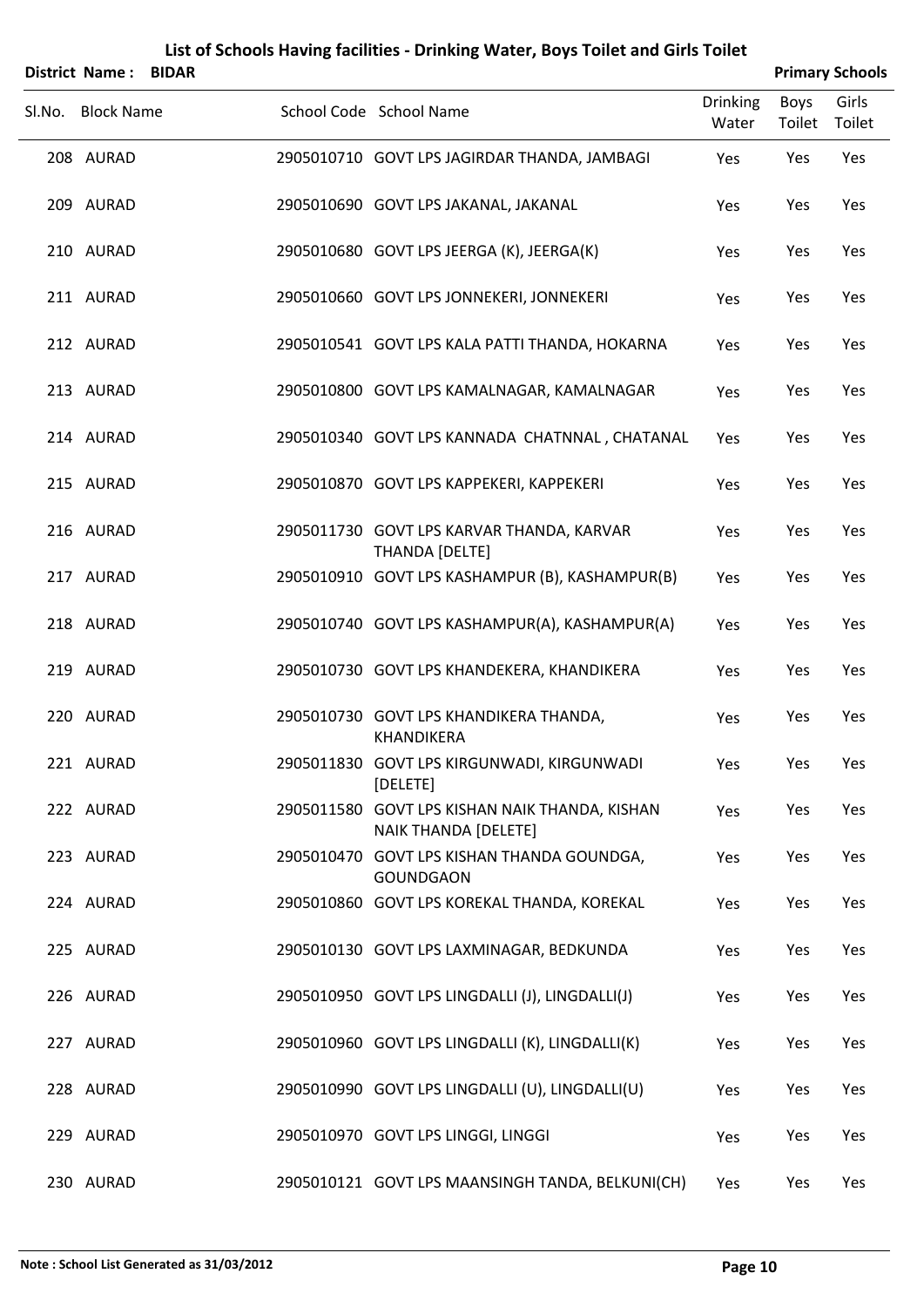## List of Schools Having facilities - Drinking Water, Boys Toilet and Girls Toilet

**District Name : BIDAR** **Primary Schools**

| Sl.No. | Block Name | School Code | School Name | Drinking Water | Boys Toilet | Girls Toilet |
|---|---|---|---|---|---|---|
| 208 | AURAD | 2905010710 | GOVT LPS JAGIRDAR THANDA, JAMBAGI | Yes | Yes | Yes |
| 209 | AURAD | 2905010690 | GOVT LPS JAKANAL, JAKANAL | Yes | Yes | Yes |
| 210 | AURAD | 2905010680 | GOVT LPS JEERGA (K), JEERGA(K) | Yes | Yes | Yes |
| 211 | AURAD | 2905010660 | GOVT LPS JONNEKERI, JONNEKERI | Yes | Yes | Yes |
| 212 | AURAD | 2905010541 | GOVT LPS KALA PATTI THANDA, HOKARNA | Yes | Yes | Yes |
| 213 | AURAD | 2905010800 | GOVT LPS KAMALNAGAR, KAMALNAGAR | Yes | Yes | Yes |
| 214 | AURAD | 2905010340 | GOVT LPS KANNADA CHATNNAL , CHATANAL | Yes | Yes | Yes |
| 215 | AURAD | 2905010870 | GOVT LPS KAPPEKERI, KAPPEKERI | Yes | Yes | Yes |
| 216 | AURAD | 2905011730 | GOVT LPS KARVAR THANDA, KARVAR THANDA [DELTE] | Yes | Yes | Yes |
| 217 | AURAD | 2905010910 | GOVT LPS KASHAMPUR (B), KASHAMPUR(B) | Yes | Yes | Yes |
| 218 | AURAD | 2905010740 | GOVT LPS KASHAMPUR(A), KASHAMPUR(A) | Yes | Yes | Yes |
| 219 | AURAD | 2905010730 | GOVT LPS KHANDEKERA, KHANDIKERA | Yes | Yes | Yes |
| 220 | AURAD | 2905010730 | GOVT LPS KHANDIKERA THANDA, KHANDIKERA | Yes | Yes | Yes |
| 221 | AURAD | 2905011830 | GOVT LPS KIRGUNWADI, KIRGUNWADI [DELETE] | Yes | Yes | Yes |
| 222 | AURAD | 2905011580 | GOVT LPS KISHAN NAIK THANDA, KISHAN NAIK THANDA [DELETE] | Yes | Yes | Yes |
| 223 | AURAD | 2905010470 | GOVT LPS KISHAN THANDA GOUNDGA, GOUNDGAON | Yes | Yes | Yes |
| 224 | AURAD | 2905010860 | GOVT LPS KOREKAL THANDA, KOREKAL | Yes | Yes | Yes |
| 225 | AURAD | 2905010130 | GOVT LPS LAXMINAGAR, BEDKUNDA | Yes | Yes | Yes |
| 226 | AURAD | 2905010950 | GOVT LPS LINGDALLI (J), LINGDALLI(J) | Yes | Yes | Yes |
| 227 | AURAD | 2905010960 | GOVT LPS LINGDALLI (K), LINGDALLI(K) | Yes | Yes | Yes |
| 228 | AURAD | 2905010990 | GOVT LPS LINGDALLI (U), LINGDALLI(U) | Yes | Yes | Yes |
| 229 | AURAD | 2905010970 | GOVT LPS LINGGI, LINGGI | Yes | Yes | Yes |
| 230 | AURAD | 2905010121 | GOVT LPS MAANSINGH TANDA, BELKUNI(CH) | Yes | Yes | Yes |

**Note : School List Generated as 31/03/2012**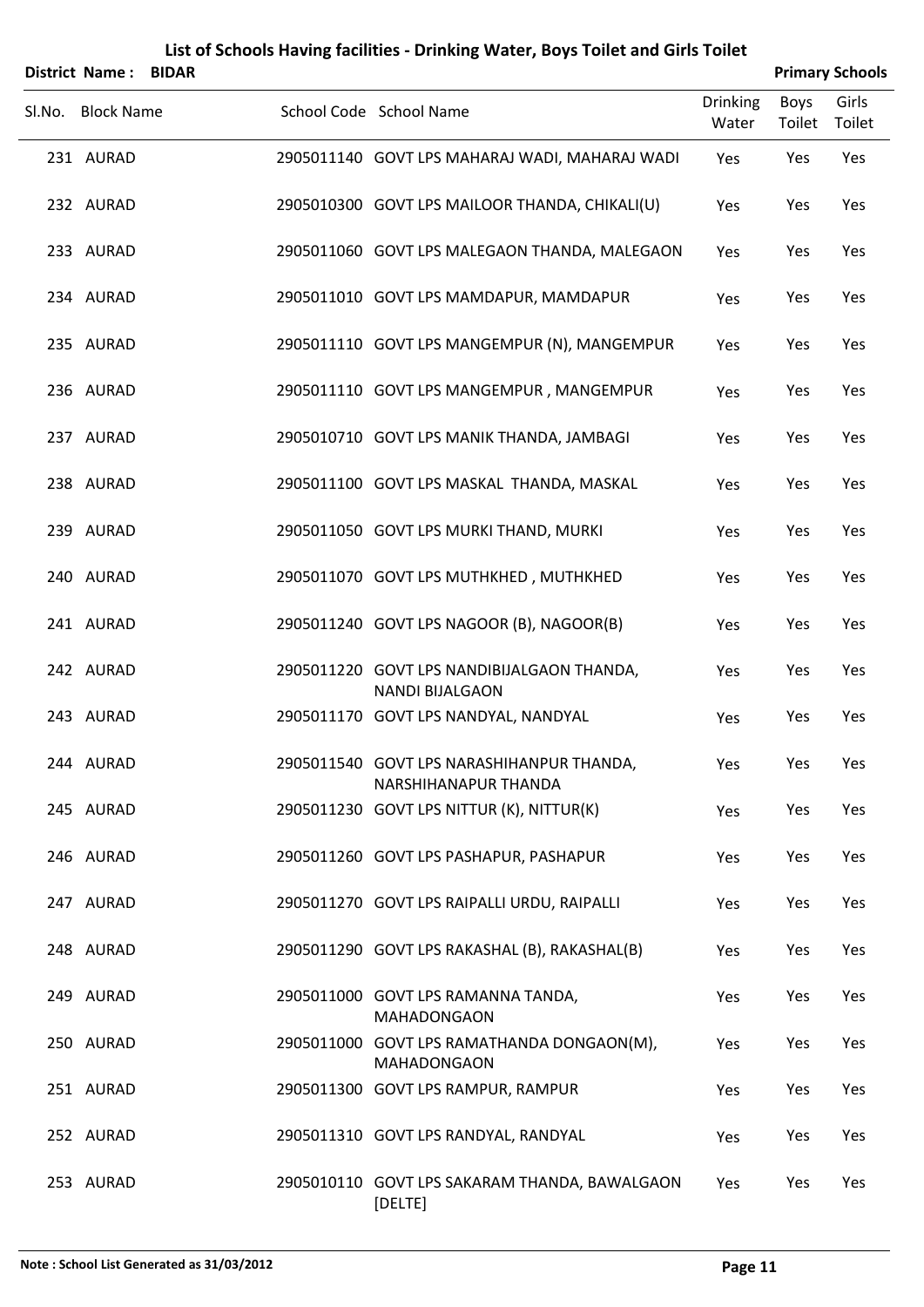# List of Schools Having facilities - Drinking Water, Boys Toilet and Girls Toilet

**District Name : BIDAR** **Primary Schools**

| Sl.No. | Block Name | School Code | School Name | Drinking Water | Boys Toilet | Girls Toilet |
|---|---|---|---|---|---|---|
| 231 | AURAD | 2905011140 | GOVT LPS MAHARAJ WADI, MAHARAJ WADI | Yes | Yes | Yes |
| 232 | AURAD | 2905010300 | GOVT LPS MAILOOR THANDA, CHIKALI(U) | Yes | Yes | Yes |
| 233 | AURAD | 2905011060 | GOVT LPS MALEGAON THANDA, MALEGAON | Yes | Yes | Yes |
| 234 | AURAD | 2905011010 | GOVT LPS MAMDAPUR, MAMDAPUR | Yes | Yes | Yes |
| 235 | AURAD | 2905011110 | GOVT LPS MANGEMPUR (N), MANGEMPUR | Yes | Yes | Yes |
| 236 | AURAD | 2905011110 | GOVT LPS MANGEMPUR , MANGEMPUR | Yes | Yes | Yes |
| 237 | AURAD | 2905010710 | GOVT LPS MANIK THANDA, JAMBAGI | Yes | Yes | Yes |
| 238 | AURAD | 2905011100 | GOVT LPS MASKAL THANDA, MASKAL | Yes | Yes | Yes |
| 239 | AURAD | 2905011050 | GOVT LPS MURKI THAND, MURKI | Yes | Yes | Yes |
| 240 | AURAD | 2905011070 | GOVT LPS MUTHKHED , MUTHKHED | Yes | Yes | Yes |
| 241 | AURAD | 2905011240 | GOVT LPS NAGOOR (B), NAGOOR(B) | Yes | Yes | Yes |
| 242 | AURAD | 2905011220 | GOVT LPS NANDIBIJALGAON THANDA, NANDI BIJALGAON | Yes | Yes | Yes |
| 243 | AURAD | 2905011170 | GOVT LPS NANDYAL, NANDYAL | Yes | Yes | Yes |
| 244 | AURAD | 2905011540 | GOVT LPS NARASHIHANPUR THANDA, NARSHIHANAPUR THANDA | Yes | Yes | Yes |
| 245 | AURAD | 2905011230 | GOVT LPS NITTUR (K), NITTUR(K) | Yes | Yes | Yes |
| 246 | AURAD | 2905011260 | GOVT LPS PASHAPUR, PASHAPUR | Yes | Yes | Yes |
| 247 | AURAD | 2905011270 | GOVT LPS RAIPALLI URDU, RAIPALLI | Yes | Yes | Yes |
| 248 | AURAD | 2905011290 | GOVT LPS RAKASHAL (B), RAKASHAL(B) | Yes | Yes | Yes |
| 249 | AURAD | 2905011000 | GOVT LPS RAMANNA TANDA, MAHADONGAON | Yes | Yes | Yes |
| 250 | AURAD | 2905011000 | GOVT LPS RAMATHANDA DONGAON(M), MAHADONGAON | Yes | Yes | Yes |
| 251 | AURAD | 2905011300 | GOVT LPS RAMPUR, RAMPUR | Yes | Yes | Yes |
| 252 | AURAD | 2905011310 | GOVT LPS RANDYAL, RANDYAL | Yes | Yes | Yes |
| 253 | AURAD | 2905010110 | GOVT LPS SAKARAM THANDA, BAWALGAON [DELTE] | Yes | Yes | Yes |

**Note : School List Generated as 31/03/2012**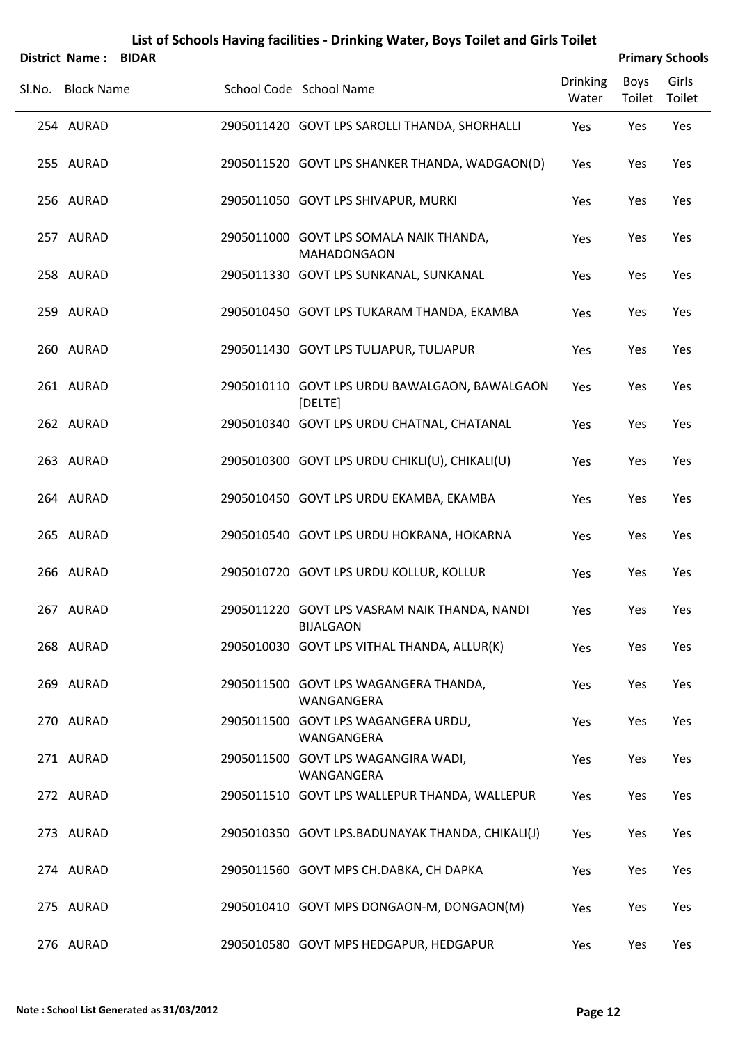# List of Schools Having facilities - Drinking Water, Boys Toilet and Girls Toilet

**District Name : BIDAR** **Primary Schools**

| Sl.No. | Block Name | School Code | School Name | Drinking Water | Boys Toilet | Girls Toilet |
|---|---|---|---|---|---|---|
| 254 | AURAD | 2905011420 | GOVT LPS SAROLLI THANDA, SHORHALLI | Yes | Yes | Yes |
| 255 | AURAD | 2905011520 | GOVT LPS SHANKER THANDA, WADGAON(D) | Yes | Yes | Yes |
| 256 | AURAD | 2905011050 | GOVT LPS SHIVAPUR, MURKI | Yes | Yes | Yes |
| 257 | AURAD | 2905011000 | GOVT LPS SOMALA NAIK THANDA, MAHADONGAON | Yes | Yes | Yes |
| 258 | AURAD | 2905011330 | GOVT LPS SUNKANAL, SUNKANAL | Yes | Yes | Yes |
| 259 | AURAD | 2905010450 | GOVT LPS TUKARAM THANDA, EKAMBA | Yes | Yes | Yes |
| 260 | AURAD | 2905011430 | GOVT LPS TULJAPUR, TULJAPUR | Yes | Yes | Yes |
| 261 | AURAD | 2905010110 | GOVT LPS URDU BAWALGAON, BAWALGAON [DELTE] | Yes | Yes | Yes |
| 262 | AURAD | 2905010340 | GOVT LPS URDU CHATNAL, CHATANAL | Yes | Yes | Yes |
| 263 | AURAD | 2905010300 | GOVT LPS URDU CHIKLI(U), CHIKALI(U) | Yes | Yes | Yes |
| 264 | AURAD | 2905010450 | GOVT LPS URDU EKAMBA, EKAMBA | Yes | Yes | Yes |
| 265 | AURAD | 2905010540 | GOVT LPS URDU HOKRANA, HOKARNA | Yes | Yes | Yes |
| 266 | AURAD | 2905010720 | GOVT LPS URDU KOLLUR, KOLLUR | Yes | Yes | Yes |
| 267 | AURAD | 2905011220 | GOVT LPS VASRAM NAIK THANDA, NANDI BIJALGAON | Yes | Yes | Yes |
| 268 | AURAD | 2905010030 | GOVT LPS VITHAL THANDA, ALLUR(K) | Yes | Yes | Yes |
| 269 | AURAD | 2905011500 | GOVT LPS WAGANGERA THANDA, WANGANGERA | Yes | Yes | Yes |
| 270 | AURAD | 2905011500 | GOVT LPS WAGANGERA URDU, WANGANGERA | Yes | Yes | Yes |
| 271 | AURAD | 2905011500 | GOVT LPS WAGANGIRA WADI, WANGANGERA | Yes | Yes | Yes |
| 272 | AURAD | 2905011510 | GOVT LPS WALLEPUR THANDA, WALLEPUR | Yes | Yes | Yes |
| 273 | AURAD | 2905010350 | GOVT LPS.BADUNAYAK THANDA, CHIKALI(J) | Yes | Yes | Yes |
| 274 | AURAD | 2905011560 | GOVT MPS CH.DABKA, CH DAPKA | Yes | Yes | Yes |
| 275 | AURAD | 2905010410 | GOVT MPS DONGAON-M, DONGAON(M) | Yes | Yes | Yes |
| 276 | AURAD | 2905010580 | GOVT MPS HEDGAPUR, HEDGAPUR | Yes | Yes | Yes |

**Note : School List Generated as 31/03/2012**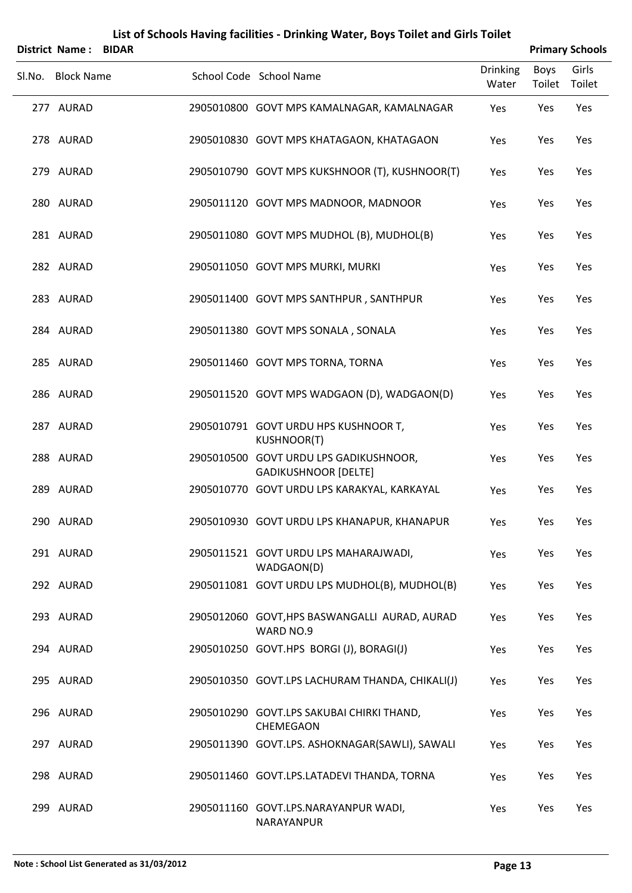# List of Schools Having facilities - Drinking Water, Boys Toilet and Girls Toilet

**District Name : BIDAR** **Primary Schools**

| Sl.No. | Block Name | School Code | School Name | Drinking Water | Boys Toilet | Girls Toilet |
|---|---|---|---|---|---|---|
| 277 | AURAD | 2905010800 | GOVT MPS KAMALNAGAR, KAMALNAGAR | Yes | Yes | Yes |
| 278 | AURAD | 2905010830 | GOVT MPS KHATAGAON, KHATAGAON | Yes | Yes | Yes |
| 279 | AURAD | 2905010790 | GOVT MPS KUKSHNOOR (T), KUSHNOOR(T) | Yes | Yes | Yes |
| 280 | AURAD | 2905011120 | GOVT MPS MADNOOR, MADNOOR | Yes | Yes | Yes |
| 281 | AURAD | 2905011080 | GOVT MPS MUDHOL (B), MUDHOL(B) | Yes | Yes | Yes |
| 282 | AURAD | 2905011050 | GOVT MPS MURKI, MURKI | Yes | Yes | Yes |
| 283 | AURAD | 2905011400 | GOVT MPS SANTHPUR , SANTHPUR | Yes | Yes | Yes |
| 284 | AURAD | 2905011380 | GOVT MPS SONALA , SONALA | Yes | Yes | Yes |
| 285 | AURAD | 2905011460 | GOVT MPS TORNA, TORNA | Yes | Yes | Yes |
| 286 | AURAD | 2905011520 | GOVT MPS WADGAON (D), WADGAON(D) | Yes | Yes | Yes |
| 287 | AURAD | 2905010791 | GOVT URDU HPS KUSHNOOR T, KUSHNOOR(T) | Yes | Yes | Yes |
| 288 | AURAD | 2905010500 | GOVT URDU LPS GADIKUSHNOOR, GADIKUSHNOOR [DELTE] | Yes | Yes | Yes |
| 289 | AURAD | 2905010770 | GOVT URDU LPS KARAKYAL, KARKAYAL | Yes | Yes | Yes |
| 290 | AURAD | 2905010930 | GOVT URDU LPS KHANAPUR, KHANAPUR | Yes | Yes | Yes |
| 291 | AURAD | 2905011521 | GOVT URDU LPS MAHARAJWADI, WADGAON(D) | Yes | Yes | Yes |
| 292 | AURAD | 2905011081 | GOVT URDU LPS MUDHOL(B), MUDHOL(B) | Yes | Yes | Yes |
| 293 | AURAD | 2905012060 | GOVT,HPS BASWANGALLI AURAD, AURAD WARD NO.9 | Yes | Yes | Yes |
| 294 | AURAD | 2905010250 | GOVT.HPS BORGI (J), BORAGI(J) | Yes | Yes | Yes |
| 295 | AURAD | 2905010350 | GOVT.LPS LACHURAM THANDA, CHIKALI(J) | Yes | Yes | Yes |
| 296 | AURAD | 2905010290 | GOVT.LPS SAKUBAI CHIRKI THAND, CHEMEGAON | Yes | Yes | Yes |
| 297 | AURAD | 2905011390 | GOVT.LPS. ASHOKNAGAR(SAWLI), SAWALI | Yes | Yes | Yes |
| 298 | AURAD | 2905011460 | GOVT.LPS.LATADEVI THANDA, TORNA | Yes | Yes | Yes |
| 299 | AURAD | 2905011160 | GOVT.LPS.NARAYANPUR WADI, NARAYANPUR | Yes | Yes | Yes |

**Note : School List Generated as 31/03/2012**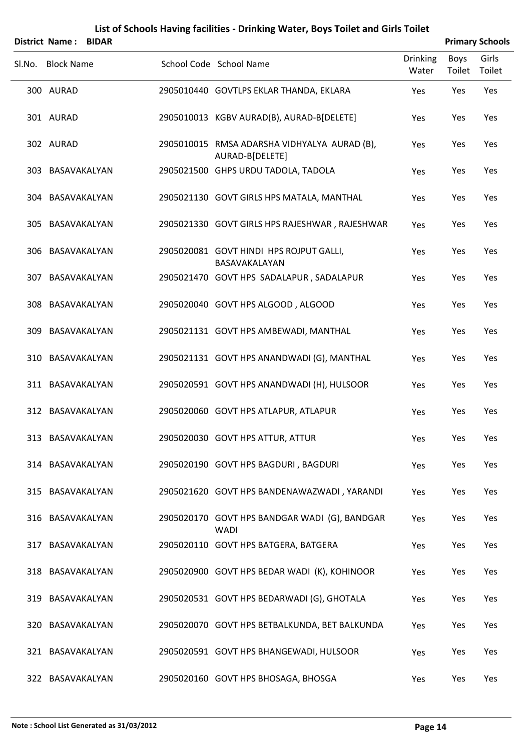# List of Schools Having facilities - Drinking Water, Boys Toilet and Girls Toilet

**District Name : BIDAR** **Primary Schools**

| Sl.No. | Block Name | School Code | School Name | Drinking Water | Boys Toilet | Girls Toilet |
|---|---|---|---|---|---|---|
| 300 | AURAD | 2905010440 | GOVTLPS EKLAR THANDA, EKLARA | Yes | Yes | Yes |
| 301 | AURAD | 2905010013 | KGBV AURAD(B), AURAD-B[DELETE] | Yes | Yes | Yes |
| 302 | AURAD | 2905010015 | RMSA ADARSHA VIDHYALYA AURAD (B), AURAD-B[DELETE] | Yes | Yes | Yes |
| 303 | BASAVAKALYAN | 2905021500 | GHPS URDU TADOLA, TADOLA | Yes | Yes | Yes |
| 304 | BASAVAKALYAN | 2905021130 | GOVT GIRLS HPS MATALA, MANTHAL | Yes | Yes | Yes |
| 305 | BASAVAKALYAN | 2905021330 | GOVT GIRLS HPS RAJESHWAR , RAJESHWAR | Yes | Yes | Yes |
| 306 | BASAVAKALYAN | 2905020081 | GOVT HINDI HPS ROJPUT GALLI, BASAVAKALAYAN | Yes | Yes | Yes |
| 307 | BASAVAKALYAN | 2905021470 | GOVT HPS SADALAPUR , SADALAPUR | Yes | Yes | Yes |
| 308 | BASAVAKALYAN | 2905020040 | GOVT HPS ALGOOD , ALGOOD | Yes | Yes | Yes |
| 309 | BASAVAKALYAN | 2905021131 | GOVT HPS AMBEWADI, MANTHAL | Yes | Yes | Yes |
| 310 | BASAVAKALYAN | 2905021131 | GOVT HPS ANANDWADI (G), MANTHAL | Yes | Yes | Yes |
| 311 | BASAVAKALYAN | 2905020591 | GOVT HPS ANANDWADI (H), HULSOOR | Yes | Yes | Yes |
| 312 | BASAVAKALYAN | 2905020060 | GOVT HPS ATLAPUR, ATLAPUR | Yes | Yes | Yes |
| 313 | BASAVAKALYAN | 2905020030 | GOVT HPS ATTUR, ATTUR | Yes | Yes | Yes |
| 314 | BASAVAKALYAN | 2905020190 | GOVT HPS BAGDURI , BAGDURI | Yes | Yes | Yes |
| 315 | BASAVAKALYAN | 2905021620 | GOVT HPS BANDENAWAZWADI , YARANDI | Yes | Yes | Yes |
| 316 | BASAVAKALYAN | 2905020170 | GOVT HPS BANDGAR WADI (G), BANDGAR WADI | Yes | Yes | Yes |
| 317 | BASAVAKALYAN | 2905020110 | GOVT HPS BATGERA, BATGERA | Yes | Yes | Yes |
| 318 | BASAVAKALYAN | 2905020900 | GOVT HPS BEDAR WADI (K), KOHINOOR | Yes | Yes | Yes |
| 319 | BASAVAKALYAN | 2905020531 | GOVT HPS BEDARWADI (G), GHOTALA | Yes | Yes | Yes |
| 320 | BASAVAKALYAN | 2905020070 | GOVT HPS BETBALKUNDA, BET BALKUNDA | Yes | Yes | Yes |
| 321 | BASAVAKALYAN | 2905020591 | GOVT HPS BHANGEWADI, HULSOOR | Yes | Yes | Yes |
| 322 | BASAVAKALYAN | 2905020160 | GOVT HPS BHOSAGA, BHOSGA | Yes | Yes | Yes |

**Note : School List Generated as 31/03/2012**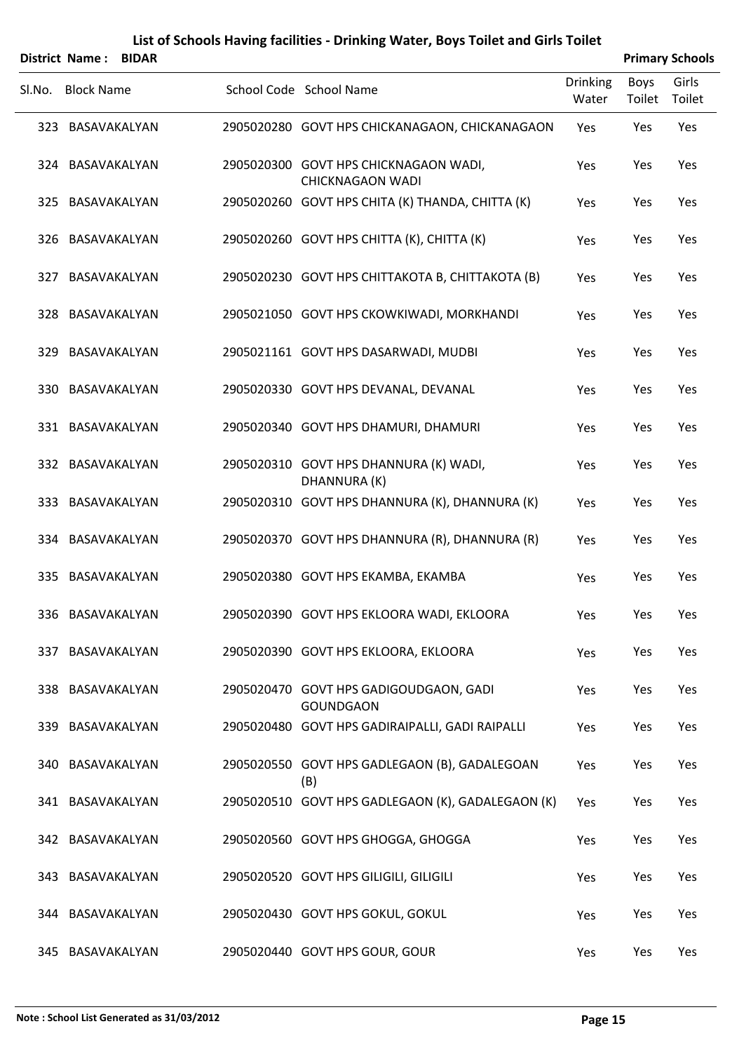# List of Schools Having facilities - Drinking Water, Boys Toilet and Girls Toilet

**District Name : BIDAR** **Primary Schools**

| Sl.No. | Block Name | School Code | School Name | Drinking Water | Boys Toilet | Girls Toilet |
|---|---|---|---|---|---|---|
| 323 | BASAVAKALYAN | 2905020280 | GOVT HPS CHICKANAGAON, CHICKANAGAON | Yes | Yes | Yes |
| 324 | BASAVAKALYAN | 2905020300 | GOVT HPS CHICKNAGAON WADI, CHICKNAGAON WADI | Yes | Yes | Yes |
| 325 | BASAVAKALYAN | 2905020260 | GOVT HPS CHITA (K) THANDA, CHITTA (K) | Yes | Yes | Yes |
| 326 | BASAVAKALYAN | 2905020260 | GOVT HPS CHITTA (K), CHITTA (K) | Yes | Yes | Yes |
| 327 | BASAVAKALYAN | 2905020230 | GOVT HPS CHITTAKOTA B, CHITTAKOTA (B) | Yes | Yes | Yes |
| 328 | BASAVAKALYAN | 2905021050 | GOVT HPS CKOWKIWADI, MORKHANDI | Yes | Yes | Yes |
| 329 | BASAVAKALYAN | 2905021161 | GOVT HPS DASARWADI, MUDBI | Yes | Yes | Yes |
| 330 | BASAVAKALYAN | 2905020330 | GOVT HPS DEVANAL, DEVANAL | Yes | Yes | Yes |
| 331 | BASAVAKALYAN | 2905020340 | GOVT HPS DHAMURI, DHAMURI | Yes | Yes | Yes |
| 332 | BASAVAKALYAN | 2905020310 | GOVT HPS DHANNURA (K) WADI, DHANNURA (K) | Yes | Yes | Yes |
| 333 | BASAVAKALYAN | 2905020310 | GOVT HPS DHANNURA (K), DHANNURA (K) | Yes | Yes | Yes |
| 334 | BASAVAKALYAN | 2905020370 | GOVT HPS DHANNURA (R), DHANNURA (R) | Yes | Yes | Yes |
| 335 | BASAVAKALYAN | 2905020380 | GOVT HPS EKAMBA, EKAMBA | Yes | Yes | Yes |
| 336 | BASAVAKALYAN | 2905020390 | GOVT HPS EKLOORA WADI, EKLOORA | Yes | Yes | Yes |
| 337 | BASAVAKALYAN | 2905020390 | GOVT HPS EKLOORA, EKLOORA | Yes | Yes | Yes |
| 338 | BASAVAKALYAN | 2905020470 | GOVT HPS GADIGOUDGAON, GADI GOUNDGAON | Yes | Yes | Yes |
| 339 | BASAVAKALYAN | 2905020480 | GOVT HPS GADIRAIPALLI, GADI RAIPALLI | Yes | Yes | Yes |
| 340 | BASAVAKALYAN | 2905020550 | GOVT HPS GADLEGAON (B), GADALEGOAN (B) | Yes | Yes | Yes |
| 341 | BASAVAKALYAN | 2905020510 | GOVT HPS GADLEGAON (K), GADALEGAON (K) | Yes | Yes | Yes |
| 342 | BASAVAKALYAN | 2905020560 | GOVT HPS GHOGGA, GHOGGA | Yes | Yes | Yes |
| 343 | BASAVAKALYAN | 2905020520 | GOVT HPS GILIGILI, GILIGILI | Yes | Yes | Yes |
| 344 | BASAVAKALYAN | 2905020430 | GOVT HPS GOKUL, GOKUL | Yes | Yes | Yes |
| 345 | BASAVAKALYAN | 2905020440 | GOVT HPS GOUR, GOUR | Yes | Yes | Yes |

**Note : School List Generated as 31/03/2012**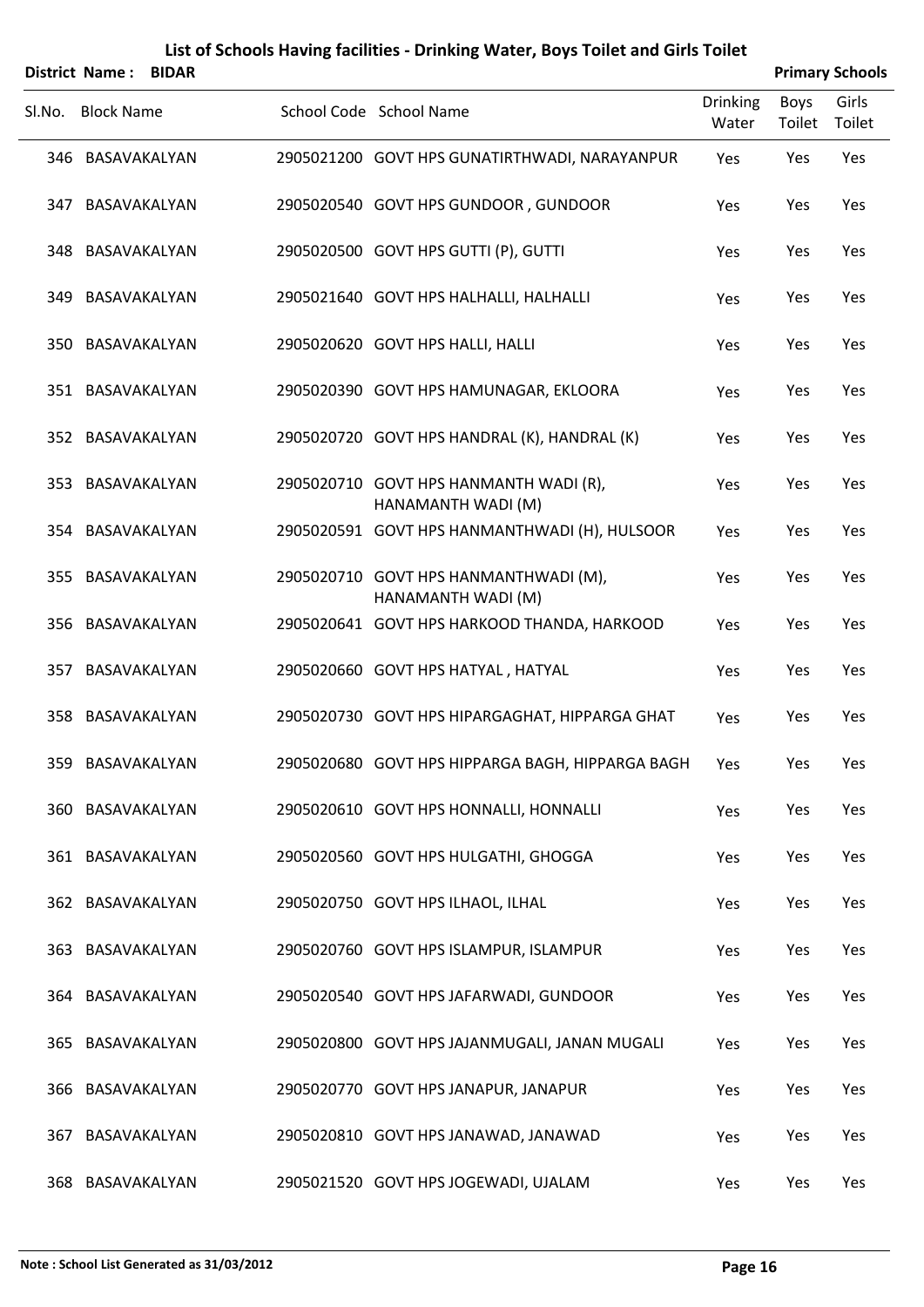# List of Schools Having facilities - Drinking Water, Boys Toilet and Girls Toilet

**District Name : BIDAR** **Primary Schools**

| Sl.No. | Block Name | School Code | School Name | Drinking Water | Boys Toilet | Girls Toilet |
|---|---|---|---|---|---|---|
| 346 | BASAVAKALYAN | 2905021200 | GOVT HPS GUNATIRTHWADI, NARAYANPUR | Yes | Yes | Yes |
| 347 | BASAVAKALYAN | 2905020540 | GOVT HPS GUNDOOR , GUNDOOR | Yes | Yes | Yes |
| 348 | BASAVAKALYAN | 2905020500 | GOVT HPS GUTTI (P), GUTTI | Yes | Yes | Yes |
| 349 | BASAVAKALYAN | 2905021640 | GOVT HPS HALHALLI, HALHALLI | Yes | Yes | Yes |
| 350 | BASAVAKALYAN | 2905020620 | GOVT HPS HALLI, HALLI | Yes | Yes | Yes |
| 351 | BASAVAKALYAN | 2905020390 | GOVT HPS HAMUNAGAR, EKLOORA | Yes | Yes | Yes |
| 352 | BASAVAKALYAN | 2905020720 | GOVT HPS HANDRAL (K), HANDRAL (K) | Yes | Yes | Yes |
| 353 | BASAVAKALYAN | 2905020710 | GOVT HPS HANMANTH WADI (R), HANAMANTH WADI (M) | Yes | Yes | Yes |
| 354 | BASAVAKALYAN | 2905020591 | GOVT HPS HANMANTHWADI (H), HULSOOR | Yes | Yes | Yes |
| 355 | BASAVAKALYAN | 2905020710 | GOVT HPS HANMANTHWADI (M), HANAMANTH WADI (M) | Yes | Yes | Yes |
| 356 | BASAVAKALYAN | 2905020641 | GOVT HPS HARKOOD THANDA, HARKOOD | Yes | Yes | Yes |
| 357 | BASAVAKALYAN | 2905020660 | GOVT HPS HATYAL , HATYAL | Yes | Yes | Yes |
| 358 | BASAVAKALYAN | 2905020730 | GOVT HPS HIPARGAGHAT, HIPPARGA GHAT | Yes | Yes | Yes |
| 359 | BASAVAKALYAN | 2905020680 | GOVT HPS HIPPARGA BAGH, HIPPARGA BAGH | Yes | Yes | Yes |
| 360 | BASAVAKALYAN | 2905020610 | GOVT HPS HONNALLI, HONNALLI | Yes | Yes | Yes |
| 361 | BASAVAKALYAN | 2905020560 | GOVT HPS HULGATHI, GHOGGA | Yes | Yes | Yes |
| 362 | BASAVAKALYAN | 2905020750 | GOVT HPS ILHAOL, ILHAL | Yes | Yes | Yes |
| 363 | BASAVAKALYAN | 2905020760 | GOVT HPS ISLAMPUR, ISLAMPUR | Yes | Yes | Yes |
| 364 | BASAVAKALYAN | 2905020540 | GOVT HPS JAFARWADI, GUNDOOR | Yes | Yes | Yes |
| 365 | BASAVAKALYAN | 2905020800 | GOVT HPS JAJANMUGALI, JANAN MUGALI | Yes | Yes | Yes |
| 366 | BASAVAKALYAN | 2905020770 | GOVT HPS JANAPUR, JANAPUR | Yes | Yes | Yes |
| 367 | BASAVAKALYAN | 2905020810 | GOVT HPS JANAWAD, JANAWAD | Yes | Yes | Yes |
| 368 | BASAVAKALYAN | 2905021520 | GOVT HPS JOGEWADI, UJALAM | Yes | Yes | Yes |

**Note : School List Generated as 31/03/2012**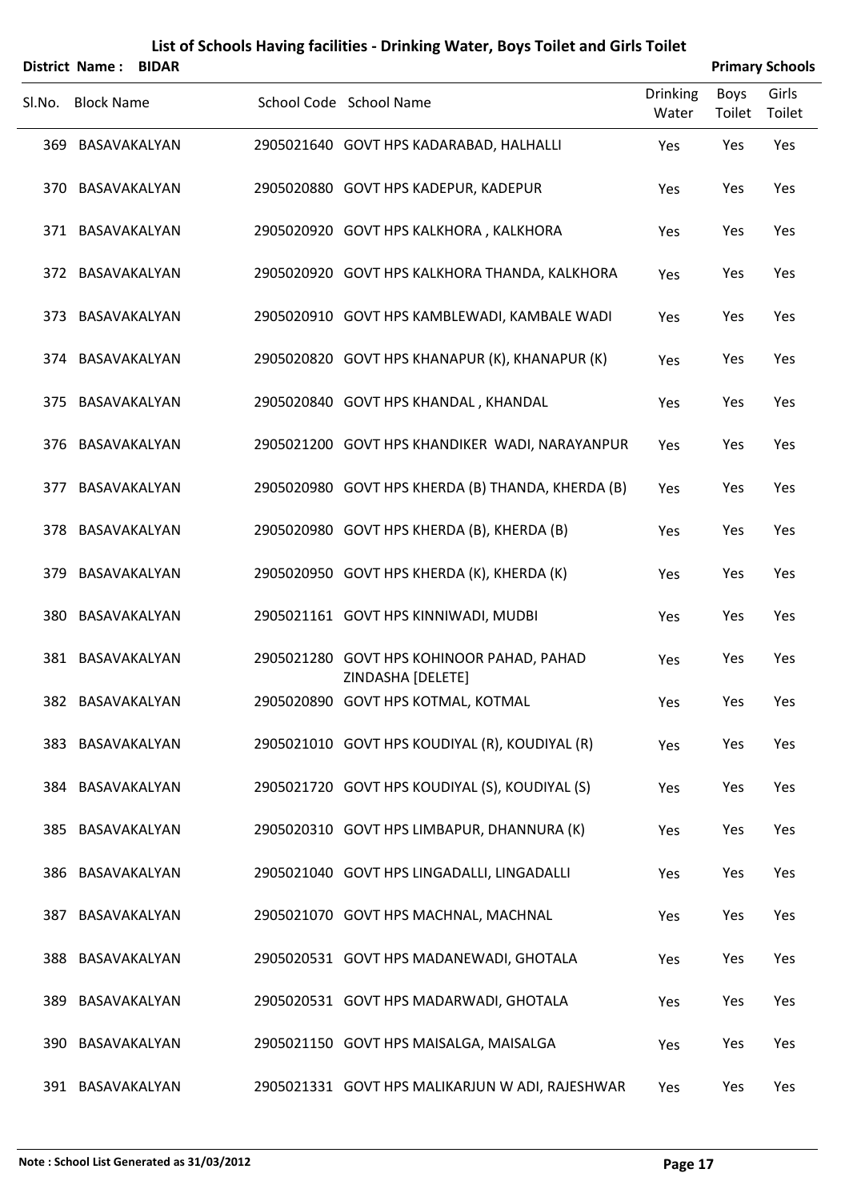# List of Schools Having facilities - Drinking Water, Boys Toilet and Girls Toilet

**District Name : BIDAR** **Primary Schools**

| Sl.No. | Block Name | School Code | School Name | Drinking Water | Boys Toilet | Girls Toilet |
|---|---|---|---|---|---|---|
| 369 | BASAVAKALYAN | 2905021640 | GOVT HPS KADARABAD, HALHALLI | Yes | Yes | Yes |
| 370 | BASAVAKALYAN | 2905020880 | GOVT HPS KADEPUR, KADEPUR | Yes | Yes | Yes |
| 371 | BASAVAKALYAN | 2905020920 | GOVT HPS KALKHORA , KALKHORA | Yes | Yes | Yes |
| 372 | BASAVAKALYAN | 2905020920 | GOVT HPS KALKHORA THANDA, KALKHORA | Yes | Yes | Yes |
| 373 | BASAVAKALYAN | 2905020910 | GOVT HPS KAMBLEWADI, KAMBALE WADI | Yes | Yes | Yes |
| 374 | BASAVAKALYAN | 2905020820 | GOVT HPS KHANAPUR (K), KHANAPUR (K) | Yes | Yes | Yes |
| 375 | BASAVAKALYAN | 2905020840 | GOVT HPS KHANDAL , KHANDAL | Yes | Yes | Yes |
| 376 | BASAVAKALYAN | 2905021200 | GOVT HPS KHANDIKER WADI, NARAYANPUR | Yes | Yes | Yes |
| 377 | BASAVAKALYAN | 2905020980 | GOVT HPS KHERDA (B) THANDA, KHERDA (B) | Yes | Yes | Yes |
| 378 | BASAVAKALYAN | 2905020980 | GOVT HPS KHERDA (B), KHERDA (B) | Yes | Yes | Yes |
| 379 | BASAVAKALYAN | 2905020950 | GOVT HPS KHERDA (K), KHERDA (K) | Yes | Yes | Yes |
| 380 | BASAVAKALYAN | 2905021161 | GOVT HPS KINNIWADI, MUDBI | Yes | Yes | Yes |
| 381 | BASAVAKALYAN | 2905021280 | GOVT HPS KOHINOOR PAHAD, PAHAD ZINDASHA [DELETE] | Yes | Yes | Yes |
| 382 | BASAVAKALYAN | 2905020890 | GOVT HPS KOTMAL, KOTMAL | Yes | Yes | Yes |
| 383 | BASAVAKALYAN | 2905021010 | GOVT HPS KOUDIYAL (R), KOUDIYAL (R) | Yes | Yes | Yes |
| 384 | BASAVAKALYAN | 2905021720 | GOVT HPS KOUDIYAL (S), KOUDIYAL (S) | Yes | Yes | Yes |
| 385 | BASAVAKALYAN | 2905020310 | GOVT HPS LIMBAPUR, DHANNURA (K) | Yes | Yes | Yes |
| 386 | BASAVAKALYAN | 2905021040 | GOVT HPS LINGADALLI, LINGADALLI | Yes | Yes | Yes |
| 387 | BASAVAKALYAN | 2905021070 | GOVT HPS MACHNAL, MACHNAL | Yes | Yes | Yes |
| 388 | BASAVAKALYAN | 2905020531 | GOVT HPS MADANEWADI, GHOTALA | Yes | Yes | Yes |
| 389 | BASAVAKALYAN | 2905020531 | GOVT HPS MADARWADI, GHOTALA | Yes | Yes | Yes |
| 390 | BASAVAKALYAN | 2905021150 | GOVT HPS MAISALGA, MAISALGA | Yes | Yes | Yes |
| 391 | BASAVAKALYAN | 2905021331 | GOVT HPS MALIKARJUN W ADI, RAJESHWAR | Yes | Yes | Yes |

**Note : School List Generated as 31/03/2012**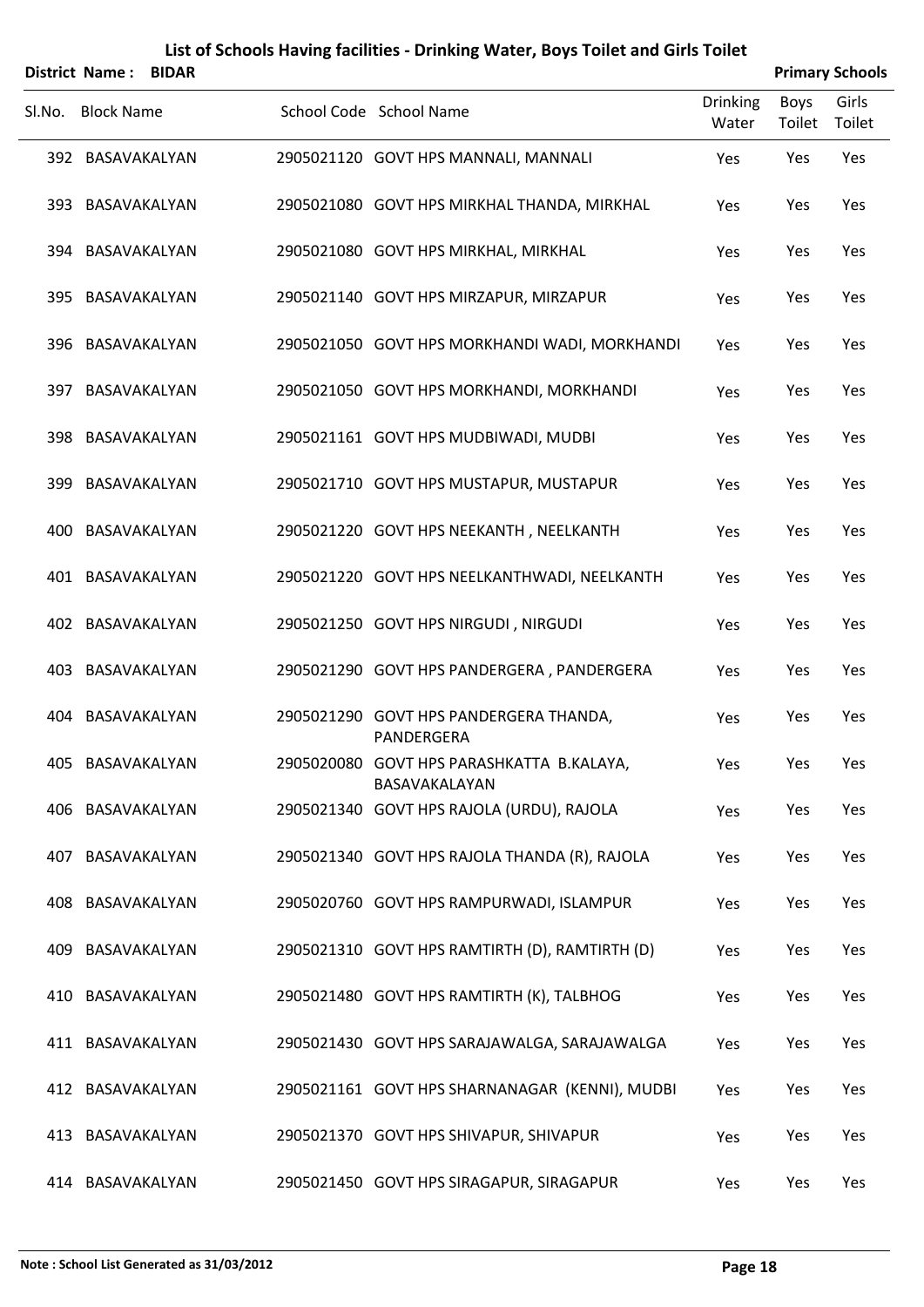# List of Schools Having facilities - Drinking Water, Boys Toilet and Girls Toilet

**District Name : BIDAR** **Primary Schools**

| Sl.No. | Block Name | School Code | School Name | Drinking Water | Boys Toilet | Girls Toilet |
|---|---|---|---|---|---|---|
| 392 | BASAVAKALYAN | 2905021120 | GOVT HPS MANNALI, MANNALI | Yes | Yes | Yes |
| 393 | BASAVAKALYAN | 2905021080 | GOVT HPS MIRKHAL THANDA, MIRKHAL | Yes | Yes | Yes |
| 394 | BASAVAKALYAN | 2905021080 | GOVT HPS MIRKHAL, MIRKHAL | Yes | Yes | Yes |
| 395 | BASAVAKALYAN | 2905021140 | GOVT HPS MIRZAPUR, MIRZAPUR | Yes | Yes | Yes |
| 396 | BASAVAKALYAN | 2905021050 | GOVT HPS MORKHANDI WADI, MORKHANDI | Yes | Yes | Yes |
| 397 | BASAVAKALYAN | 2905021050 | GOVT HPS MORKHANDI, MORKHANDI | Yes | Yes | Yes |
| 398 | BASAVAKALYAN | 2905021161 | GOVT HPS MUDBIWADI, MUDBI | Yes | Yes | Yes |
| 399 | BASAVAKALYAN | 2905021710 | GOVT HPS MUSTAPUR, MUSTAPUR | Yes | Yes | Yes |
| 400 | BASAVAKALYAN | 2905021220 | GOVT HPS NEEKANTH , NEELKANTH | Yes | Yes | Yes |
| 401 | BASAVAKALYAN | 2905021220 | GOVT HPS NEELKANTHWADI, NEELKANTH | Yes | Yes | Yes |
| 402 | BASAVAKALYAN | 2905021250 | GOVT HPS NIRGUDI , NIRGUDI | Yes | Yes | Yes |
| 403 | BASAVAKALYAN | 2905021290 | GOVT HPS PANDERGERA , PANDERGERA | Yes | Yes | Yes |
| 404 | BASAVAKALYAN | 2905021290 | GOVT HPS PANDERGERA THANDA, PANDERGERA | Yes | Yes | Yes |
| 405 | BASAVAKALYAN | 2905020080 | GOVT HPS PARASHKATTA B.KALAYA, BASAVAKALAYAN | Yes | Yes | Yes |
| 406 | BASAVAKALYAN | 2905021340 | GOVT HPS RAJOLA (URDU), RAJOLA | Yes | Yes | Yes |
| 407 | BASAVAKALYAN | 2905021340 | GOVT HPS RAJOLA THANDA (R), RAJOLA | Yes | Yes | Yes |
| 408 | BASAVAKALYAN | 2905020760 | GOVT HPS RAMPURWADI, ISLAMPUR | Yes | Yes | Yes |
| 409 | BASAVAKALYAN | 2905021310 | GOVT HPS RAMTIRTH (D), RAMTIRTH (D) | Yes | Yes | Yes |
| 410 | BASAVAKALYAN | 2905021480 | GOVT HPS RAMTIRTH (K), TALBHOG | Yes | Yes | Yes |
| 411 | BASAVAKALYAN | 2905021430 | GOVT HPS SARAJAWALGA, SARAJAWALGA | Yes | Yes | Yes |
| 412 | BASAVAKALYAN | 2905021161 | GOVT HPS SHARNANAGAR (KENNI), MUDBI | Yes | Yes | Yes |
| 413 | BASAVAKALYAN | 2905021370 | GOVT HPS SHIVAPUR, SHIVAPUR | Yes | Yes | Yes |
| 414 | BASAVAKALYAN | 2905021450 | GOVT HPS SIRAGAPUR, SIRAGAPUR | Yes | Yes | Yes |

**Note : School List Generated as 31/03/2012**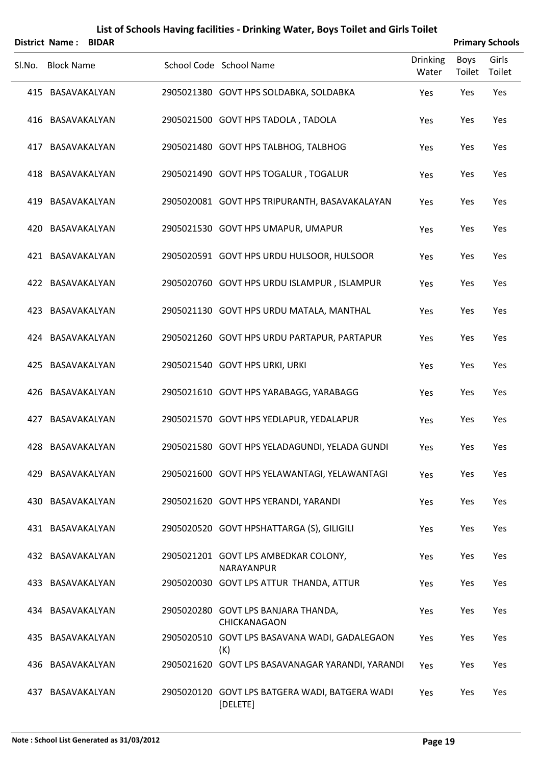# List of Schools Having facilities - Drinking Water, Boys Toilet and Girls Toilet

**District Name : BIDAR** **Primary Schools**

| Sl.No. | Block Name | School Code | School Name | Drinking Water | Boys Toilet | Girls Toilet |
|---|---|---|---|---|---|---|
| 415 | BASAVAKALYAN | 2905021380 | GOVT HPS SOLDABKA, SOLDABKA | Yes | Yes | Yes |
| 416 | BASAVAKALYAN | 2905021500 | GOVT HPS TADOLA , TADOLA | Yes | Yes | Yes |
| 417 | BASAVAKALYAN | 2905021480 | GOVT HPS TALBHOG, TALBHOG | Yes | Yes | Yes |
| 418 | BASAVAKALYAN | 2905021490 | GOVT HPS TOGALUR , TOGALUR | Yes | Yes | Yes |
| 419 | BASAVAKALYAN | 2905020081 | GOVT HPS TRIPURANTH, BASAVAKALAYAN | Yes | Yes | Yes |
| 420 | BASAVAKALYAN | 2905021530 | GOVT HPS UMAPUR, UMAPUR | Yes | Yes | Yes |
| 421 | BASAVAKALYAN | 2905020591 | GOVT HPS URDU HULSOOR, HULSOOR | Yes | Yes | Yes |
| 422 | BASAVAKALYAN | 2905020760 | GOVT HPS URDU ISLAMPUR , ISLAMPUR | Yes | Yes | Yes |
| 423 | BASAVAKALYAN | 2905021130 | GOVT HPS URDU MATALA, MANTHAL | Yes | Yes | Yes |
| 424 | BASAVAKALYAN | 2905021260 | GOVT HPS URDU PARTAPUR, PARTAPUR | Yes | Yes | Yes |
| 425 | BASAVAKALYAN | 2905021540 | GOVT HPS URKI, URKI | Yes | Yes | Yes |
| 426 | BASAVAKALYAN | 2905021610 | GOVT HPS YARABAGG, YARABAGG | Yes | Yes | Yes |
| 427 | BASAVAKALYAN | 2905021570 | GOVT HPS YEDLAPUR, YEDALAPUR | Yes | Yes | Yes |
| 428 | BASAVAKALYAN | 2905021580 | GOVT HPS YELADAGUNDI, YELADA GUNDI | Yes | Yes | Yes |
| 429 | BASAVAKALYAN | 2905021600 | GOVT HPS YELAWANTAGI, YELAWANTAGI | Yes | Yes | Yes |
| 430 | BASAVAKALYAN | 2905021620 | GOVT HPS YERANDI, YARANDI | Yes | Yes | Yes |
| 431 | BASAVAKALYAN | 2905020520 | GOVT HPSHATTARGA (S), GILIGILI | Yes | Yes | Yes |
| 432 | BASAVAKALYAN | 2905021201 | GOVT LPS AMBEDKAR COLONY, NARAYANPUR | Yes | Yes | Yes |
| 433 | BASAVAKALYAN | 2905020030 | GOVT LPS ATTUR THANDA, ATTUR | Yes | Yes | Yes |
| 434 | BASAVAKALYAN | 2905020280 | GOVT LPS BANJARA THANDA, CHICKANAGAON | Yes | Yes | Yes |
| 435 | BASAVAKALYAN | 2905020510 | GOVT LPS BASAVANA WADI, GADALEGAON (K) | Yes | Yes | Yes |
| 436 | BASAVAKALYAN | 2905021620 | GOVT LPS BASAVANAGAR YARANDI, YARANDI | Yes | Yes | Yes |
| 437 | BASAVAKALYAN | 2905020120 | GOVT LPS BATGERA WADI, BATGERA WADI [DELETE] | Yes | Yes | Yes |

**Note : School List Generated as 31/03/2012**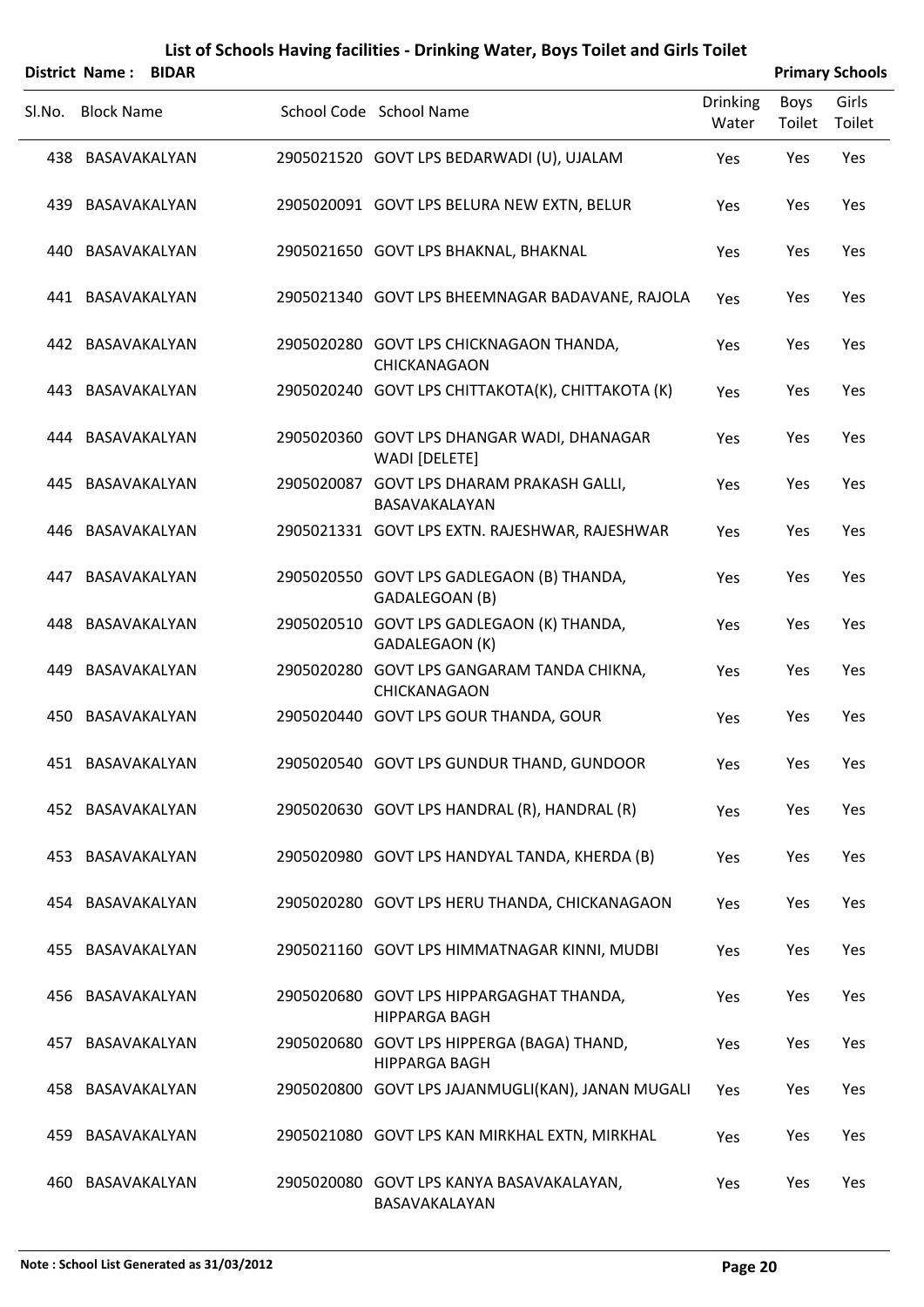# List of Schools Having facilities - Drinking Water, Boys Toilet and Girls Toilet

**District Name : BIDAR** **Primary Schools**

| Sl.No. | Block Name | School Code | School Name | Drinking Water | Boys Toilet | Girls Toilet |
|---|---|---|---|---|---|---|
| 438 | BASAVAKALYAN | 2905021520 | GOVT LPS BEDARWADI (U), UJALAM | Yes | Yes | Yes |
| 439 | BASAVAKALYAN | 2905020091 | GOVT LPS BELURA NEW EXTN, BELUR | Yes | Yes | Yes |
| 440 | BASAVAKALYAN | 2905021650 | GOVT LPS BHAKNAL, BHAKNAL | Yes | Yes | Yes |
| 441 | BASAVAKALYAN | 2905021340 | GOVT LPS BHEEMNAGAR BADAVANE, RAJOLA | Yes | Yes | Yes |
| 442 | BASAVAKALYAN | 2905020280 | GOVT LPS CHICKNAGAON THANDA, CHICKANAGAON | Yes | Yes | Yes |
| 443 | BASAVAKALYAN | 2905020240 | GOVT LPS CHITTAKOTA(K), CHITTAKOTA (K) | Yes | Yes | Yes |
| 444 | BASAVAKALYAN | 2905020360 | GOVT LPS DHANGAR WADI, DHANAGAR WADI [DELETE] | Yes | Yes | Yes |
| 445 | BASAVAKALYAN | 2905020087 | GOVT LPS DHARAM PRAKASH GALLI, BASAVAKALAYAN | Yes | Yes | Yes |
| 446 | BASAVAKALYAN | 2905021331 | GOVT LPS EXTN. RAJESHWAR, RAJESHWAR | Yes | Yes | Yes |
| 447 | BASAVAKALYAN | 2905020550 | GOVT LPS GADLEGAON (B) THANDA, GADALEGOAN (B) | Yes | Yes | Yes |
| 448 | BASAVAKALYAN | 2905020510 | GOVT LPS GADLEGAON (K) THANDA, GADALEGAON (K) | Yes | Yes | Yes |
| 449 | BASAVAKALYAN | 2905020280 | GOVT LPS GANGARAM TANDA CHIKNA, CHICKANAGAON | Yes | Yes | Yes |
| 450 | BASAVAKALYAN | 2905020440 | GOVT LPS GOUR THANDA, GOUR | Yes | Yes | Yes |
| 451 | BASAVAKALYAN | 2905020540 | GOVT LPS GUNDUR THAND, GUNDOOR | Yes | Yes | Yes |
| 452 | BASAVAKALYAN | 2905020630 | GOVT LPS HANDRAL (R), HANDRAL (R) | Yes | Yes | Yes |
| 453 | BASAVAKALYAN | 2905020980 | GOVT LPS HANDYAL TANDA, KHERDA (B) | Yes | Yes | Yes |
| 454 | BASAVAKALYAN | 2905020280 | GOVT LPS HERU THANDA, CHICKANAGAON | Yes | Yes | Yes |
| 455 | BASAVAKALYAN | 2905021160 | GOVT LPS HIMMATNAGAR KINNI, MUDBI | Yes | Yes | Yes |
| 456 | BASAVAKALYAN | 2905020680 | GOVT LPS HIPPARGAGHAT THANDA, HIPPARGA BAGH | Yes | Yes | Yes |
| 457 | BASAVAKALYAN | 2905020680 | GOVT LPS HIPPERGA (BAGA) THAND, HIPPARGA BAGH | Yes | Yes | Yes |
| 458 | BASAVAKALYAN | 2905020800 | GOVT LPS JAJANMUGLI(KAN), JANAN MUGALI | Yes | Yes | Yes |
| 459 | BASAVAKALYAN | 2905021080 | GOVT LPS KAN MIRKHAL EXTN, MIRKHAL | Yes | Yes | Yes |
| 460 | BASAVAKALYAN | 2905020080 | GOVT LPS KANYA BASAVAKALAYAN, BASAVAKALAYAN | Yes | Yes | Yes |

**Note : School List Generated as 31/03/2012**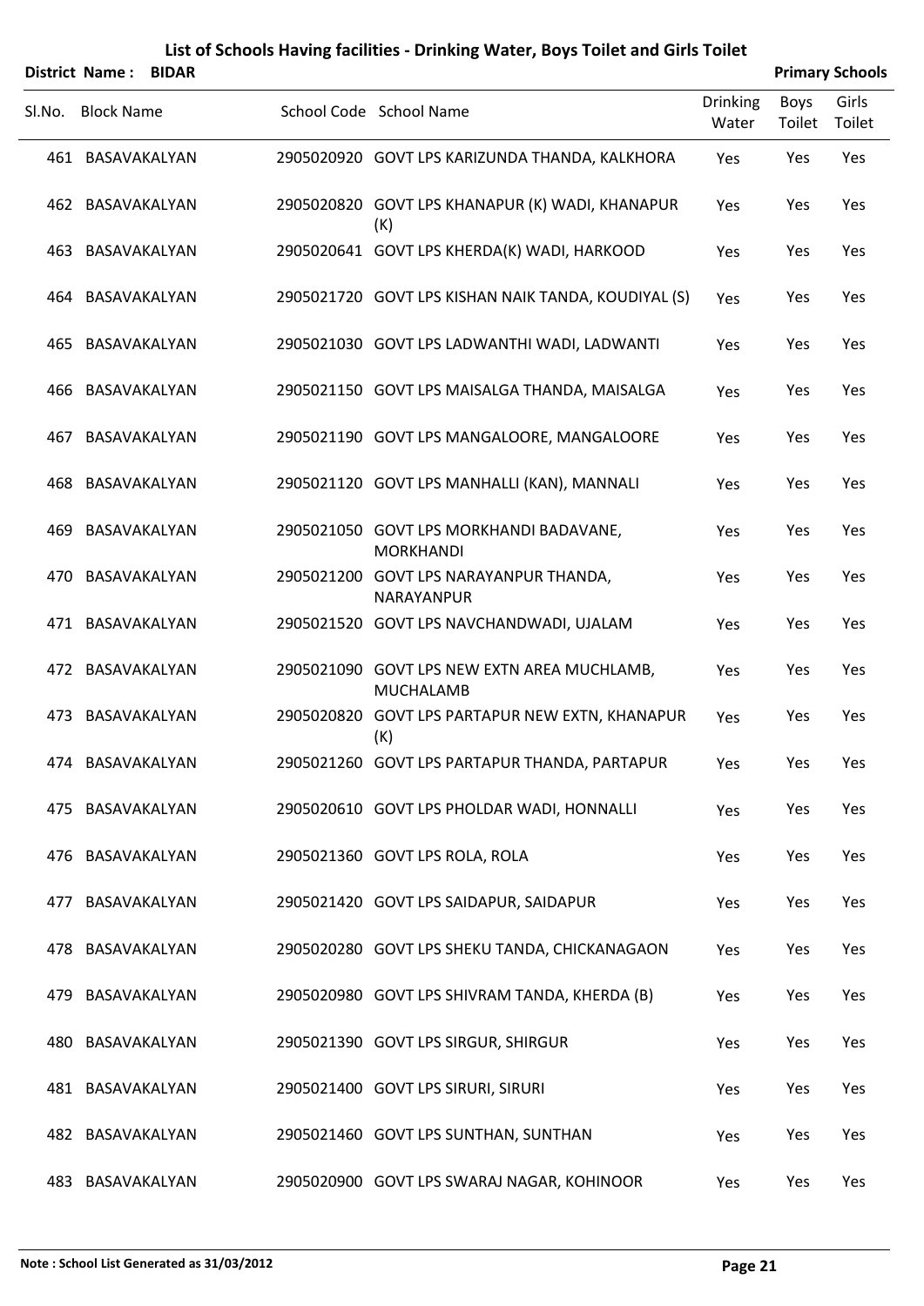# List of Schools Having facilities - Drinking Water, Boys Toilet and Girls Toilet

**District Name : BIDAR** **Primary Schools**

| Sl.No. | Block Name | School Code | School Name | Drinking Water | Boys Toilet | Girls Toilet |
|---|---|---|---|---|---|---|
| 461 | BASAVAKALYAN | 2905020920 | GOVT LPS KARIZUNDA THANDA, KALKHORA | Yes | Yes | Yes |
| 462 | BASAVAKALYAN | 2905020820 | GOVT LPS KHANAPUR (K) WADI, KHANAPUR (K) | Yes | Yes | Yes |
| 463 | BASAVAKALYAN | 2905020641 | GOVT LPS KHERDA(K) WADI, HARKOOD | Yes | Yes | Yes |
| 464 | BASAVAKALYAN | 2905021720 | GOVT LPS KISHAN NAIK TANDA, KOUDIYAL (S) | Yes | Yes | Yes |
| 465 | BASAVAKALYAN | 2905021030 | GOVT LPS LADWANTHI WADI, LADWANTI | Yes | Yes | Yes |
| 466 | BASAVAKALYAN | 2905021150 | GOVT LPS MAISALGA THANDA, MAISALGA | Yes | Yes | Yes |
| 467 | BASAVAKALYAN | 2905021190 | GOVT LPS MANGALOORE, MANGALOORE | Yes | Yes | Yes |
| 468 | BASAVAKALYAN | 2905021120 | GOVT LPS MANHALLI (KAN), MANNALI | Yes | Yes | Yes |
| 469 | BASAVAKALYAN | 2905021050 | GOVT LPS MORKHANDI BADAVANE, MORKHANDI | Yes | Yes | Yes |
| 470 | BASAVAKALYAN | 2905021200 | GOVT LPS NARAYANPUR THANDA, NARAYANPUR | Yes | Yes | Yes |
| 471 | BASAVAKALYAN | 2905021520 | GOVT LPS NAVCHANDWADI, UJALAM | Yes | Yes | Yes |
| 472 | BASAVAKALYAN | 2905021090 | GOVT LPS NEW EXTN AREA MUCHLAMB, MUCHALAMB | Yes | Yes | Yes |
| 473 | BASAVAKALYAN | 2905020820 | GOVT LPS PARTAPUR NEW EXTN, KHANAPUR (K) | Yes | Yes | Yes |
| 474 | BASAVAKALYAN | 2905021260 | GOVT LPS PARTAPUR THANDA, PARTAPUR | Yes | Yes | Yes |
| 475 | BASAVAKALYAN | 2905020610 | GOVT LPS PHOLDAR WADI, HONNALLI | Yes | Yes | Yes |
| 476 | BASAVAKALYAN | 2905021360 | GOVT LPS ROLA, ROLA | Yes | Yes | Yes |
| 477 | BASAVAKALYAN | 2905021420 | GOVT LPS SAIDAPUR, SAIDAPUR | Yes | Yes | Yes |
| 478 | BASAVAKALYAN | 2905020280 | GOVT LPS SHEKU TANDA, CHICKANAGAON | Yes | Yes | Yes |
| 479 | BASAVAKALYAN | 2905020980 | GOVT LPS SHIVRAM TANDA, KHERDA (B) | Yes | Yes | Yes |
| 480 | BASAVAKALYAN | 2905021390 | GOVT LPS SIRGUR, SHIRGUR | Yes | Yes | Yes |
| 481 | BASAVAKALYAN | 2905021400 | GOVT LPS SIRURI, SIRURI | Yes | Yes | Yes |
| 482 | BASAVAKALYAN | 2905021460 | GOVT LPS SUNTHAN, SUNTHAN | Yes | Yes | Yes |
| 483 | BASAVAKALYAN | 2905020900 | GOVT LPS SWARAJ NAGAR, KOHINOOR | Yes | Yes | Yes |

**Note : School List Generated as 31/03/2012**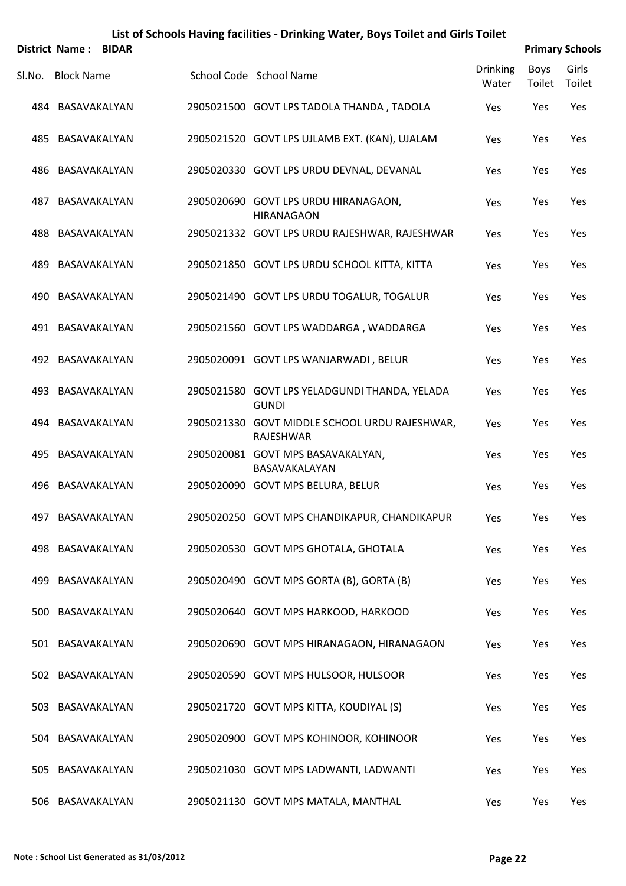## List of Schools Having facilities - Drinking Water, Boys Toilet and Girls Toilet

**District Name : BIDAR** **Primary Schools**

| Sl.No. | Block Name | School Code | School Name | Drinking Water | Boys Toilet | Girls Toilet |
|---|---|---|---|---|---|---|
| 484 | BASAVAKALYAN | 2905021500 | GOVT LPS TADOLA THANDA , TADOLA | Yes | Yes | Yes |
| 485 | BASAVAKALYAN | 2905021520 | GOVT LPS UJLAMB EXT. (KAN), UJALAM | Yes | Yes | Yes |
| 486 | BASAVAKALYAN | 2905020330 | GOVT LPS URDU DEVNAL, DEVANAL | Yes | Yes | Yes |
| 487 | BASAVAKALYAN | 2905020690 | GOVT LPS URDU HIRANAGAON, HIRANAGAON | Yes | Yes | Yes |
| 488 | BASAVAKALYAN | 2905021332 | GOVT LPS URDU RAJESHWAR, RAJESHWAR | Yes | Yes | Yes |
| 489 | BASAVAKALYAN | 2905021850 | GOVT LPS URDU SCHOOL KITTA, KITTA | Yes | Yes | Yes |
| 490 | BASAVAKALYAN | 2905021490 | GOVT LPS URDU TOGALUR, TOGALUR | Yes | Yes | Yes |
| 491 | BASAVAKALYAN | 2905021560 | GOVT LPS WADDARGA , WADDARGA | Yes | Yes | Yes |
| 492 | BASAVAKALYAN | 2905020091 | GOVT LPS WANJARWADI , BELUR | Yes | Yes | Yes |
| 493 | BASAVAKALYAN | 2905021580 | GOVT LPS YELADGUNDI THANDA, YELADA GUNDI | Yes | Yes | Yes |
| 494 | BASAVAKALYAN | 2905021330 | GOVT MIDDLE SCHOOL URDU RAJESHWAR, RAJESHWAR | Yes | Yes | Yes |
| 495 | BASAVAKALYAN | 2905020081 | GOVT MPS BASAVAKALYAN, BASAVAKALAYAN | Yes | Yes | Yes |
| 496 | BASAVAKALYAN | 2905020090 | GOVT MPS BELURA, BELUR | Yes | Yes | Yes |
| 497 | BASAVAKALYAN | 2905020250 | GOVT MPS CHANDIKAPUR, CHANDIKAPUR | Yes | Yes | Yes |
| 498 | BASAVAKALYAN | 2905020530 | GOVT MPS GHOTALA, GHOTALA | Yes | Yes | Yes |
| 499 | BASAVAKALYAN | 2905020490 | GOVT MPS GORTA (B), GORTA (B) | Yes | Yes | Yes |
| 500 | BASAVAKALYAN | 2905020640 | GOVT MPS HARKOOD, HARKOOD | Yes | Yes | Yes |
| 501 | BASAVAKALYAN | 2905020690 | GOVT MPS HIRANAGAON, HIRANAGAON | Yes | Yes | Yes |
| 502 | BASAVAKALYAN | 2905020590 | GOVT MPS HULSOOR, HULSOOR | Yes | Yes | Yes |
| 503 | BASAVAKALYAN | 2905021720 | GOVT MPS KITTA, KOUDIYAL (S) | Yes | Yes | Yes |
| 504 | BASAVAKALYAN | 2905020900 | GOVT MPS KOHINOOR, KOHINOOR | Yes | Yes | Yes |
| 505 | BASAVAKALYAN | 2905021030 | GOVT MPS LADWANTI, LADWANTI | Yes | Yes | Yes |
| 506 | BASAVAKALYAN | 2905021130 | GOVT MPS MATALA, MANTHAL | Yes | Yes | Yes |

**Note : School List Generated as 31/03/2012**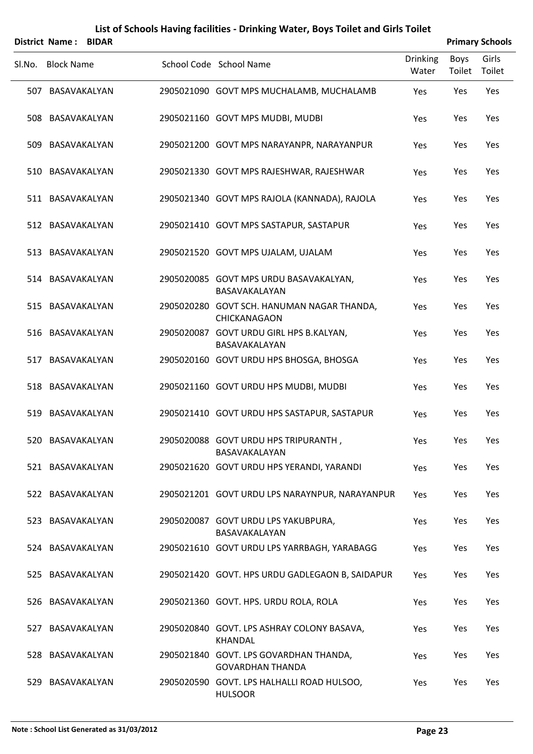## List of Schools Having facilities - Drinking Water, Boys Toilet and Girls Toilet

**District Name : BIDAR** **Primary Schools**

| Sl.No. | Block Name | School Code | School Name | Drinking Water | Boys Toilet | Girls Toilet |
|---|---|---|---|---|---|---|
| 507 | BASAVAKALYAN | 2905021090 | GOVT MPS MUCHALAMB, MUCHALAMB | Yes | Yes | Yes |
| 508 | BASAVAKALYAN | 2905021160 | GOVT MPS MUDBI, MUDBI | Yes | Yes | Yes |
| 509 | BASAVAKALYAN | 2905021200 | GOVT MPS NARAYANPR, NARAYANPUR | Yes | Yes | Yes |
| 510 | BASAVAKALYAN | 2905021330 | GOVT MPS RAJESHWAR, RAJESHWAR | Yes | Yes | Yes |
| 511 | BASAVAKALYAN | 2905021340 | GOVT MPS RAJOLA (KANNADA), RAJOLA | Yes | Yes | Yes |
| 512 | BASAVAKALYAN | 2905021410 | GOVT MPS SASTAPUR, SASTAPUR | Yes | Yes | Yes |
| 513 | BASAVAKALYAN | 2905021520 | GOVT MPS UJALAM, UJALAM | Yes | Yes | Yes |
| 514 | BASAVAKALYAN | 2905020085 | GOVT MPS URDU BASAVAKALYAN, BASAVAKALAYAN | Yes | Yes | Yes |
| 515 | BASAVAKALYAN | 2905020280 | GOVT SCH. HANUMAN NAGAR THANDA, CHICKANAGAON | Yes | Yes | Yes |
| 516 | BASAVAKALYAN | 2905020087 | GOVT URDU GIRL HPS B.KALYAN, BASAVAKALAYAN | Yes | Yes | Yes |
| 517 | BASAVAKALYAN | 2905020160 | GOVT URDU HPS BHOSGA, BHOSGA | Yes | Yes | Yes |
| 518 | BASAVAKALYAN | 2905021160 | GOVT URDU HPS MUDBI, MUDBI | Yes | Yes | Yes |
| 519 | BASAVAKALYAN | 2905021410 | GOVT URDU HPS SASTAPUR, SASTAPUR | Yes | Yes | Yes |
| 520 | BASAVAKALYAN | 2905020088 | GOVT URDU HPS TRIPURANTH , BASAVAKALAYAN | Yes | Yes | Yes |
| 521 | BASAVAKALYAN | 2905021620 | GOVT URDU HPS YERANDI, YARANDI | Yes | Yes | Yes |
| 522 | BASAVAKALYAN | 2905021201 | GOVT URDU LPS NARAYNPUR, NARAYANPUR | Yes | Yes | Yes |
| 523 | BASAVAKALYAN | 2905020087 | GOVT URDU LPS YAKUBPURA, BASAVAKALAYAN | Yes | Yes | Yes |
| 524 | BASAVAKALYAN | 2905021610 | GOVT URDU LPS YARRBAGH, YARABAGG | Yes | Yes | Yes |
| 525 | BASAVAKALYAN | 2905021420 | GOVT. HPS URDU GADLEGAON B, SAIDAPUR | Yes | Yes | Yes |
| 526 | BASAVAKALYAN | 2905021360 | GOVT. HPS. URDU ROLA, ROLA | Yes | Yes | Yes |
| 527 | BASAVAKALYAN | 2905020840 | GOVT. LPS ASHRAY COLONY BASAVA, KHANDAL | Yes | Yes | Yes |
| 528 | BASAVAKALYAN | 2905021840 | GOVT. LPS GOVARDHAN THANDA, GOVARDHAN THANDA | Yes | Yes | Yes |
| 529 | BASAVAKALYAN | 2905020590 | GOVT. LPS HALHALLI ROAD HULSOO, HULSOOR | Yes | Yes | Yes |

**Note : School List Generated as 31/03/2012**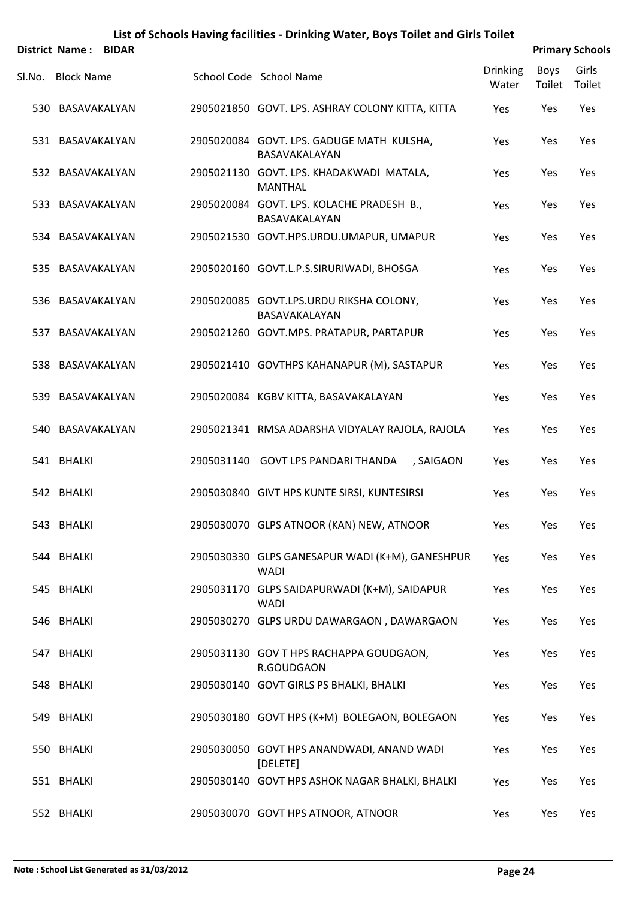# List of Schools Having facilities - Drinking Water, Boys Toilet and Girls Toilet

**District Name : BIDAR** **Primary Schools**

| Sl.No. | Block Name | School Code | School Name | Drinking Water | Boys Toilet | Girls Toilet |
|---|---|---|---|---|---|---|
| 530 | BASAVAKALYAN | 2905021850 | GOVT. LPS. ASHRAY COLONY KITTA, KITTA | Yes | Yes | Yes |
| 531 | BASAVAKALYAN | 2905020084 | GOVT. LPS. GADUGE MATH KULSHA, BASAVAKALAYAN | Yes | Yes | Yes |
| 532 | BASAVAKALYAN | 2905021130 | GOVT. LPS. KHADAKWADI MATALA, MANTHAL | Yes | Yes | Yes |
| 533 | BASAVAKALYAN | 2905020084 | GOVT. LPS. KOLACHE PRADESH B., BASAVAKALAYAN | Yes | Yes | Yes |
| 534 | BASAVAKALYAN | 2905021530 | GOVT.HPS.URDU.UMAPUR, UMAPUR | Yes | Yes | Yes |
| 535 | BASAVAKALYAN | 2905020160 | GOVT.L.P.S.SIRURIWADI, BHOSGA | Yes | Yes | Yes |
| 536 | BASAVAKALYAN | 2905020085 | GOVT.LPS.URDU RIKSHA COLONY, BASAVAKALAYAN | Yes | Yes | Yes |
| 537 | BASAVAKALYAN | 2905021260 | GOVT.MPS. PRATAPUR, PARTAPUR | Yes | Yes | Yes |
| 538 | BASAVAKALYAN | 2905021410 | GOVTHPS KAHANAPUR (M), SASTAPUR | Yes | Yes | Yes |
| 539 | BASAVAKALYAN | 2905020084 | KGBV KITTA, BASAVAKALAYAN | Yes | Yes | Yes |
| 540 | BASAVAKALYAN | 2905021341 | RMSA ADARSHA VIDYALAY RAJOLA, RAJOLA | Yes | Yes | Yes |
| 541 | BHALKI | 2905031140 | GOVT LPS PANDARI THANDA , SAIGAON | Yes | Yes | Yes |
| 542 | BHALKI | 2905030840 | GIVT HPS KUNTE SIRSI, KUNTESIRSI | Yes | Yes | Yes |
| 543 | BHALKI | 2905030070 | GLPS ATNOOR (KAN) NEW, ATNOOR | Yes | Yes | Yes |
| 544 | BHALKI | 2905030330 | GLPS GANESAPUR WADI (K+M), GANESHPUR WADI | Yes | Yes | Yes |
| 545 | BHALKI | 2905031170 | GLPS SAIDAPURWADI (K+M), SAIDAPUR WADI | Yes | Yes | Yes |
| 546 | BHALKI | 2905030270 | GLPS URDU DAWARGAON , DAWARGAON | Yes | Yes | Yes |
| 547 | BHALKI | 2905031130 | GOV T HPS RACHAPPA GOUDGAON, R.GOUDGAON | Yes | Yes | Yes |
| 548 | BHALKI | 2905030140 | GOVT GIRLS PS BHALKI, BHALKI | Yes | Yes | Yes |
| 549 | BHALKI | 2905030180 | GOVT HPS (K+M) BOLEGAON, BOLEGAON | Yes | Yes | Yes |
| 550 | BHALKI | 2905030050 | GOVT HPS ANANDWADI, ANAND WADI [DELETE] | Yes | Yes | Yes |
| 551 | BHALKI | 2905030140 | GOVT HPS ASHOK NAGAR BHALKI, BHALKI | Yes | Yes | Yes |
| 552 | BHALKI | 2905030070 | GOVT HPS ATNOOR, ATNOOR | Yes | Yes | Yes |

**Note : School List Generated as 31/03/2012**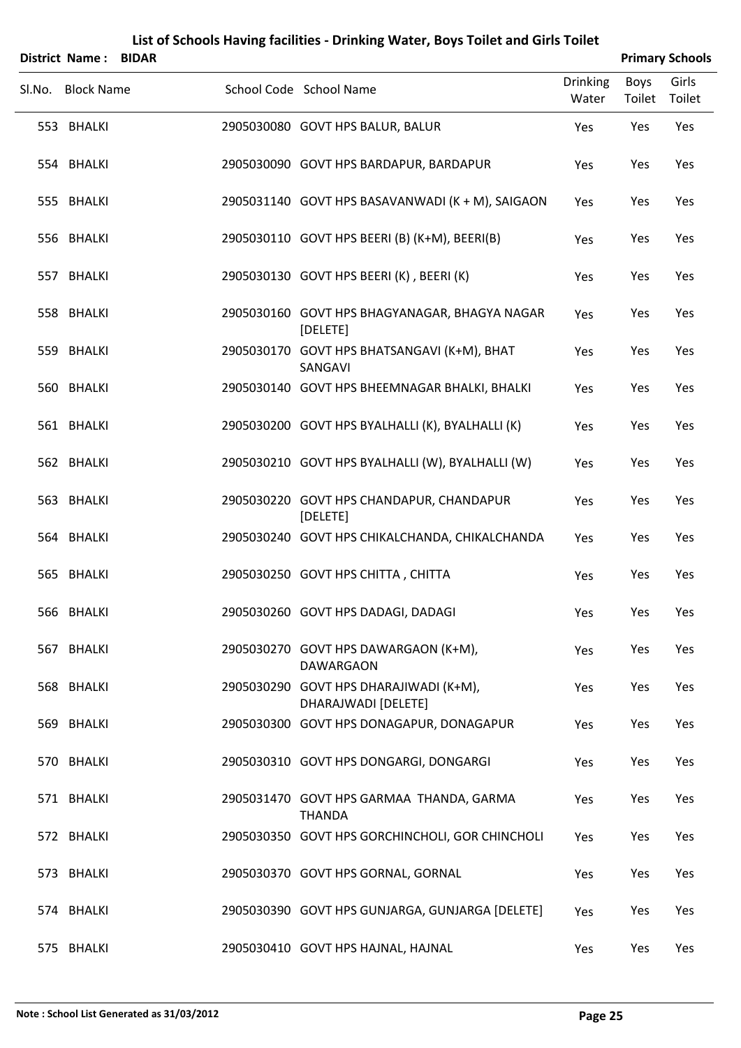# List of Schools Having facilities - Drinking Water, Boys Toilet and Girls Toilet

**District Name : BIDAR** **Primary Schools**

| Sl.No. | Block Name | School Code | School Name | Drinking Water | Boys Toilet | Girls Toilet |
|---|---|---|---|---|---|---|
| 553 | BHALKI | 2905030080 | GOVT HPS BALUR, BALUR | Yes | Yes | Yes |
| 554 | BHALKI | 2905030090 | GOVT HPS BARDAPUR, BARDAPUR | Yes | Yes | Yes |
| 555 | BHALKI | 2905031140 | GOVT HPS BASAVANWADI (K + M), SAIGAON | Yes | Yes | Yes |
| 556 | BHALKI | 2905030110 | GOVT HPS BEERI (B) (K+M), BEERI(B) | Yes | Yes | Yes |
| 557 | BHALKI | 2905030130 | GOVT HPS BEERI (K) , BEERI (K) | Yes | Yes | Yes |
| 558 | BHALKI | 2905030160 | GOVT HPS BHAGYANAGAR, BHAGYA NAGAR [DELETE] | Yes | Yes | Yes |
| 559 | BHALKI | 2905030170 | GOVT HPS BHATSANGAVI (K+M), BHAT SANGAVI | Yes | Yes | Yes |
| 560 | BHALKI | 2905030140 | GOVT HPS BHEEMNAGAR BHALKI, BHALKI | Yes | Yes | Yes |
| 561 | BHALKI | 2905030200 | GOVT HPS BYALHALLI (K), BYALHALLI (K) | Yes | Yes | Yes |
| 562 | BHALKI | 2905030210 | GOVT HPS BYALHALLI (W), BYALHALLI (W) | Yes | Yes | Yes |
| 563 | BHALKI | 2905030220 | GOVT HPS CHANDAPUR, CHANDAPUR [DELETE] | Yes | Yes | Yes |
| 564 | BHALKI | 2905030240 | GOVT HPS CHIKALCHANDA, CHIKALCHANDA | Yes | Yes | Yes |
| 565 | BHALKI | 2905030250 | GOVT HPS CHITTA , CHITTA | Yes | Yes | Yes |
| 566 | BHALKI | 2905030260 | GOVT HPS DADAGI, DADAGI | Yes | Yes | Yes |
| 567 | BHALKI | 2905030270 | GOVT HPS DAWARGAON (K+M), DAWARGAON | Yes | Yes | Yes |
| 568 | BHALKI | 2905030290 | GOVT HPS DHARAJIWADI (K+M), DHARAJWADI [DELETE] | Yes | Yes | Yes |
| 569 | BHALKI | 2905030300 | GOVT HPS DONAGAPUR, DONAGAPUR | Yes | Yes | Yes |
| 570 | BHALKI | 2905030310 | GOVT HPS DONGARGI, DONGARGI | Yes | Yes | Yes |
| 571 | BHALKI | 2905031470 | GOVT HPS GARMAA THANDA, GARMA THANDA | Yes | Yes | Yes |
| 572 | BHALKI | 2905030350 | GOVT HPS GORCHINCHOLI, GOR CHINCHOLI | Yes | Yes | Yes |
| 573 | BHALKI | 2905030370 | GOVT HPS GORNAL, GORNAL | Yes | Yes | Yes |
| 574 | BHALKI | 2905030390 | GOVT HPS GUNJARGA, GUNJARGA [DELETE] | Yes | Yes | Yes |
| 575 | BHALKI | 2905030410 | GOVT HPS HAJNAL, HAJNAL | Yes | Yes | Yes |

**Note : School List Generated as 31/03/2012**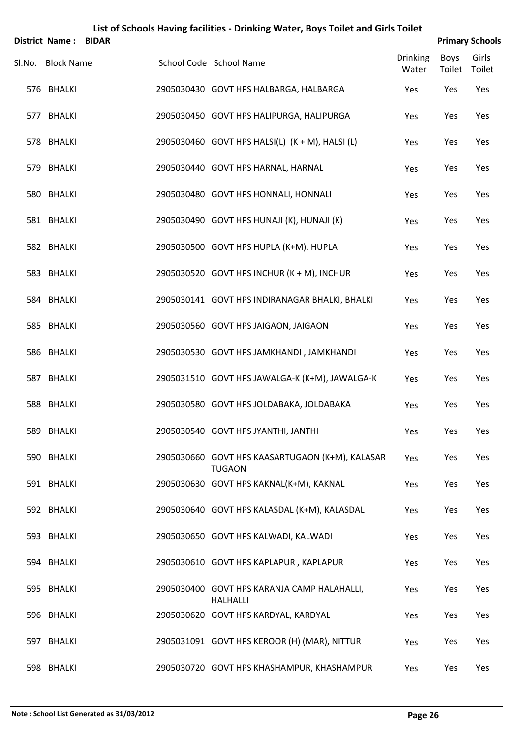# List of Schools Having facilities - Drinking Water, Boys Toilet and Girls Toilet

**District Name : BIDAR** **Primary Schools**

| Sl.No. | Block Name | School Code | School Name | Drinking Water | Boys Toilet | Girls Toilet |
|---|---|---|---|---|---|---|
| 576 | BHALKI | 2905030430 | GOVT HPS HALBARGA, HALBARGA | Yes | Yes | Yes |
| 577 | BHALKI | 2905030450 | GOVT HPS HALIPURGA, HALIPURGA | Yes | Yes | Yes |
| 578 | BHALKI | 2905030460 | GOVT HPS HALSI(L) (K + M), HALSI (L) | Yes | Yes | Yes |
| 579 | BHALKI | 2905030440 | GOVT HPS HARNAL, HARNAL | Yes | Yes | Yes |
| 580 | BHALKI | 2905030480 | GOVT HPS HONNALI, HONNALI | Yes | Yes | Yes |
| 581 | BHALKI | 2905030490 | GOVT HPS HUNAJI (K), HUNAJI (K) | Yes | Yes | Yes |
| 582 | BHALKI | 2905030500 | GOVT HPS HUPLA (K+M), HUPLA | Yes | Yes | Yes |
| 583 | BHALKI | 2905030520 | GOVT HPS INCHUR (K + M), INCHUR | Yes | Yes | Yes |
| 584 | BHALKI | 2905030141 | GOVT HPS INDIRANAGAR BHALKI, BHALKI | Yes | Yes | Yes |
| 585 | BHALKI | 2905030560 | GOVT HPS JAIGAON, JAIGAON | Yes | Yes | Yes |
| 586 | BHALKI | 2905030530 | GOVT HPS JAMKHANDI , JAMKHANDI | Yes | Yes | Yes |
| 587 | BHALKI | 2905031510 | GOVT HPS JAWALGA-K (K+M), JAWALGA-K | Yes | Yes | Yes |
| 588 | BHALKI | 2905030580 | GOVT HPS JOLDABAKA, JOLDABAKA | Yes | Yes | Yes |
| 589 | BHALKI | 2905030540 | GOVT HPS JYANTHI, JANTHI | Yes | Yes | Yes |
| 590 | BHALKI | 2905030660 | GOVT HPS KAASARTUGAON (K+M), KALASAR TUGAON | Yes | Yes | Yes |
| 591 | BHALKI | 2905030630 | GOVT HPS KAKNAL(K+M), KAKNAL | Yes | Yes | Yes |
| 592 | BHALKI | 2905030640 | GOVT HPS KALASDAL (K+M), KALASDAL | Yes | Yes | Yes |
| 593 | BHALKI | 2905030650 | GOVT HPS KALWADI, KALWADI | Yes | Yes | Yes |
| 594 | BHALKI | 2905030610 | GOVT HPS KAPLAPUR , KAPLAPUR | Yes | Yes | Yes |
| 595 | BHALKI | 2905030400 | GOVT HPS KARANJA CAMP HALAHALLI, HALHALLI | Yes | Yes | Yes |
| 596 | BHALKI | 2905030620 | GOVT HPS KARDYAL, KARDYAL | Yes | Yes | Yes |
| 597 | BHALKI | 2905031091 | GOVT HPS KEROOR (H) (MAR), NITTUR | Yes | Yes | Yes |
| 598 | BHALKI | 2905030720 | GOVT HPS KHASHAMPUR, KHASHAMPUR | Yes | Yes | Yes |

**Note : School List Generated as 31/03/2012**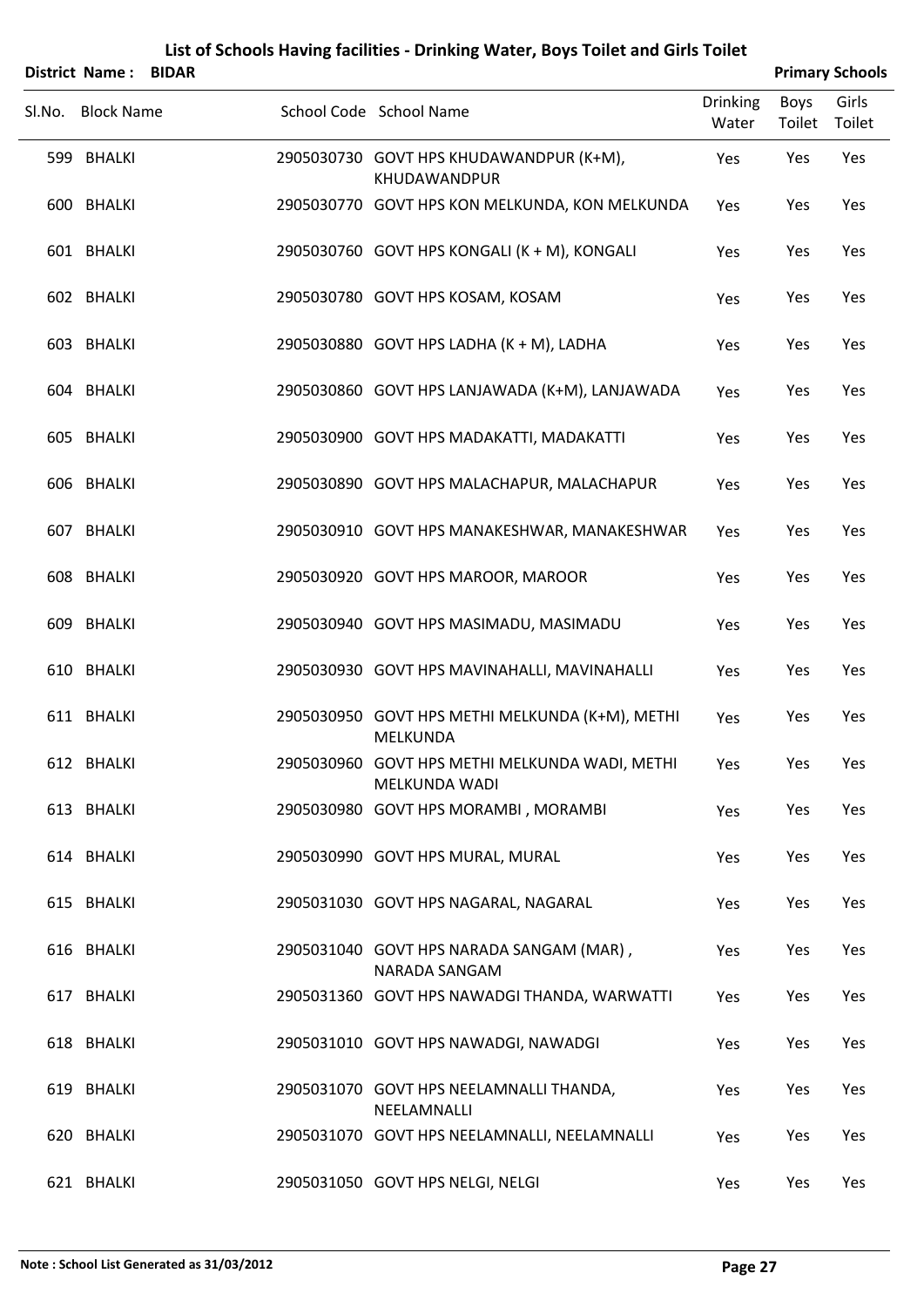# List of Schools Having facilities - Drinking Water, Boys Toilet and Girls Toilet

**District Name : BIDAR** **Primary Schools**

| Sl.No. | Block Name | School Code | School Name | Drinking Water | Boys Toilet | Girls Toilet |
|---|---|---|---|---|---|---|
| 599 | BHALKI | 2905030730 | GOVT HPS KHUDAWANDPUR (K+M), KHUDAWANDPUR | Yes | Yes | Yes |
| 600 | BHALKI | 2905030770 | GOVT HPS KON MELKUNDA, KON MELKUNDA | Yes | Yes | Yes |
| 601 | BHALKI | 2905030760 | GOVT HPS KONGALI (K + M), KONGALI | Yes | Yes | Yes |
| 602 | BHALKI | 2905030780 | GOVT HPS KOSAM, KOSAM | Yes | Yes | Yes |
| 603 | BHALKI | 2905030880 | GOVT HPS LADHA (K + M), LADHA | Yes | Yes | Yes |
| 604 | BHALKI | 2905030860 | GOVT HPS LANJAWADA (K+M), LANJAWADA | Yes | Yes | Yes |
| 605 | BHALKI | 2905030900 | GOVT HPS MADAKATTI, MADAKATTI | Yes | Yes | Yes |
| 606 | BHALKI | 2905030890 | GOVT HPS MALACHAPUR, MALACHAPUR | Yes | Yes | Yes |
| 607 | BHALKI | 2905030910 | GOVT HPS MANAKESHWAR, MANAKESHWAR | Yes | Yes | Yes |
| 608 | BHALKI | 2905030920 | GOVT HPS MAROOR, MAROOR | Yes | Yes | Yes |
| 609 | BHALKI | 2905030940 | GOVT HPS MASIMADU, MASIMADU | Yes | Yes | Yes |
| 610 | BHALKI | 2905030930 | GOVT HPS MAVINAHALLI, MAVINAHALLI | Yes | Yes | Yes |
| 611 | BHALKI | 2905030950 | GOVT HPS METHI MELKUNDA (K+M), METHI MELKUNDA | Yes | Yes | Yes |
| 612 | BHALKI | 2905030960 | GOVT HPS METHI MELKUNDA WADI, METHI MELKUNDA WADI | Yes | Yes | Yes |
| 613 | BHALKI | 2905030980 | GOVT HPS MORAMBI , MORAMBI | Yes | Yes | Yes |
| 614 | BHALKI | 2905030990 | GOVT HPS MURAL, MURAL | Yes | Yes | Yes |
| 615 | BHALKI | 2905031030 | GOVT HPS NAGARAL, NAGARAL | Yes | Yes | Yes |
| 616 | BHALKI | 2905031040 | GOVT HPS NARADA SANGAM (MAR) , NARADA SANGAM | Yes | Yes | Yes |
| 617 | BHALKI | 2905031360 | GOVT HPS NAWADGI THANDA, WARWATTI | Yes | Yes | Yes |
| 618 | BHALKI | 2905031010 | GOVT HPS NAWADGI, NAWADGI | Yes | Yes | Yes |
| 619 | BHALKI | 2905031070 | GOVT HPS NEELAMNALLI THANDA, NEELAMNALLI | Yes | Yes | Yes |
| 620 | BHALKI | 2905031070 | GOVT HPS NEELAMNALLI, NEELAMNALLI | Yes | Yes | Yes |
| 621 | BHALKI | 2905031050 | GOVT HPS NELGI, NELGI | Yes | Yes | Yes |

**Note : School List Generated as 31/03/2012**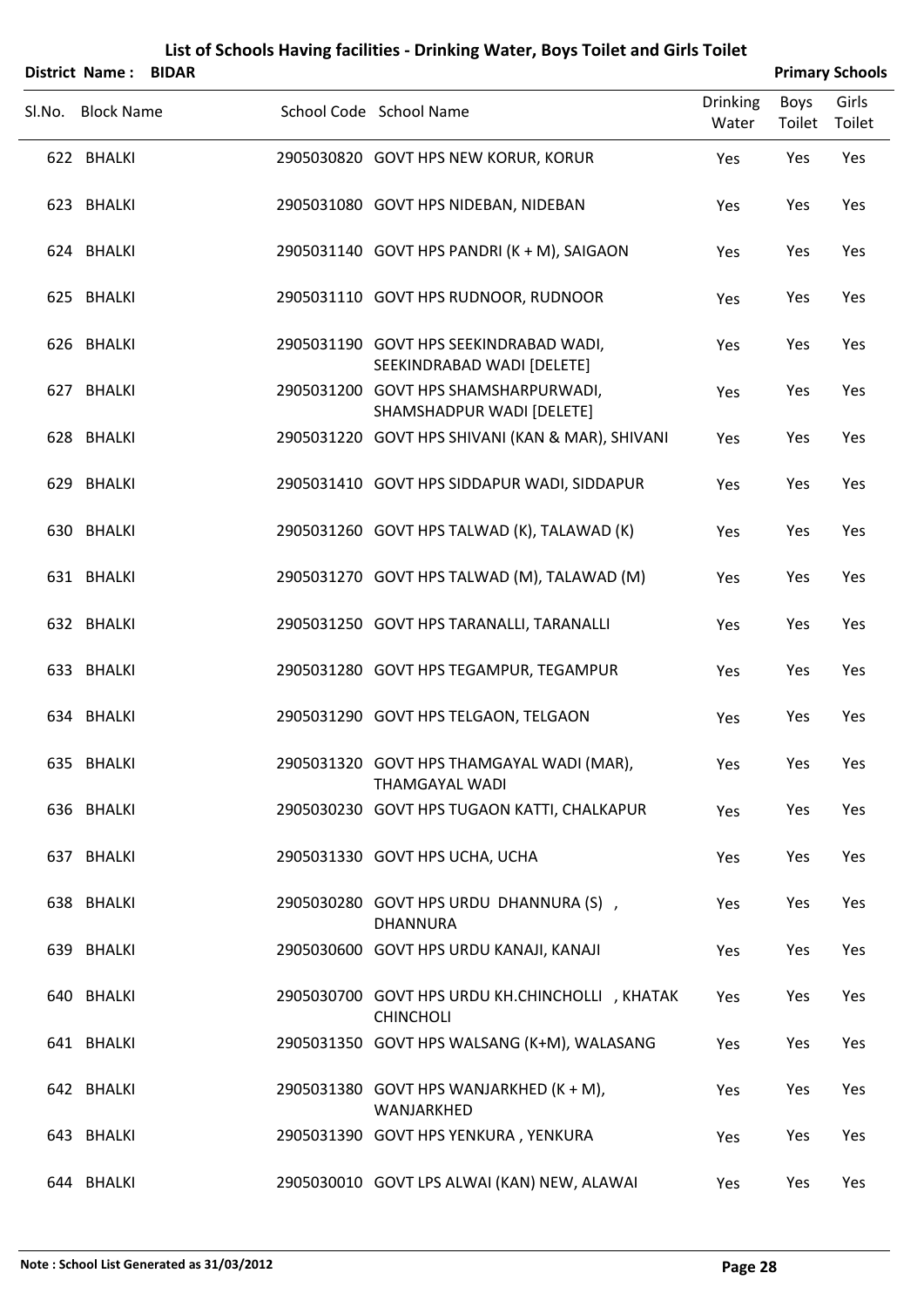# List of Schools Having facilities - Drinking Water, Boys Toilet and Girls Toilet

**District Name : BIDAR** **Primary Schools**

| Sl.No. | Block Name | School Code | School Name | Drinking Water | Boys Toilet | Girls Toilet |
|---|---|---|---|---|---|---|
| 622 | BHALKI | 2905030820 | GOVT HPS NEW KORUR, KORUR | Yes | Yes | Yes |
| 623 | BHALKI | 2905031080 | GOVT HPS NIDEBAN, NIDEBAN | Yes | Yes | Yes |
| 624 | BHALKI | 2905031140 | GOVT HPS PANDRI (K + M), SAIGAON | Yes | Yes | Yes |
| 625 | BHALKI | 2905031110 | GOVT HPS RUDNOOR, RUDNOOR | Yes | Yes | Yes |
| 626 | BHALKI | 2905031190 | GOVT HPS SEEKINDRABAD WADI, SEEKINDRABAD WADI [DELETE] | Yes | Yes | Yes |
| 627 | BHALKI | 2905031200 | GOVT HPS SHAMSHARPURWADI, SHAMSHADPUR WADI [DELETE] | Yes | Yes | Yes |
| 628 | BHALKI | 2905031220 | GOVT HPS SHIVANI (KAN & MAR), SHIVANI | Yes | Yes | Yes |
| 629 | BHALKI | 2905031410 | GOVT HPS SIDDAPUR WADI, SIDDAPUR | Yes | Yes | Yes |
| 630 | BHALKI | 2905031260 | GOVT HPS TALWAD (K), TALAWAD (K) | Yes | Yes | Yes |
| 631 | BHALKI | 2905031270 | GOVT HPS TALWAD (M), TALAWAD (M) | Yes | Yes | Yes |
| 632 | BHALKI | 2905031250 | GOVT HPS TARANALLI, TARANALLI | Yes | Yes | Yes |
| 633 | BHALKI | 2905031280 | GOVT HPS TEGAMPUR, TEGAMPUR | Yes | Yes | Yes |
| 634 | BHALKI | 2905031290 | GOVT HPS TELGAON, TELGAON | Yes | Yes | Yes |
| 635 | BHALKI | 2905031320 | GOVT HPS THAMGAYAL WADI (MAR), THAMGAYAL WADI | Yes | Yes | Yes |
| 636 | BHALKI | 2905030230 | GOVT HPS TUGAON KATTI, CHALKAPUR | Yes | Yes | Yes |
| 637 | BHALKI | 2905031330 | GOVT HPS UCHA, UCHA | Yes | Yes | Yes |
| 638 | BHALKI | 2905030280 | GOVT HPS URDU DHANNURA (S) , DHANNURA | Yes | Yes | Yes |
| 639 | BHALKI | 2905030600 | GOVT HPS URDU KANAJI, KANAJI | Yes | Yes | Yes |
| 640 | BHALKI | 2905030700 | GOVT HPS URDU KH.CHINCHOLLI , KHATAK CHINCHOLI | Yes | Yes | Yes |
| 641 | BHALKI | 2905031350 | GOVT HPS WALSANG (K+M), WALASANG | Yes | Yes | Yes |
| 642 | BHALKI | 2905031380 | GOVT HPS WANJARKHED (K + M), WANJARKHED | Yes | Yes | Yes |
| 643 | BHALKI | 2905031390 | GOVT HPS YENKURA , YENKURA | Yes | Yes | Yes |
| 644 | BHALKI | 2905030010 | GOVT LPS ALWAI (KAN) NEW, ALAWAI | Yes | Yes | Yes |

**Note : School List Generated as 31/03/2012**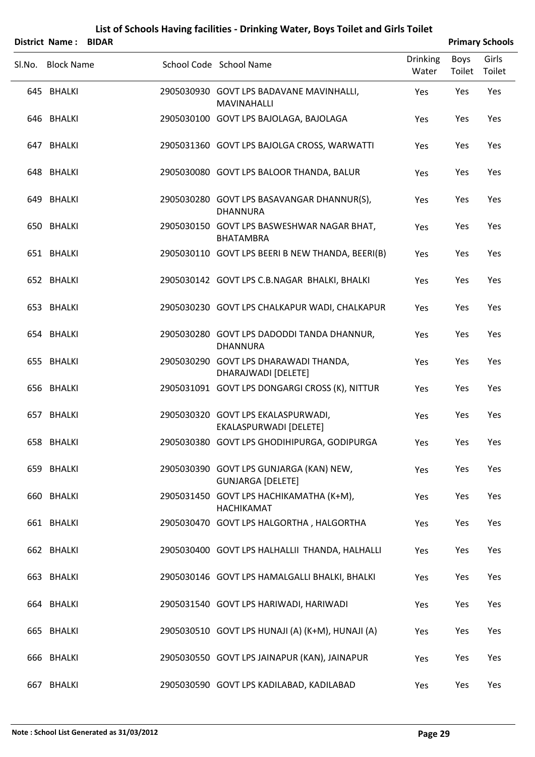# List of Schools Having facilities - Drinking Water, Boys Toilet and Girls Toilet

**District Name : BIDAR** **Primary Schools**

| Sl.No. | Block Name | School Code | School Name | Drinking Water | Boys Toilet | Girls Toilet |
|---|---|---|---|---|---|---|
| 645 | BHALKI | 2905030930 | GOVT LPS BADAVANE MAVINHALLI, MAVINAHALLI | Yes | Yes | Yes |
| 646 | BHALKI | 2905030100 | GOVT LPS BAJOLAGA, BAJOLAGA | Yes | Yes | Yes |
| 647 | BHALKI | 2905031360 | GOVT LPS BAJOLGA CROSS, WARWATTI | Yes | Yes | Yes |
| 648 | BHALKI | 2905030080 | GOVT LPS BALOOR THANDA, BALUR | Yes | Yes | Yes |
| 649 | BHALKI | 2905030280 | GOVT LPS BASAVANGAR DHANNUR(S), DHANNURA | Yes | Yes | Yes |
| 650 | BHALKI | 2905030150 | GOVT LPS BASWESHWAR NAGAR BHAT, BHATAMBRA | Yes | Yes | Yes |
| 651 | BHALKI | 2905030110 | GOVT LPS BEERI B NEW THANDA, BEERI(B) | Yes | Yes | Yes |
| 652 | BHALKI | 2905030142 | GOVT LPS C.B.NAGAR BHALKI, BHALKI | Yes | Yes | Yes |
| 653 | BHALKI | 2905030230 | GOVT LPS CHALKAPUR WADI, CHALKAPUR | Yes | Yes | Yes |
| 654 | BHALKI | 2905030280 | GOVT LPS DADODDI TANDA DHANNUR, DHANNURA | Yes | Yes | Yes |
| 655 | BHALKI | 2905030290 | GOVT LPS DHARAWADI THANDA, DHARAJWADI [DELETE] | Yes | Yes | Yes |
| 656 | BHALKI | 2905031091 | GOVT LPS DONGARGI CROSS (K), NITTUR | Yes | Yes | Yes |
| 657 | BHALKI | 2905030320 | GOVT LPS EKALASPURWADI, EKALASPURWADI [DELETE] | Yes | Yes | Yes |
| 658 | BHALKI | 2905030380 | GOVT LPS GHODIHIPURGA, GODIPURGA | Yes | Yes | Yes |
| 659 | BHALKI | 2905030390 | GOVT LPS GUNJARGA (KAN) NEW, GUNJARGA [DELETE] | Yes | Yes | Yes |
| 660 | BHALKI | 2905031450 | GOVT LPS HACHIKAMATHA (K+M), HACHIKAMAT | Yes | Yes | Yes |
| 661 | BHALKI | 2905030470 | GOVT LPS HALGORTHA , HALGORTHA | Yes | Yes | Yes |
| 662 | BHALKI | 2905030400 | GOVT LPS HALHALLII THANDA, HALHALLI | Yes | Yes | Yes |
| 663 | BHALKI | 2905030146 | GOVT LPS HAMALGALLI BHALKI, BHALKI | Yes | Yes | Yes |
| 664 | BHALKI | 2905031540 | GOVT LPS HARIWADI, HARIWADI | Yes | Yes | Yes |
| 665 | BHALKI | 2905030510 | GOVT LPS HUNAJI (A) (K+M), HUNAJI (A) | Yes | Yes | Yes |
| 666 | BHALKI | 2905030550 | GOVT LPS JAINAPUR (KAN), JAINAPUR | Yes | Yes | Yes |
| 667 | BHALKI | 2905030590 | GOVT LPS KADILABAD, KADILABAD | Yes | Yes | Yes |

**Note : School List Generated as 31/03/2012**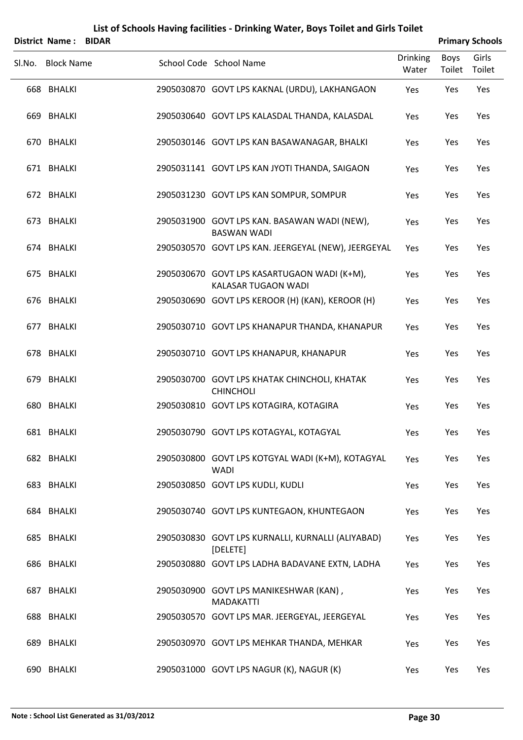# List of Schools Having facilities - Drinking Water, Boys Toilet and Girls Toilet

**District Name : BIDAR** **Primary Schools**

| Sl.No. | Block Name | School Code | School Name | Drinking Water | Boys Toilet | Girls Toilet |
|---|---|---|---|---|---|---|
| 668 | BHALKI | 2905030870 | GOVT LPS KAKNAL (URDU), LAKHANGAON | Yes | Yes | Yes |
| 669 | BHALKI | 2905030640 | GOVT LPS KALASDAL THANDA, KALASDAL | Yes | Yes | Yes |
| 670 | BHALKI | 2905030146 | GOVT LPS KAN BASAWANAGAR, BHALKI | Yes | Yes | Yes |
| 671 | BHALKI | 2905031141 | GOVT LPS KAN JYOTI THANDA, SAIGAON | Yes | Yes | Yes |
| 672 | BHALKI | 2905031230 | GOVT LPS KAN SOMPUR, SOMPUR | Yes | Yes | Yes |
| 673 | BHALKI | 2905031900 | GOVT LPS KAN. BASAWAN WADI (NEW), BASWAN WADI | Yes | Yes | Yes |
| 674 | BHALKI | 2905030570 | GOVT LPS KAN. JEERGEYAL (NEW), JEERGEYAL | Yes | Yes | Yes |
| 675 | BHALKI | 2905030670 | GOVT LPS KASARTUGAON WADI (K+M), KALASAR TUGAON WADI | Yes | Yes | Yes |
| 676 | BHALKI | 2905030690 | GOVT LPS KEROOR (H) (KAN), KEROOR (H) | Yes | Yes | Yes |
| 677 | BHALKI | 2905030710 | GOVT LPS KHANAPUR THANDA, KHANAPUR | Yes | Yes | Yes |
| 678 | BHALKI | 2905030710 | GOVT LPS KHANAPUR, KHANAPUR | Yes | Yes | Yes |
| 679 | BHALKI | 2905030700 | GOVT LPS KHATAK CHINCHOLI, KHATAK CHINCHOLI | Yes | Yes | Yes |
| 680 | BHALKI | 2905030810 | GOVT LPS KOTAGIRA, KOTAGIRA | Yes | Yes | Yes |
| 681 | BHALKI | 2905030790 | GOVT LPS KOTAGYAL, KOTAGYAL | Yes | Yes | Yes |
| 682 | BHALKI | 2905030800 | GOVT LPS KOTGYAL WADI (K+M), KOTAGYAL WADI | Yes | Yes | Yes |
| 683 | BHALKI | 2905030850 | GOVT LPS KUDLI, KUDLI | Yes | Yes | Yes |
| 684 | BHALKI | 2905030740 | GOVT LPS KUNTEGAON, KHUNTEGAON | Yes | Yes | Yes |
| 685 | BHALKI | 2905030830 | GOVT LPS KURNALLI, KURNALLI (ALIYABAD) [DELETE] | Yes | Yes | Yes |
| 686 | BHALKI | 2905030880 | GOVT LPS LADHA BADAVANE EXTN, LADHA | Yes | Yes | Yes |
| 687 | BHALKI | 2905030900 | GOVT LPS MANIKESHWAR (KAN) , MADAKATTI | Yes | Yes | Yes |
| 688 | BHALKI | 2905030570 | GOVT LPS MAR. JEERGEYAL, JEERGEYAL | Yes | Yes | Yes |
| 689 | BHALKI | 2905030970 | GOVT LPS MEHKAR THANDA, MEHKAR | Yes | Yes | Yes |
| 690 | BHALKI | 2905031000 | GOVT LPS NAGUR (K), NAGUR (K) | Yes | Yes | Yes |

**Note : School List Generated as 31/03/2012**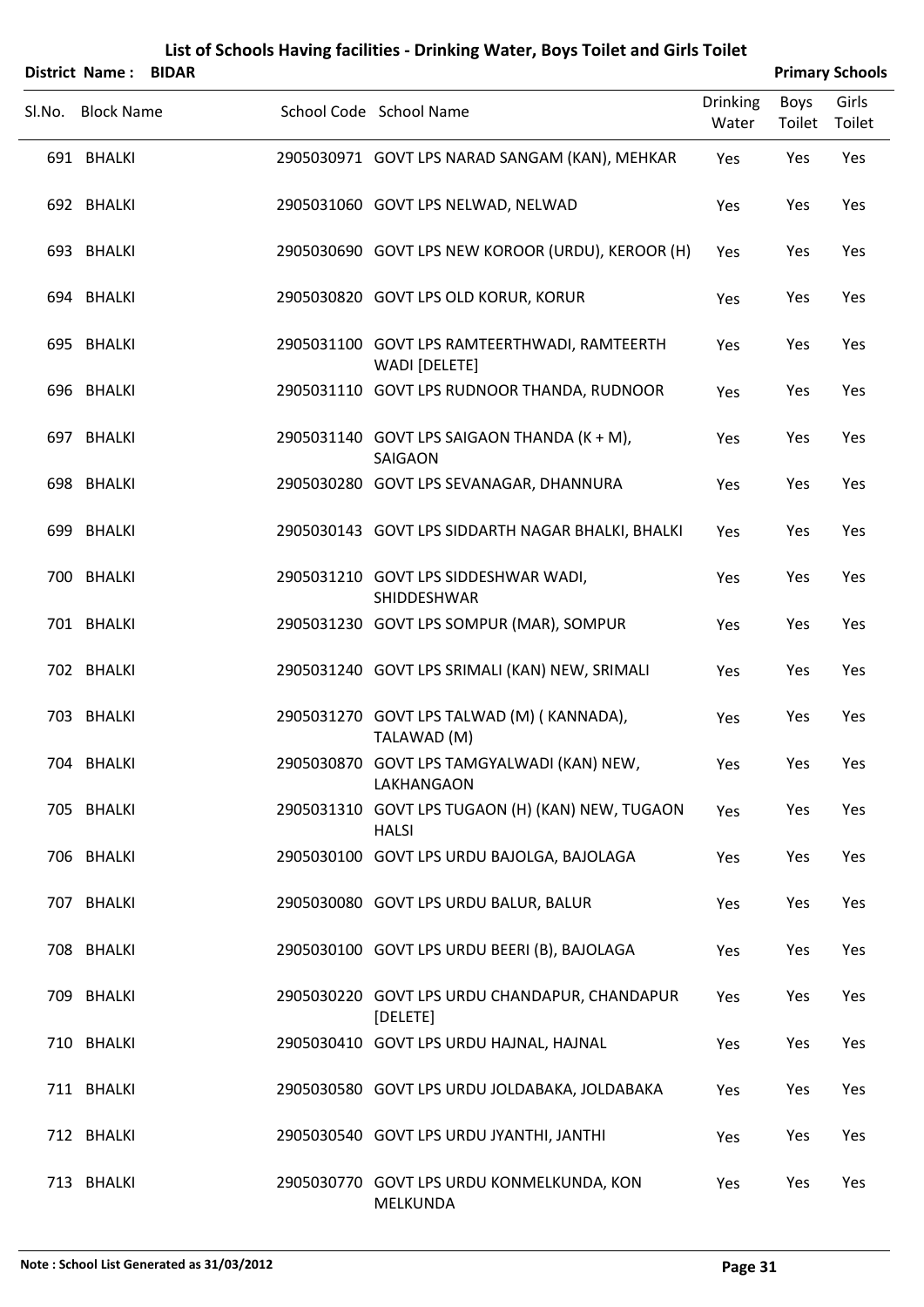# List of Schools Having facilities - Drinking Water, Boys Toilet and Girls Toilet

**District Name : BIDAR** **Primary Schools**

| Sl.No. | Block Name | School Code | School Name | Drinking Water | Boys Toilet | Girls Toilet |
|---|---|---|---|---|---|---|
| 691 | BHALKI | 2905030971 | GOVT LPS NARAD SANGAM (KAN), MEHKAR | Yes | Yes | Yes |
| 692 | BHALKI | 2905031060 | GOVT LPS NELWAD, NELWAD | Yes | Yes | Yes |
| 693 | BHALKI | 2905030690 | GOVT LPS NEW KOROOR (URDU), KEROOR (H) | Yes | Yes | Yes |
| 694 | BHALKI | 2905030820 | GOVT LPS OLD KORUR, KORUR | Yes | Yes | Yes |
| 695 | BHALKI | 2905031100 | GOVT LPS RAMTEERTHWADI, RAMTEERTH WADI [DELETE] | Yes | Yes | Yes |
| 696 | BHALKI | 2905031110 | GOVT LPS RUDNOOR THANDA, RUDNOOR | Yes | Yes | Yes |
| 697 | BHALKI | 2905031140 | GOVT LPS SAIGAON THANDA (K + M), SAIGAON | Yes | Yes | Yes |
| 698 | BHALKI | 2905030280 | GOVT LPS SEVANAGAR, DHANNURA | Yes | Yes | Yes |
| 699 | BHALKI | 2905030143 | GOVT LPS SIDDARTH NAGAR BHALKI, BHALKI | Yes | Yes | Yes |
| 700 | BHALKI | 2905031210 | GOVT LPS SIDDESHWAR WADI, SHIDDESHWAR | Yes | Yes | Yes |
| 701 | BHALKI | 2905031230 | GOVT LPS SOMPUR (MAR), SOMPUR | Yes | Yes | Yes |
| 702 | BHALKI | 2905031240 | GOVT LPS SRIMALI (KAN) NEW, SRIMALI | Yes | Yes | Yes |
| 703 | BHALKI | 2905031270 | GOVT LPS TALWAD (M) ( KANNADA), TALAWAD (M) | Yes | Yes | Yes |
| 704 | BHALKI | 2905030870 | GOVT LPS TAMGYALWADI (KAN) NEW, LAKHANGAON | Yes | Yes | Yes |
| 705 | BHALKI | 2905031310 | GOVT LPS TUGAON (H) (KAN) NEW, TUGAON HALSI | Yes | Yes | Yes |
| 706 | BHALKI | 2905030100 | GOVT LPS URDU BAJOLGA, BAJOLAGA | Yes | Yes | Yes |
| 707 | BHALKI | 2905030080 | GOVT LPS URDU BALUR, BALUR | Yes | Yes | Yes |
| 708 | BHALKI | 2905030100 | GOVT LPS URDU BEERI (B), BAJOLAGA | Yes | Yes | Yes |
| 709 | BHALKI | 2905030220 | GOVT LPS URDU CHANDAPUR, CHANDAPUR [DELETE] | Yes | Yes | Yes |
| 710 | BHALKI | 2905030410 | GOVT LPS URDU HAJNAL, HAJNAL | Yes | Yes | Yes |
| 711 | BHALKI | 2905030580 | GOVT LPS URDU JOLDABAKA, JOLDABAKA | Yes | Yes | Yes |
| 712 | BHALKI | 2905030540 | GOVT LPS URDU JYANTHI, JANTHI | Yes | Yes | Yes |
| 713 | BHALKI | 2905030770 | GOVT LPS URDU KONMELKUNDA, KON MELKUNDA | Yes | Yes | Yes |

**Note : School List Generated as 31/03/2012**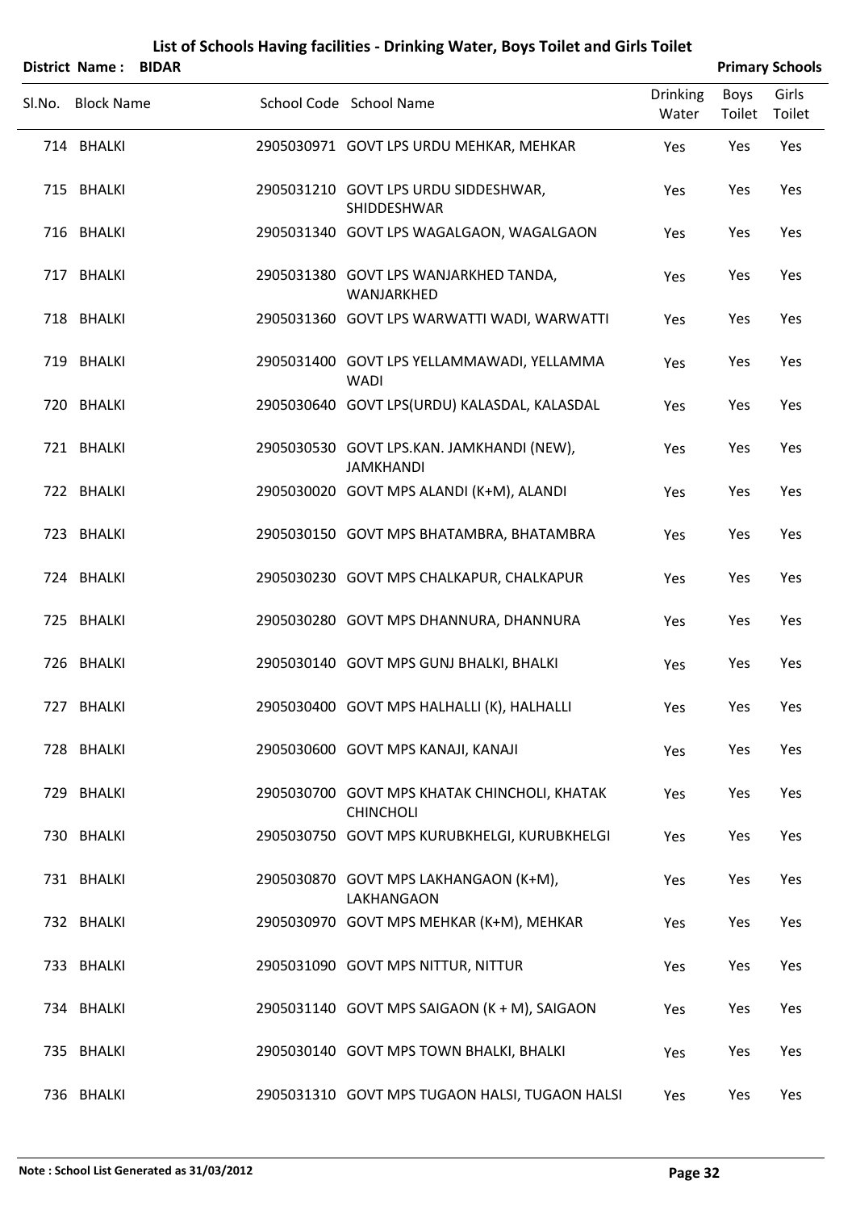# List of Schools Having facilities - Drinking Water, Boys Toilet and Girls Toilet

**District Name : BIDAR** **Primary Schools**

| Sl.No. | Block Name | School Code | School Name | Drinking Water | Boys Toilet | Girls Toilet |
|---|---|---|---|---|---|---|
| 714 | BHALKI | 2905030971 | GOVT LPS URDU MEHKAR, MEHKAR | Yes | Yes | Yes |
| 715 | BHALKI | 2905031210 | GOVT LPS URDU SIDDESHWAR, SHIDDESHWAR | Yes | Yes | Yes |
| 716 | BHALKI | 2905031340 | GOVT LPS WAGALGAON, WAGALGAON | Yes | Yes | Yes |
| 717 | BHALKI | 2905031380 | GOVT LPS WANJARKHED TANDA, WANJARKHED | Yes | Yes | Yes |
| 718 | BHALKI | 2905031360 | GOVT LPS WARWATTI WADI, WARWATTI | Yes | Yes | Yes |
| 719 | BHALKI | 2905031400 | GOVT LPS YELLAMMAWADI, YELLAMMA WADI | Yes | Yes | Yes |
| 720 | BHALKI | 2905030640 | GOVT LPS(URDU) KALASDAL, KALASDAL | Yes | Yes | Yes |
| 721 | BHALKI | 2905030530 | GOVT LPS.KAN. JAMKHANDI (NEW), JAMKHANDI | Yes | Yes | Yes |
| 722 | BHALKI | 2905030020 | GOVT MPS ALANDI (K+M), ALANDI | Yes | Yes | Yes |
| 723 | BHALKI | 2905030150 | GOVT MPS BHATAMBRA, BHATAMBRA | Yes | Yes | Yes |
| 724 | BHALKI | 2905030230 | GOVT MPS CHALKAPUR, CHALKAPUR | Yes | Yes | Yes |
| 725 | BHALKI | 2905030280 | GOVT MPS DHANNURA, DHANNURA | Yes | Yes | Yes |
| 726 | BHALKI | 2905030140 | GOVT MPS GUNJ BHALKI, BHALKI | Yes | Yes | Yes |
| 727 | BHALKI | 2905030400 | GOVT MPS HALHALLI (K), HALHALLI | Yes | Yes | Yes |
| 728 | BHALKI | 2905030600 | GOVT MPS KANAJI, KANAJI | Yes | Yes | Yes |
| 729 | BHALKI | 2905030700 | GOVT MPS KHATAK CHINCHOLI, KHATAK CHINCHOLI | Yes | Yes | Yes |
| 730 | BHALKI | 2905030750 | GOVT MPS KURUBKHELGI, KURUBKHELGI | Yes | Yes | Yes |
| 731 | BHALKI | 2905030870 | GOVT MPS LAKHANGAON (K+M), LAKHANGAON | Yes | Yes | Yes |
| 732 | BHALKI | 2905030970 | GOVT MPS MEHKAR (K+M), MEHKAR | Yes | Yes | Yes |
| 733 | BHALKI | 2905031090 | GOVT MPS NITTUR, NITTUR | Yes | Yes | Yes |
| 734 | BHALKI | 2905031140 | GOVT MPS SAIGAON (K + M), SAIGAON | Yes | Yes | Yes |
| 735 | BHALKI | 2905030140 | GOVT MPS TOWN BHALKI, BHALKI | Yes | Yes | Yes |
| 736 | BHALKI | 2905031310 | GOVT MPS TUGAON HALSI, TUGAON HALSI | Yes | Yes | Yes |

**Note : School List Generated as 31/03/2012**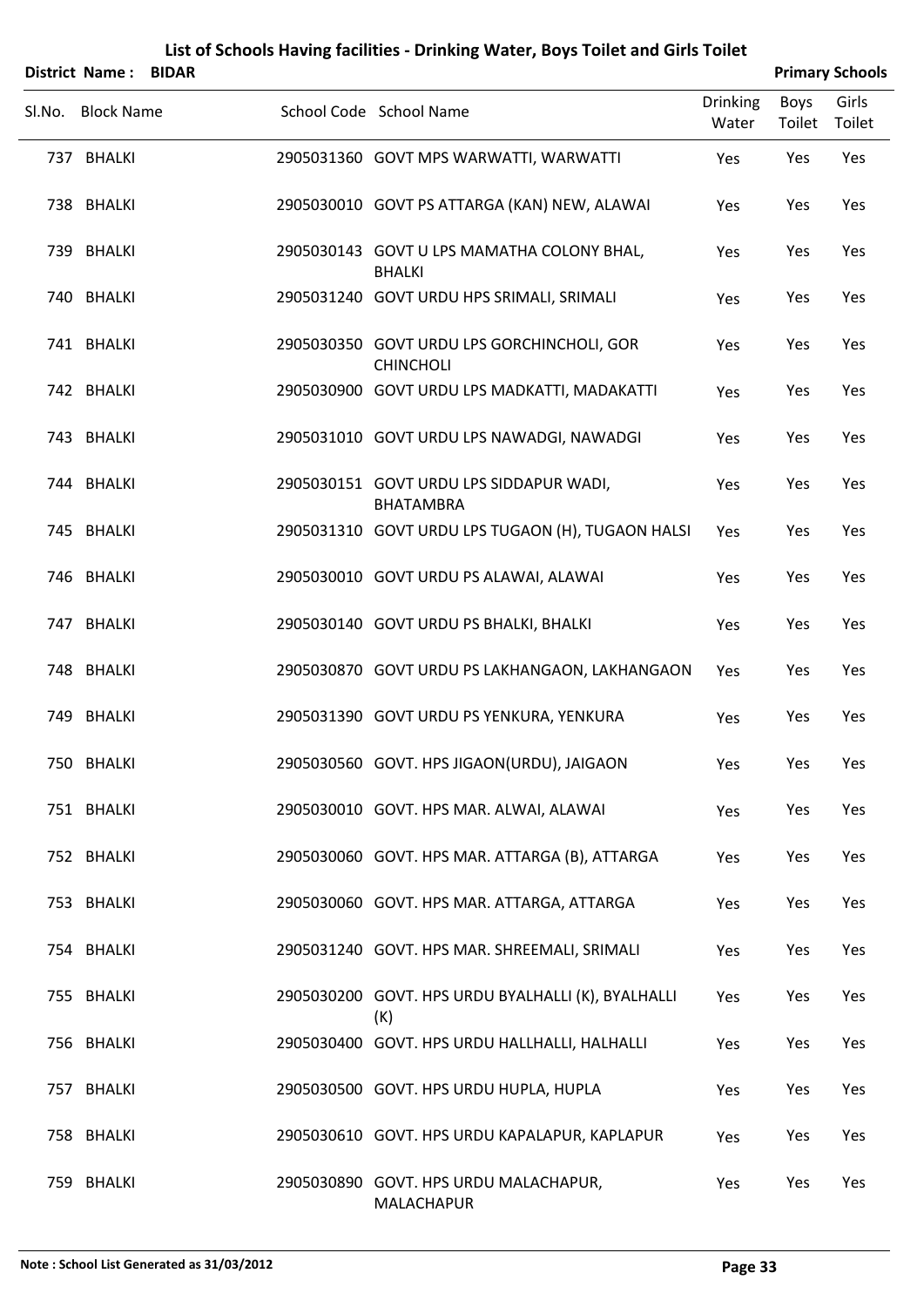# List of Schools Having facilities - Drinking Water, Boys Toilet and Girls Toilet

**District Name : BIDAR** **Primary Schools**

| Sl.No. | Block Name | School Code | School Name | Drinking Water | Boys Toilet | Girls Toilet |
|---|---|---|---|---|---|---|
| 737 | BHALKI | 2905031360 | GOVT MPS WARWATTI, WARWATTI | Yes | Yes | Yes |
| 738 | BHALKI | 2905030010 | GOVT PS ATTARGA (KAN) NEW, ALAWAI | Yes | Yes | Yes |
| 739 | BHALKI | 2905030143 | GOVT U LPS MAMATHA COLONY BHAL, BHALKI | Yes | Yes | Yes |
| 740 | BHALKI | 2905031240 | GOVT URDU HPS SRIMALI, SRIMALI | Yes | Yes | Yes |
| 741 | BHALKI | 2905030350 | GOVT URDU LPS GORCHINCHOLI, GOR CHINCHOLI | Yes | Yes | Yes |
| 742 | BHALKI | 2905030900 | GOVT URDU LPS MADKATTI, MADAKATTI | Yes | Yes | Yes |
| 743 | BHALKI | 2905031010 | GOVT URDU LPS NAWADGI, NAWADGI | Yes | Yes | Yes |
| 744 | BHALKI | 2905030151 | GOVT URDU LPS SIDDAPUR WADI, BHATAMBRA | Yes | Yes | Yes |
| 745 | BHALKI | 2905031310 | GOVT URDU LPS TUGAON (H), TUGAON HALSI | Yes | Yes | Yes |
| 746 | BHALKI | 2905030010 | GOVT URDU PS ALAWAI, ALAWAI | Yes | Yes | Yes |
| 747 | BHALKI | 2905030140 | GOVT URDU PS BHALKI, BHALKI | Yes | Yes | Yes |
| 748 | BHALKI | 2905030870 | GOVT URDU PS LAKHANGAON, LAKHANGAON | Yes | Yes | Yes |
| 749 | BHALKI | 2905031390 | GOVT URDU PS YENKURA, YENKURA | Yes | Yes | Yes |
| 750 | BHALKI | 2905030560 | GOVT. HPS JIGAON(URDU), JAIGAON | Yes | Yes | Yes |
| 751 | BHALKI | 2905030010 | GOVT. HPS MAR. ALWAI, ALAWAI | Yes | Yes | Yes |
| 752 | BHALKI | 2905030060 | GOVT. HPS MAR. ATTARGA (B), ATTARGA | Yes | Yes | Yes |
| 753 | BHALKI | 2905030060 | GOVT. HPS MAR. ATTARGA, ATTARGA | Yes | Yes | Yes |
| 754 | BHALKI | 2905031240 | GOVT. HPS MAR. SHREEMALI, SRIMALI | Yes | Yes | Yes |
| 755 | BHALKI | 2905030200 | GOVT. HPS URDU BYALHALLI (K), BYALHALLI (K) | Yes | Yes | Yes |
| 756 | BHALKI | 2905030400 | GOVT. HPS URDU HALLHALLI, HALHALLI | Yes | Yes | Yes |
| 757 | BHALKI | 2905030500 | GOVT. HPS URDU HUPLA, HUPLA | Yes | Yes | Yes |
| 758 | BHALKI | 2905030610 | GOVT. HPS URDU KAPALAPUR, KAPLAPUR | Yes | Yes | Yes |
| 759 | BHALKI | 2905030890 | GOVT. HPS URDU MALACHAPUR, MALACHAPUR | Yes | Yes | Yes |

**Note : School List Generated as 31/03/2012**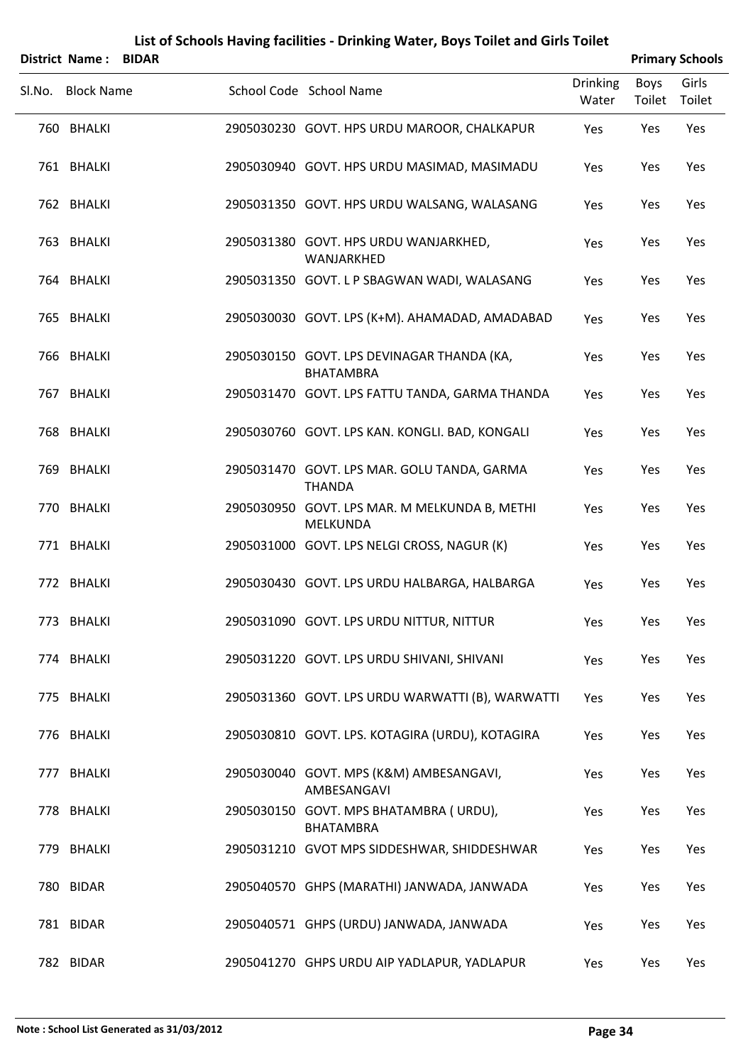# List of Schools Having facilities - Drinking Water, Boys Toilet and Girls Toilet

**District Name : BIDAR** **Primary Schools**

| Sl.No. | Block Name | School Code | School Name | Drinking Water | Boys Toilet | Girls Toilet |
|---|---|---|---|---|---|---|
| 760 | BHALKI | 2905030230 | GOVT. HPS URDU MAROOR, CHALKAPUR | Yes | Yes | Yes |
| 761 | BHALKI | 2905030940 | GOVT. HPS URDU MASIMAD, MASIMADU | Yes | Yes | Yes |
| 762 | BHALKI | 2905031350 | GOVT. HPS URDU WALSANG, WALASANG | Yes | Yes | Yes |
| 763 | BHALKI | 2905031380 | GOVT. HPS URDU WANJARKHED, WANJARKHED | Yes | Yes | Yes |
| 764 | BHALKI | 2905031350 | GOVT. L P SBAGWAN WADI, WALASANG | Yes | Yes | Yes |
| 765 | BHALKI | 2905030030 | GOVT. LPS (K+M). AHAMADAD, AMADABAD | Yes | Yes | Yes |
| 766 | BHALKI | 2905030150 | GOVT. LPS DEVINAGAR THANDA (KA, BHATAMBRA | Yes | Yes | Yes |
| 767 | BHALKI | 2905031470 | GOVT. LPS FATTU TANDA, GARMA THANDA | Yes | Yes | Yes |
| 768 | BHALKI | 2905030760 | GOVT. LPS KAN. KONGLI. BAD, KONGALI | Yes | Yes | Yes |
| 769 | BHALKI | 2905031470 | GOVT. LPS MAR. GOLU TANDA, GARMA THANDA | Yes | Yes | Yes |
| 770 | BHALKI | 2905030950 | GOVT. LPS MAR. M MELKUNDA B, METHI MELKUNDA | Yes | Yes | Yes |
| 771 | BHALKI | 2905031000 | GOVT. LPS NELGI CROSS, NAGUR (K) | Yes | Yes | Yes |
| 772 | BHALKI | 2905030430 | GOVT. LPS URDU HALBARGA, HALBARGA | Yes | Yes | Yes |
| 773 | BHALKI | 2905031090 | GOVT. LPS URDU NITTUR, NITTUR | Yes | Yes | Yes |
| 774 | BHALKI | 2905031220 | GOVT. LPS URDU SHIVANI, SHIVANI | Yes | Yes | Yes |
| 775 | BHALKI | 2905031360 | GOVT. LPS URDU WARWATTI (B), WARWATTI | Yes | Yes | Yes |
| 776 | BHALKI | 2905030810 | GOVT. LPS. KOTAGIRA (URDU), KOTAGIRA | Yes | Yes | Yes |
| 777 | BHALKI | 2905030040 | GOVT. MPS (K&M) AMBESANGAVI, AMBESANGAVI | Yes | Yes | Yes |
| 778 | BHALKI | 2905030150 | GOVT. MPS BHATAMBRA ( URDU), BHATAMBRA | Yes | Yes | Yes |
| 779 | BHALKI | 2905031210 | GVOT MPS SIDDESHWAR, SHIDDESHWAR | Yes | Yes | Yes |
| 780 | BIDAR | 2905040570 | GHPS (MARATHI) JANWADA, JANWADA | Yes | Yes | Yes |
| 781 | BIDAR | 2905040571 | GHPS (URDU) JANWADA, JANWADA | Yes | Yes | Yes |
| 782 | BIDAR | 2905041270 | GHPS URDU AIP YADLAPUR, YADLAPUR | Yes | Yes | Yes |

**Note : School List Generated as 31/03/2012**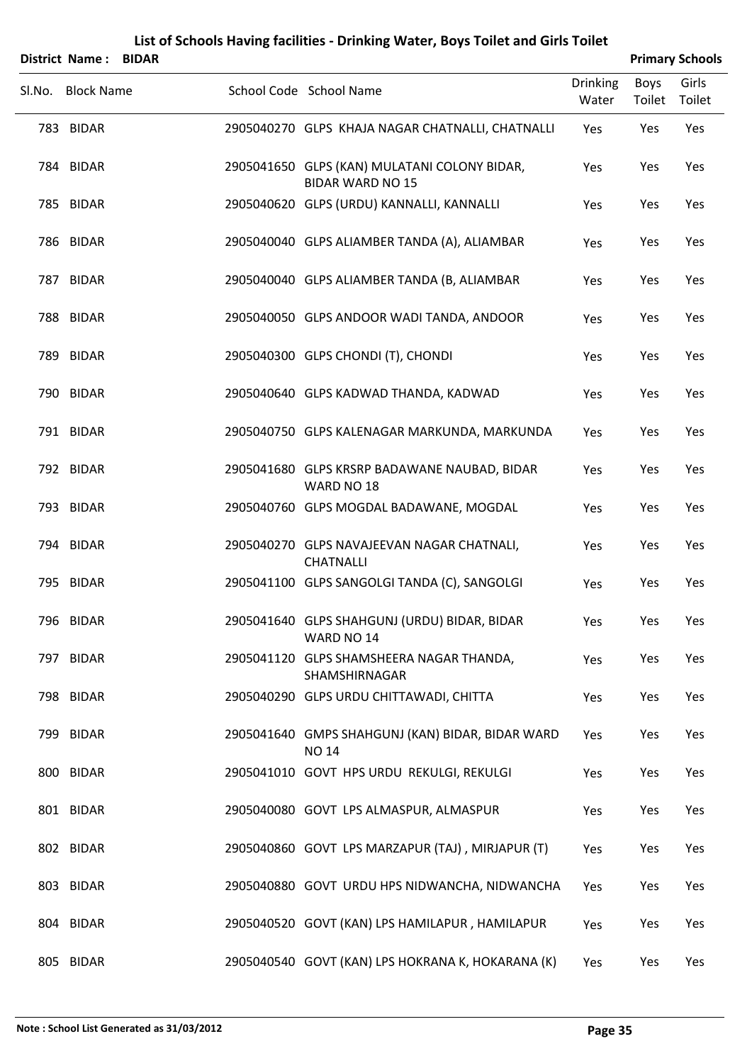# List of Schools Having facilities - Drinking Water, Boys Toilet and Girls Toilet

**District Name : BIDAR** **Primary Schools**

| Sl.No. | Block Name | School Code | School Name | Drinking Water | Boys Toilet | Girls Toilet |
|---|---|---|---|---|---|---|
| 783 | BIDAR | 2905040270 | GLPS KHAJA NAGAR CHATNALLI, CHATNALLI | Yes | Yes | Yes |
| 784 | BIDAR | 2905041650 | GLPS (KAN) MULATANI COLONY BIDAR, BIDAR WARD NO 15 | Yes | Yes | Yes |
| 785 | BIDAR | 2905040620 | GLPS (URDU) KANNALLI, KANNALLI | Yes | Yes | Yes |
| 786 | BIDAR | 2905040040 | GLPS ALIAMBER TANDA (A), ALIAMBAR | Yes | Yes | Yes |
| 787 | BIDAR | 2905040040 | GLPS ALIAMBER TANDA (B, ALIAMBAR | Yes | Yes | Yes |
| 788 | BIDAR | 2905040050 | GLPS ANDOOR WADI TANDA, ANDOOR | Yes | Yes | Yes |
| 789 | BIDAR | 2905040300 | GLPS CHONDI (T), CHONDI | Yes | Yes | Yes |
| 790 | BIDAR | 2905040640 | GLPS KADWAD THANDA, KADWAD | Yes | Yes | Yes |
| 791 | BIDAR | 2905040750 | GLPS KALENAGAR MARKUNDA, MARKUNDA | Yes | Yes | Yes |
| 792 | BIDAR | 2905041680 | GLPS KRSRP BADAWANE NAUBAD, BIDAR WARD NO 18 | Yes | Yes | Yes |
| 793 | BIDAR | 2905040760 | GLPS MOGDAL BADAWANE, MOGDAL | Yes | Yes | Yes |
| 794 | BIDAR | 2905040270 | GLPS NAVAJEEVAN NAGAR CHATNALI, CHATNALLI | Yes | Yes | Yes |
| 795 | BIDAR | 2905041100 | GLPS SANGOLGI TANDA (C), SANGOLGI | Yes | Yes | Yes |
| 796 | BIDAR | 2905041640 | GLPS SHAHGUNJ (URDU) BIDAR, BIDAR WARD NO 14 | Yes | Yes | Yes |
| 797 | BIDAR | 2905041120 | GLPS SHAMSHEERA NAGAR THANDA, SHAMSHIRNAGAR | Yes | Yes | Yes |
| 798 | BIDAR | 2905040290 | GLPS URDU CHITTAWADI, CHITTA | Yes | Yes | Yes |
| 799 | BIDAR | 2905041640 | GMPS SHAHGUNJ (KAN) BIDAR, BIDAR WARD NO 14 | Yes | Yes | Yes |
| 800 | BIDAR | 2905041010 | GOVT HPS URDU REKULGI, REKULGI | Yes | Yes | Yes |
| 801 | BIDAR | 2905040080 | GOVT LPS ALMASPUR, ALMASPUR | Yes | Yes | Yes |
| 802 | BIDAR | 2905040860 | GOVT LPS MARZAPUR (TAJ) , MIRJAPUR (T) | Yes | Yes | Yes |
| 803 | BIDAR | 2905040880 | GOVT URDU HPS NIDWANCHA, NIDWANCHA | Yes | Yes | Yes |
| 804 | BIDAR | 2905040520 | GOVT (KAN) LPS HAMILAPUR , HAMILAPUR | Yes | Yes | Yes |
| 805 | BIDAR | 2905040540 | GOVT (KAN) LPS HOKRANA K, HOKARANA (K) | Yes | Yes | Yes |

**Note : School List Generated as 31/03/2012**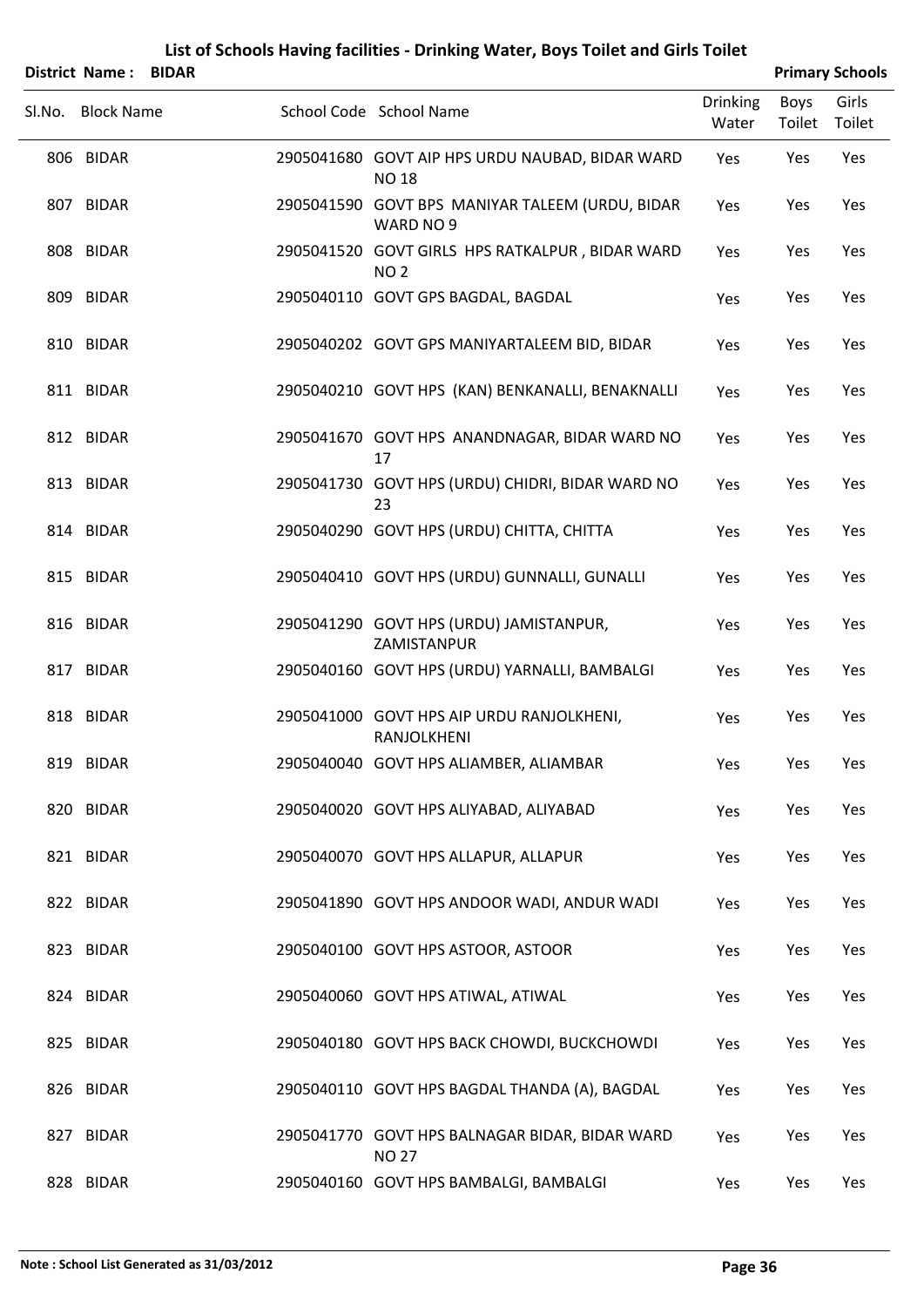# List of Schools Having facilities - Drinking Water, Boys Toilet and Girls Toilet

**District Name : BIDAR** **Primary Schools**

| Sl.No. | Block Name | School Code | School Name | Drinking Water | Boys Toilet | Girls Toilet |
|---|---|---|---|---|---|---|
| 806 | BIDAR | 2905041680 | GOVT AIP HPS URDU NAUBAD, BIDAR WARD NO 18 | Yes | Yes | Yes |
| 807 | BIDAR | 2905041590 | GOVT BPS MANIYAR TALEEM (URDU, BIDAR WARD NO 9 | Yes | Yes | Yes |
| 808 | BIDAR | 2905041520 | GOVT GIRLS HPS RATKALPUR , BIDAR WARD NO 2 | Yes | Yes | Yes |
| 809 | BIDAR | 2905040110 | GOVT GPS BAGDAL, BAGDAL | Yes | Yes | Yes |
| 810 | BIDAR | 2905040202 | GOVT GPS MANIYARTALEEM BID, BIDAR | Yes | Yes | Yes |
| 811 | BIDAR | 2905040210 | GOVT HPS (KAN) BENKANALLI, BENAKNALLI | Yes | Yes | Yes |
| 812 | BIDAR | 2905041670 | GOVT HPS ANANDNAGAR, BIDAR WARD NO 17 | Yes | Yes | Yes |
| 813 | BIDAR | 2905041730 | GOVT HPS (URDU) CHIDRI, BIDAR WARD NO 23 | Yes | Yes | Yes |
| 814 | BIDAR | 2905040290 | GOVT HPS (URDU) CHITTA, CHITTA | Yes | Yes | Yes |
| 815 | BIDAR | 2905040410 | GOVT HPS (URDU) GUNNALLI, GUNALLI | Yes | Yes | Yes |
| 816 | BIDAR | 2905041290 | GOVT HPS (URDU) JAMISTANPUR, ZAMISTANPUR | Yes | Yes | Yes |
| 817 | BIDAR | 2905040160 | GOVT HPS (URDU) YARNALLI, BAMBALGI | Yes | Yes | Yes |
| 818 | BIDAR | 2905041000 | GOVT HPS AIP URDU RANJOLKHENI, RANJOLKHENI | Yes | Yes | Yes |
| 819 | BIDAR | 2905040040 | GOVT HPS ALIAMBER, ALIAMBAR | Yes | Yes | Yes |
| 820 | BIDAR | 2905040020 | GOVT HPS ALIYABAD, ALIYABAD | Yes | Yes | Yes |
| 821 | BIDAR | 2905040070 | GOVT HPS ALLAPUR, ALLAPUR | Yes | Yes | Yes |
| 822 | BIDAR | 2905041890 | GOVT HPS ANDOOR WADI, ANDUR WADI | Yes | Yes | Yes |
| 823 | BIDAR | 2905040100 | GOVT HPS ASTOOR, ASTOOR | Yes | Yes | Yes |
| 824 | BIDAR | 2905040060 | GOVT HPS ATIWAL, ATIWAL | Yes | Yes | Yes |
| 825 | BIDAR | 2905040180 | GOVT HPS BACK CHOWDI, BUCKCHOWDI | Yes | Yes | Yes |
| 826 | BIDAR | 2905040110 | GOVT HPS BAGDAL THANDA (A), BAGDAL | Yes | Yes | Yes |
| 827 | BIDAR | 2905041770 | GOVT HPS BALNAGAR BIDAR, BIDAR WARD NO 27 | Yes | Yes | Yes |
| 828 | BIDAR | 2905040160 | GOVT HPS BAMBALGI, BAMBALGI | Yes | Yes | Yes |

**Note : School List Generated as 31/03/2012**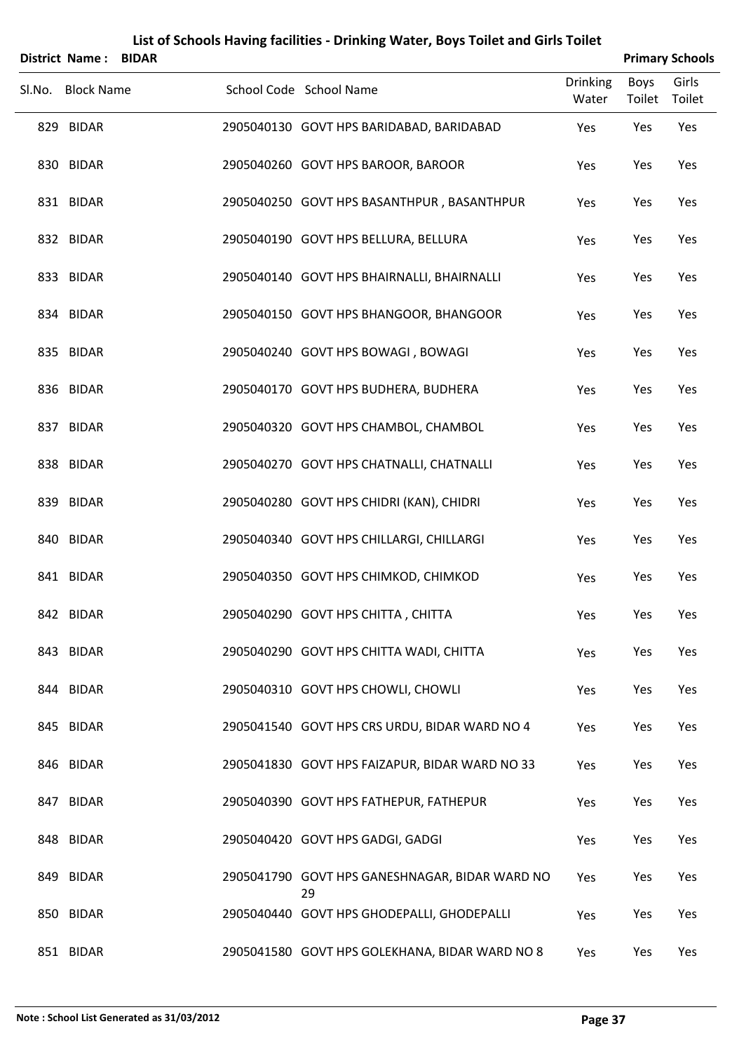# List of Schools Having facilities - Drinking Water, Boys Toilet and Girls Toilet

**District Name : BIDAR** **Primary Schools**

| Sl.No. | Block Name | School Code | School Name | Drinking Water | Boys Toilet | Girls Toilet |
|---|---|---|---|---|---|---|
| 829 | BIDAR | 2905040130 | GOVT HPS BARIDABAD, BARIDABAD | Yes | Yes | Yes |
| 830 | BIDAR | 2905040260 | GOVT HPS BAROOR, BAROOR | Yes | Yes | Yes |
| 831 | BIDAR | 2905040250 | GOVT HPS BASANTHPUR , BASANTHPUR | Yes | Yes | Yes |
| 832 | BIDAR | 2905040190 | GOVT HPS BELLURA, BELLURA | Yes | Yes | Yes |
| 833 | BIDAR | 2905040140 | GOVT HPS BHAIRNALLI, BHAIRNALLI | Yes | Yes | Yes |
| 834 | BIDAR | 2905040150 | GOVT HPS BHANGOOR, BHANGOOR | Yes | Yes | Yes |
| 835 | BIDAR | 2905040240 | GOVT HPS BOWAGI , BOWAGI | Yes | Yes | Yes |
| 836 | BIDAR | 2905040170 | GOVT HPS BUDHERA, BUDHERA | Yes | Yes | Yes |
| 837 | BIDAR | 2905040320 | GOVT HPS CHAMBOL, CHAMBOL | Yes | Yes | Yes |
| 838 | BIDAR | 2905040270 | GOVT HPS CHATNALLI, CHATNALLI | Yes | Yes | Yes |
| 839 | BIDAR | 2905040280 | GOVT HPS CHIDRI (KAN), CHIDRI | Yes | Yes | Yes |
| 840 | BIDAR | 2905040340 | GOVT HPS CHILLARGI, CHILLARGI | Yes | Yes | Yes |
| 841 | BIDAR | 2905040350 | GOVT HPS CHIMKOD, CHIMKOD | Yes | Yes | Yes |
| 842 | BIDAR | 2905040290 | GOVT HPS CHITTA , CHITTA | Yes | Yes | Yes |
| 843 | BIDAR | 2905040290 | GOVT HPS CHITTA WADI, CHITTA | Yes | Yes | Yes |
| 844 | BIDAR | 2905040310 | GOVT HPS CHOWLI, CHOWLI | Yes | Yes | Yes |
| 845 | BIDAR | 2905041540 | GOVT HPS CRS URDU, BIDAR WARD NO 4 | Yes | Yes | Yes |
| 846 | BIDAR | 2905041830 | GOVT HPS FAIZAPUR, BIDAR WARD NO 33 | Yes | Yes | Yes |
| 847 | BIDAR | 2905040390 | GOVT HPS FATHEPUR, FATHEPUR | Yes | Yes | Yes |
| 848 | BIDAR | 2905040420 | GOVT HPS GADGI, GADGI | Yes | Yes | Yes |
| 849 | BIDAR | 2905041790 | GOVT HPS GANESHNAGAR, BIDAR WARD NO 29 | Yes | Yes | Yes |
| 850 | BIDAR | 2905040440 | GOVT HPS GHODEPALLI, GHODEPALLI | Yes | Yes | Yes |
| 851 | BIDAR | 2905041580 | GOVT HPS GOLEKHANA, BIDAR WARD NO 8 | Yes | Yes | Yes |

**Note : School List Generated as 31/03/2012**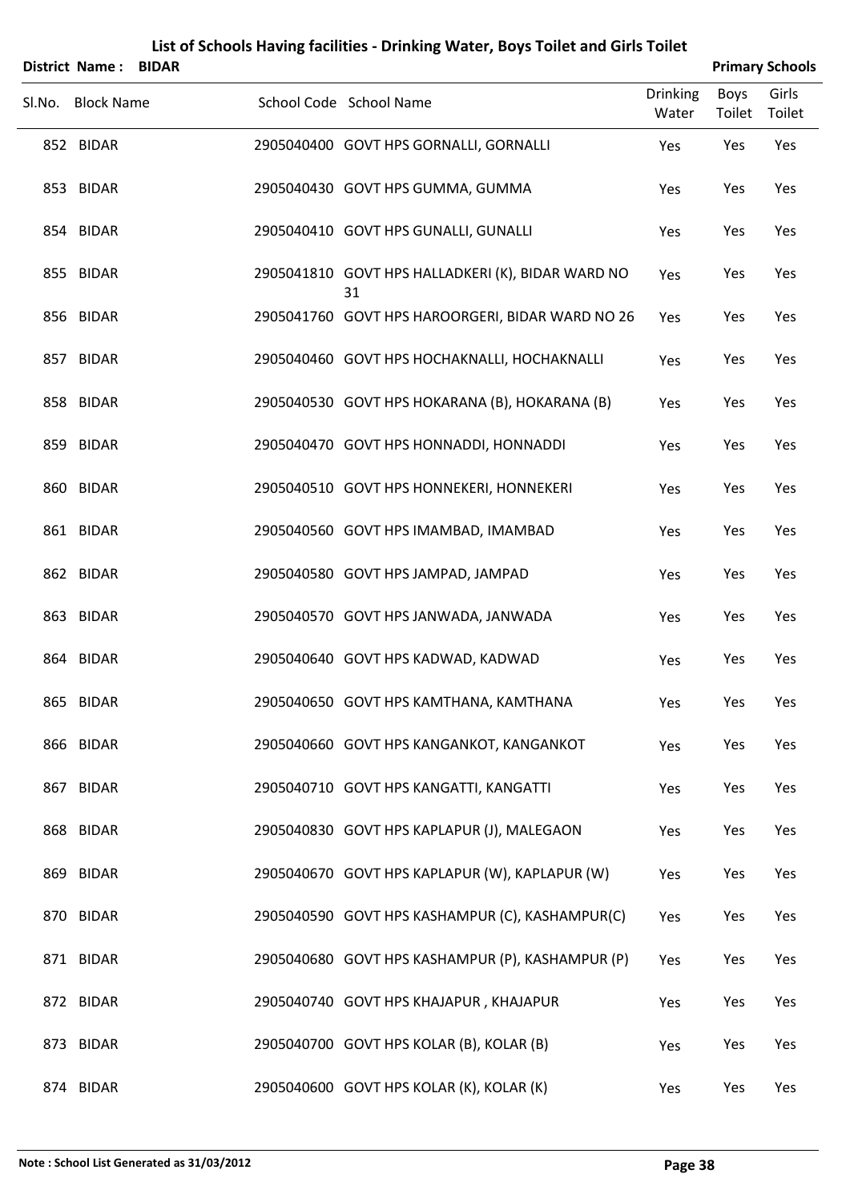# List of Schools Having facilities - Drinking Water, Boys Toilet and Girls Toilet

**District Name : BIDAR** **Primary Schools**

| Sl.No. | Block Name | School Code | School Name | Drinking Water | Boys Toilet | Girls Toilet |
|---|---|---|---|---|---|---|
| 852 | BIDAR | 2905040400 | GOVT HPS GORNALLI, GORNALLI | Yes | Yes | Yes |
| 853 | BIDAR | 2905040430 | GOVT HPS GUMMA, GUMMA | Yes | Yes | Yes |
| 854 | BIDAR | 2905040410 | GOVT HPS GUNALLI, GUNALLI | Yes | Yes | Yes |
| 855 | BIDAR | 2905041810 | GOVT HPS HALLADKERI (K), BIDAR WARD NO 31 | Yes | Yes | Yes |
| 856 | BIDAR | 2905041760 | GOVT HPS HAROORGERI, BIDAR WARD NO 26 | Yes | Yes | Yes |
| 857 | BIDAR | 2905040460 | GOVT HPS HOCHAKNALLI, HOCHAKNALLI | Yes | Yes | Yes |
| 858 | BIDAR | 2905040530 | GOVT HPS HOKARANA (B), HOKARANA (B) | Yes | Yes | Yes |
| 859 | BIDAR | 2905040470 | GOVT HPS HONNADDI, HONNADDI | Yes | Yes | Yes |
| 860 | BIDAR | 2905040510 | GOVT HPS HONNEKERI, HONNEKERI | Yes | Yes | Yes |
| 861 | BIDAR | 2905040560 | GOVT HPS IMAMBAD, IMAMBAD | Yes | Yes | Yes |
| 862 | BIDAR | 2905040580 | GOVT HPS JAMPAD, JAMPAD | Yes | Yes | Yes |
| 863 | BIDAR | 2905040570 | GOVT HPS JANWADA, JANWADA | Yes | Yes | Yes |
| 864 | BIDAR | 2905040640 | GOVT HPS KADWAD, KADWAD | Yes | Yes | Yes |
| 865 | BIDAR | 2905040650 | GOVT HPS KAMTHANA, KAMTHANA | Yes | Yes | Yes |
| 866 | BIDAR | 2905040660 | GOVT HPS KANGANKOT, KANGANKOT | Yes | Yes | Yes |
| 867 | BIDAR | 2905040710 | GOVT HPS KANGATTI, KANGATTI | Yes | Yes | Yes |
| 868 | BIDAR | 2905040830 | GOVT HPS KAPLAPUR (J), MALEGAON | Yes | Yes | Yes |
| 869 | BIDAR | 2905040670 | GOVT HPS KAPLAPUR (W), KAPLAPUR (W) | Yes | Yes | Yes |
| 870 | BIDAR | 2905040590 | GOVT HPS KASHAMPUR (C), KASHAMPUR(C) | Yes | Yes | Yes |
| 871 | BIDAR | 2905040680 | GOVT HPS KASHAMPUR (P), KASHAMPUR (P) | Yes | Yes | Yes |
| 872 | BIDAR | 2905040740 | GOVT HPS KHAJAPUR , KHAJAPUR | Yes | Yes | Yes |
| 873 | BIDAR | 2905040700 | GOVT HPS KOLAR (B), KOLAR (B) | Yes | Yes | Yes |
| 874 | BIDAR | 2905040600 | GOVT HPS KOLAR (K), KOLAR (K) | Yes | Yes | Yes |

**Note : School List Generated as 31/03/2012**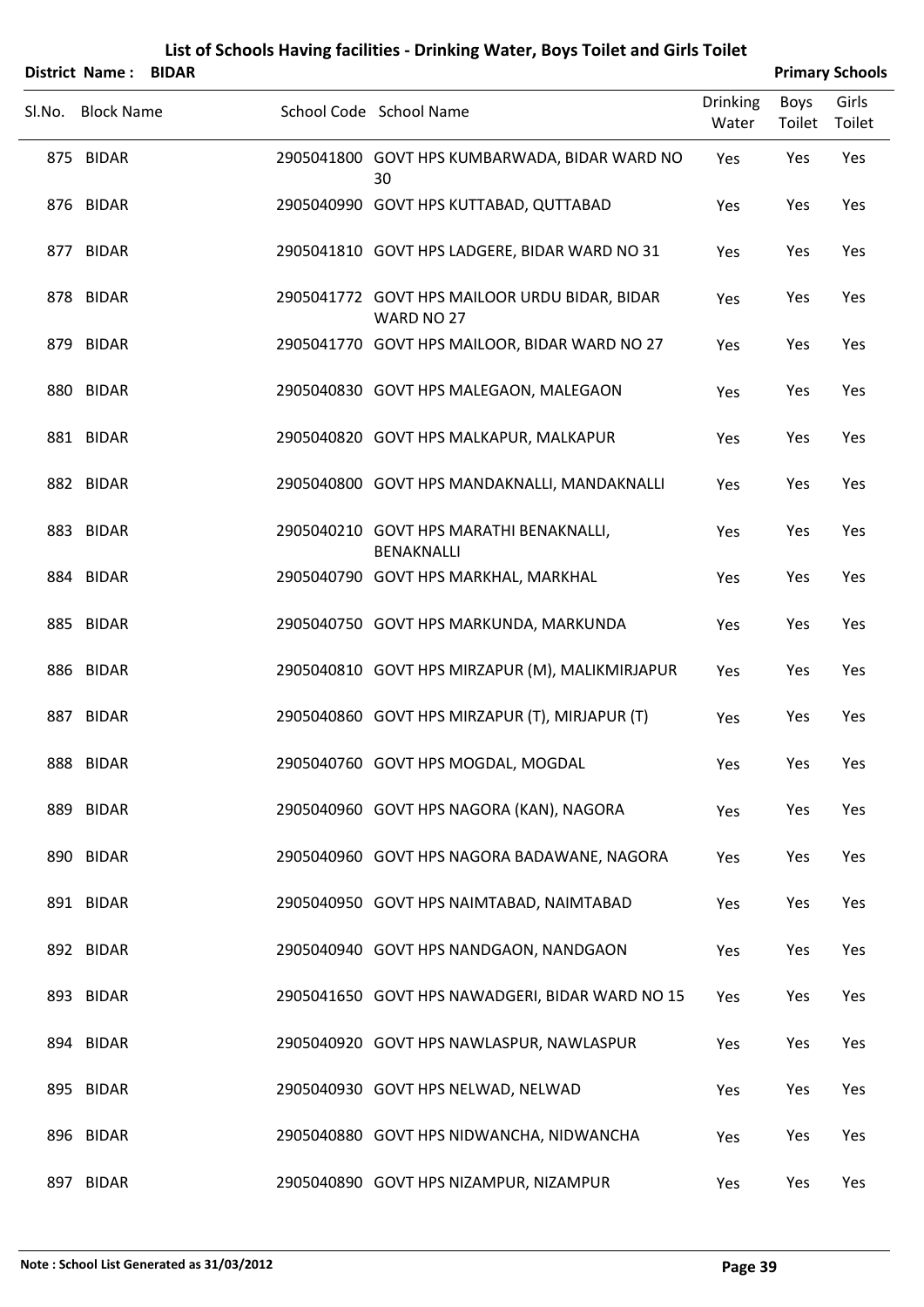# List of Schools Having facilities - Drinking Water, Boys Toilet and Girls Toilet

**District Name : BIDAR** **Primary Schools**

| Sl.No. | Block Name | School Code | School Name | Drinking Water | Boys Toilet | Girls Toilet |
|---|---|---|---|---|---|---|
| 875 | BIDAR | 2905041800 | GOVT HPS KUMBARWADA, BIDAR WARD NO 30 | Yes | Yes | Yes |
| 876 | BIDAR | 2905040990 | GOVT HPS KUTTABAD, QUTTABAD | Yes | Yes | Yes |
| 877 | BIDAR | 2905041810 | GOVT HPS LADGERE, BIDAR WARD NO 31 | Yes | Yes | Yes |
| 878 | BIDAR | 2905041772 | GOVT HPS MAILOOR URDU BIDAR, BIDAR WARD NO 27 | Yes | Yes | Yes |
| 879 | BIDAR | 2905041770 | GOVT HPS MAILOOR, BIDAR WARD NO 27 | Yes | Yes | Yes |
| 880 | BIDAR | 2905040830 | GOVT HPS MALEGAON, MALEGAON | Yes | Yes | Yes |
| 881 | BIDAR | 2905040820 | GOVT HPS MALKAPUR, MALKAPUR | Yes | Yes | Yes |
| 882 | BIDAR | 2905040800 | GOVT HPS MANDAKNALLI, MANDAKNALLI | Yes | Yes | Yes |
| 883 | BIDAR | 2905040210 | GOVT HPS MARATHI BENAKNALLI, BENAKNALLI | Yes | Yes | Yes |
| 884 | BIDAR | 2905040790 | GOVT HPS MARKHAL, MARKHAL | Yes | Yes | Yes |
| 885 | BIDAR | 2905040750 | GOVT HPS MARKUNDA, MARKUNDA | Yes | Yes | Yes |
| 886 | BIDAR | 2905040810 | GOVT HPS MIRZAPUR (M), MALIKMIRJAPUR | Yes | Yes | Yes |
| 887 | BIDAR | 2905040860 | GOVT HPS MIRZAPUR (T), MIRJAPUR (T) | Yes | Yes | Yes |
| 888 | BIDAR | 2905040760 | GOVT HPS MOGDAL, MOGDAL | Yes | Yes | Yes |
| 889 | BIDAR | 2905040960 | GOVT HPS NAGORA (KAN), NAGORA | Yes | Yes | Yes |
| 890 | BIDAR | 2905040960 | GOVT HPS NAGORA BADAWANE, NAGORA | Yes | Yes | Yes |
| 891 | BIDAR | 2905040950 | GOVT HPS NAIMTABAD, NAIMTABAD | Yes | Yes | Yes |
| 892 | BIDAR | 2905040940 | GOVT HPS NANDGAON, NANDGAON | Yes | Yes | Yes |
| 893 | BIDAR | 2905041650 | GOVT HPS NAWADGERI, BIDAR WARD NO 15 | Yes | Yes | Yes |
| 894 | BIDAR | 2905040920 | GOVT HPS NAWLASPUR, NAWLASPUR | Yes | Yes | Yes |
| 895 | BIDAR | 2905040930 | GOVT HPS NELWAD, NELWAD | Yes | Yes | Yes |
| 896 | BIDAR | 2905040880 | GOVT HPS NIDWANCHA, NIDWANCHA | Yes | Yes | Yes |
| 897 | BIDAR | 2905040890 | GOVT HPS NIZAMPUR, NIZAMPUR | Yes | Yes | Yes |

**Note : School List Generated as 31/03/2012**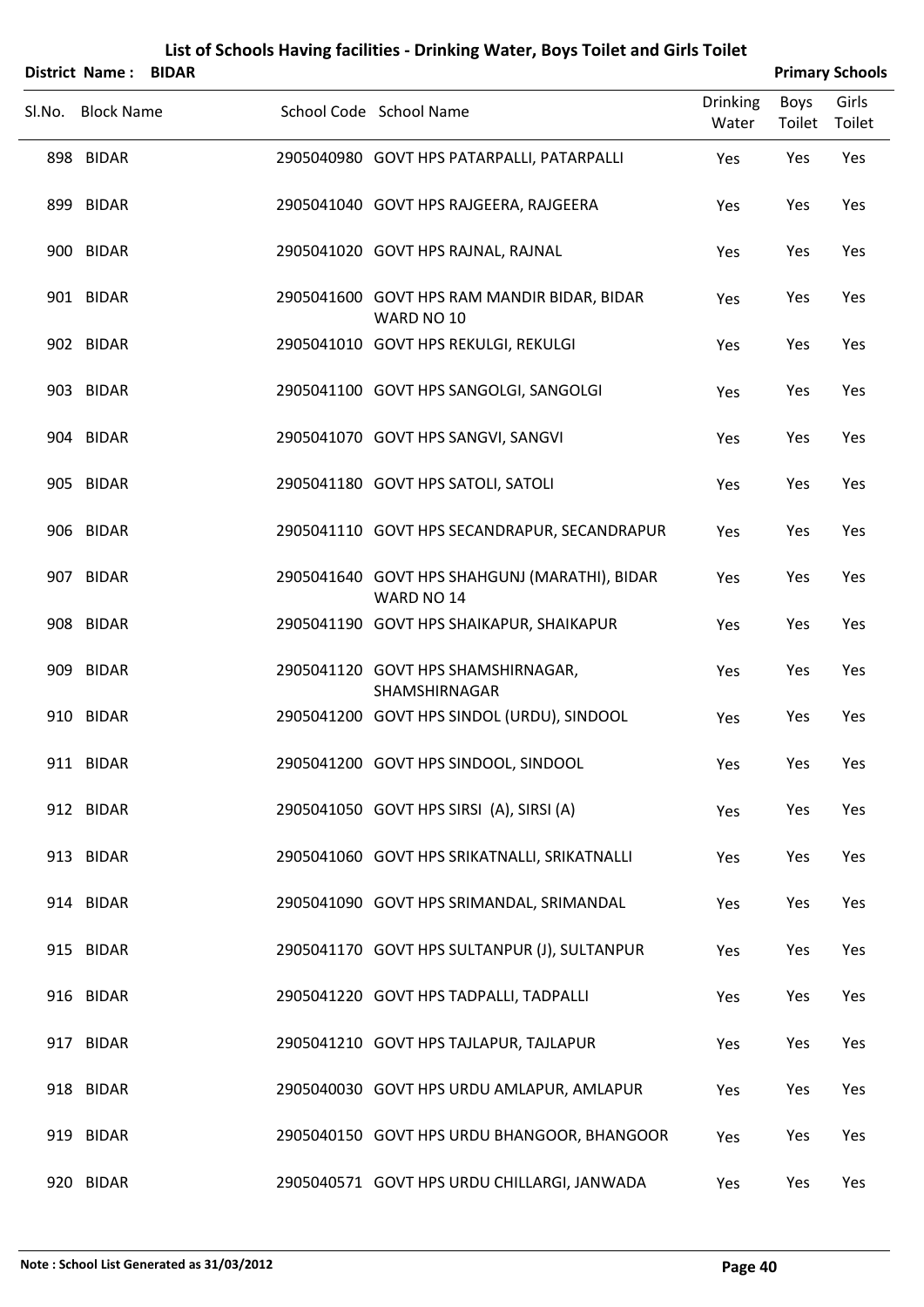# List of Schools Having facilities - Drinking Water, Boys Toilet and Girls Toilet

**District Name : BIDAR** **Primary Schools**

| Sl.No. | Block Name | School Code | School Name | Drinking Water | Boys Toilet | Girls Toilet |
|---|---|---|---|---|---|---|
| 898 | BIDAR | 2905040980 | GOVT HPS PATARPALLI, PATARPALLI | Yes | Yes | Yes |
| 899 | BIDAR | 2905041040 | GOVT HPS RAJGEERA, RAJGEERA | Yes | Yes | Yes |
| 900 | BIDAR | 2905041020 | GOVT HPS RAJNAL, RAJNAL | Yes | Yes | Yes |
| 901 | BIDAR | 2905041600 | GOVT HPS RAM MANDIR BIDAR, BIDAR WARD NO 10 | Yes | Yes | Yes |
| 902 | BIDAR | 2905041010 | GOVT HPS REKULGI, REKULGI | Yes | Yes | Yes |
| 903 | BIDAR | 2905041100 | GOVT HPS SANGOLGI, SANGOLGI | Yes | Yes | Yes |
| 904 | BIDAR | 2905041070 | GOVT HPS SANGVI, SANGVI | Yes | Yes | Yes |
| 905 | BIDAR | 2905041180 | GOVT HPS SATOLI, SATOLI | Yes | Yes | Yes |
| 906 | BIDAR | 2905041110 | GOVT HPS SECANDRAPUR, SECANDRAPUR | Yes | Yes | Yes |
| 907 | BIDAR | 2905041640 | GOVT HPS SHAHGUNJ (MARATHI), BIDAR WARD NO 14 | Yes | Yes | Yes |
| 908 | BIDAR | 2905041190 | GOVT HPS SHAIKAPUR, SHAIKAPUR | Yes | Yes | Yes |
| 909 | BIDAR | 2905041120 | GOVT HPS SHAMSHIRNAGAR, SHAMSHIRNAGAR | Yes | Yes | Yes |
| 910 | BIDAR | 2905041200 | GOVT HPS SINDOL (URDU), SINDOOL | Yes | Yes | Yes |
| 911 | BIDAR | 2905041200 | GOVT HPS SINDOOL, SINDOOL | Yes | Yes | Yes |
| 912 | BIDAR | 2905041050 | GOVT HPS SIRSI (A), SIRSI (A) | Yes | Yes | Yes |
| 913 | BIDAR | 2905041060 | GOVT HPS SRIKATNALLI, SRIKATNALLI | Yes | Yes | Yes |
| 914 | BIDAR | 2905041090 | GOVT HPS SRIMANDAL, SRIMANDAL | Yes | Yes | Yes |
| 915 | BIDAR | 2905041170 | GOVT HPS SULTANPUR (J), SULTANPUR | Yes | Yes | Yes |
| 916 | BIDAR | 2905041220 | GOVT HPS TADPALLI, TADPALLI | Yes | Yes | Yes |
| 917 | BIDAR | 2905041210 | GOVT HPS TAJLAPUR, TAJLAPUR | Yes | Yes | Yes |
| 918 | BIDAR | 2905040030 | GOVT HPS URDU AMLAPUR, AMLAPUR | Yes | Yes | Yes |
| 919 | BIDAR | 2905040150 | GOVT HPS URDU BHANGOOR, BHANGOOR | Yes | Yes | Yes |
| 920 | BIDAR | 2905040571 | GOVT HPS URDU CHILLARGI, JANWADA | Yes | Yes | Yes |

**Note : School List Generated as 31/03/2012**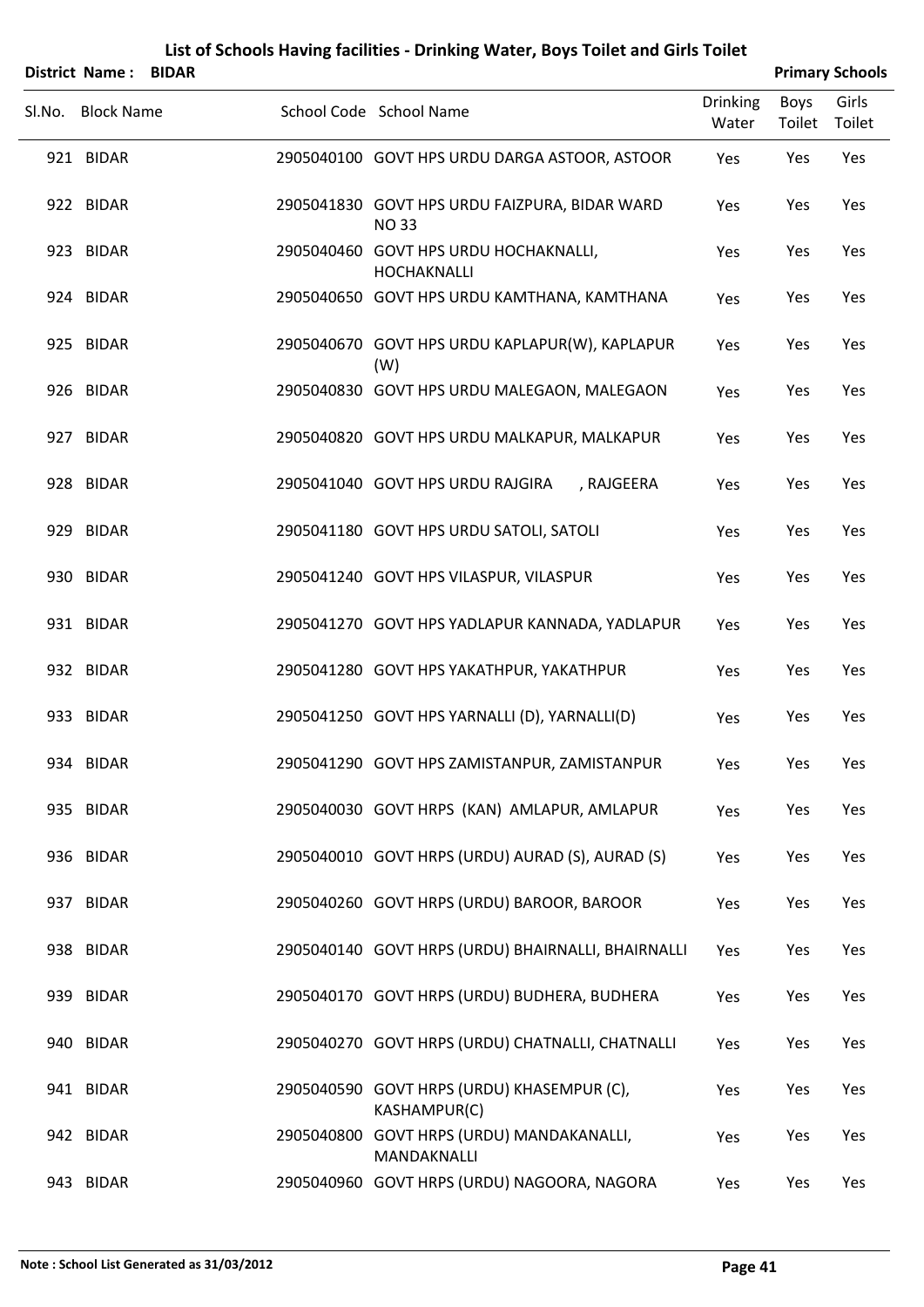# List of Schools Having facilities - Drinking Water, Boys Toilet and Girls Toilet

**District Name : BIDAR** **Primary Schools**

| Sl.No. | Block Name | School Code | School Name | Drinking Water | Boys Toilet | Girls Toilet |
|---|---|---|---|---|---|---|
| 921 | BIDAR | 2905040100 | GOVT HPS URDU DARGA ASTOOR, ASTOOR | Yes | Yes | Yes |
| 922 | BIDAR | 2905041830 | GOVT HPS URDU FAIZPURA, BIDAR WARD NO 33 | Yes | Yes | Yes |
| 923 | BIDAR | 2905040460 | GOVT HPS URDU HOCHAKNALLI, HOCHAKNALLI | Yes | Yes | Yes |
| 924 | BIDAR | 2905040650 | GOVT HPS URDU KAMTHANA, KAMTHANA | Yes | Yes | Yes |
| 925 | BIDAR | 2905040670 | GOVT HPS URDU KAPLAPUR(W), KAPLAPUR (W) | Yes | Yes | Yes |
| 926 | BIDAR | 2905040830 | GOVT HPS URDU MALEGAON, MALEGAON | Yes | Yes | Yes |
| 927 | BIDAR | 2905040820 | GOVT HPS URDU MALKAPUR, MALKAPUR | Yes | Yes | Yes |
| 928 | BIDAR | 2905041040 | GOVT HPS URDU RAJGIRA , RAJGEERA | Yes | Yes | Yes |
| 929 | BIDAR | 2905041180 | GOVT HPS URDU SATOLI, SATOLI | Yes | Yes | Yes |
| 930 | BIDAR | 2905041240 | GOVT HPS VILASPUR, VILASPUR | Yes | Yes | Yes |
| 931 | BIDAR | 2905041270 | GOVT HPS YADLAPUR KANNADA, YADLAPUR | Yes | Yes | Yes |
| 932 | BIDAR | 2905041280 | GOVT HPS YAKATHPUR, YAKATHPUR | Yes | Yes | Yes |
| 933 | BIDAR | 2905041250 | GOVT HPS YARNALLI (D), YARNALLI(D) | Yes | Yes | Yes |
| 934 | BIDAR | 2905041290 | GOVT HPS ZAMISTANPUR, ZAMISTANPUR | Yes | Yes | Yes |
| 935 | BIDAR | 2905040030 | GOVT HRPS (KAN) AMLAPUR, AMLAPUR | Yes | Yes | Yes |
| 936 | BIDAR | 2905040010 | GOVT HRPS (URDU) AURAD (S), AURAD (S) | Yes | Yes | Yes |
| 937 | BIDAR | 2905040260 | GOVT HRPS (URDU) BAROOR, BAROOR | Yes | Yes | Yes |
| 938 | BIDAR | 2905040140 | GOVT HRPS (URDU) BHAIRNALLI, BHAIRNALLI | Yes | Yes | Yes |
| 939 | BIDAR | 2905040170 | GOVT HRPS (URDU) BUDHERA, BUDHERA | Yes | Yes | Yes |
| 940 | BIDAR | 2905040270 | GOVT HRPS (URDU) CHATNALLI, CHATNALLI | Yes | Yes | Yes |
| 941 | BIDAR | 2905040590 | GOVT HRPS (URDU) KHASEMPUR (C), KASHAMPUR(C) | Yes | Yes | Yes |
| 942 | BIDAR | 2905040800 | GOVT HRPS (URDU) MANDAKANALLI, MANDAKNALLI | Yes | Yes | Yes |
| 943 | BIDAR | 2905040960 | GOVT HRPS (URDU) NAGOORA, NAGORA | Yes | Yes | Yes |

**Note : School List Generated as 31/03/2012**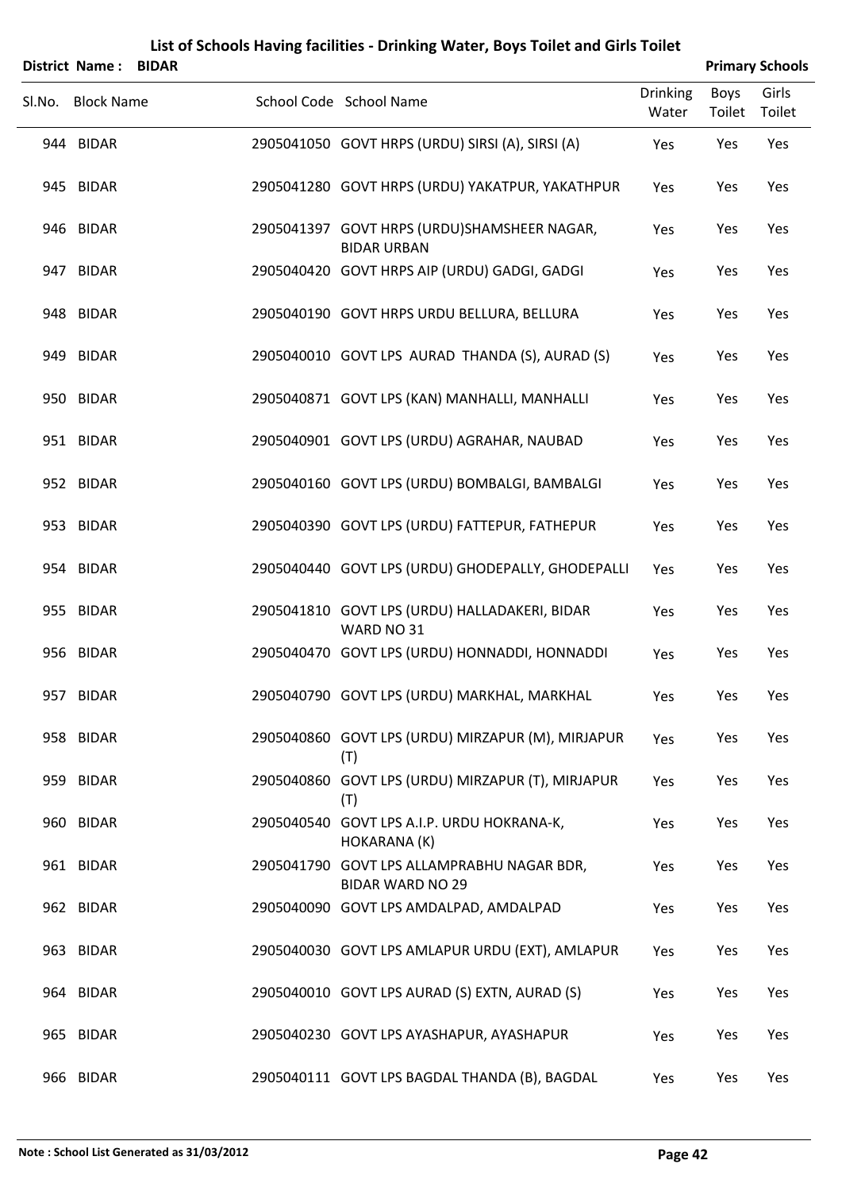# List of Schools Having facilities - Drinking Water, Boys Toilet and Girls Toilet

**District Name : BIDAR** **Primary Schools**

| Sl.No. | Block Name | School Code | School Name | Drinking Water | Boys Toilet | Girls Toilet |
|---|---|---|---|---|---|---|
| 944 | BIDAR | 2905041050 | GOVT HRPS (URDU) SIRSI (A), SIRSI (A) | Yes | Yes | Yes |
| 945 | BIDAR | 2905041280 | GOVT HRPS (URDU) YAKATPUR, YAKATHPUR | Yes | Yes | Yes |
| 946 | BIDAR | 2905041397 | GOVT HRPS (URDU)SHAMSHEER NAGAR, BIDAR URBAN | Yes | Yes | Yes |
| 947 | BIDAR | 2905040420 | GOVT HRPS AIP (URDU) GADGI, GADGI | Yes | Yes | Yes |
| 948 | BIDAR | 2905040190 | GOVT HRPS URDU BELLURA, BELLURA | Yes | Yes | Yes |
| 949 | BIDAR | 2905040010 | GOVT LPS AURAD THANDA (S), AURAD (S) | Yes | Yes | Yes |
| 950 | BIDAR | 2905040871 | GOVT LPS (KAN) MANHALLI, MANHALLI | Yes | Yes | Yes |
| 951 | BIDAR | 2905040901 | GOVT LPS (URDU) AGRAHAR, NAUBAD | Yes | Yes | Yes |
| 952 | BIDAR | 2905040160 | GOVT LPS (URDU) BOMBALGI, BAMBALGI | Yes | Yes | Yes |
| 953 | BIDAR | 2905040390 | GOVT LPS (URDU) FATTEPUR, FATHEPUR | Yes | Yes | Yes |
| 954 | BIDAR | 2905040440 | GOVT LPS (URDU) GHODEPALLY, GHODEPALLI | Yes | Yes | Yes |
| 955 | BIDAR | 2905041810 | GOVT LPS (URDU) HALLADAKERI, BIDAR WARD NO 31 | Yes | Yes | Yes |
| 956 | BIDAR | 2905040470 | GOVT LPS (URDU) HONNADDI, HONNADDI | Yes | Yes | Yes |
| 957 | BIDAR | 2905040790 | GOVT LPS (URDU) MARKHAL, MARKHAL | Yes | Yes | Yes |
| 958 | BIDAR | 2905040860 | GOVT LPS (URDU) MIRZAPUR (M), MIRJAPUR (T) | Yes | Yes | Yes |
| 959 | BIDAR | 2905040860 | GOVT LPS (URDU) MIRZAPUR (T), MIRJAPUR (T) | Yes | Yes | Yes |
| 960 | BIDAR | 2905040540 | GOVT LPS A.I.P. URDU HOKRANA-K, HOKARANA (K) | Yes | Yes | Yes |
| 961 | BIDAR | 2905041790 | GOVT LPS ALLAMPRABHU NAGAR BDR, BIDAR WARD NO 29 | Yes | Yes | Yes |
| 962 | BIDAR | 2905040090 | GOVT LPS AMDALPAD, AMDALPAD | Yes | Yes | Yes |
| 963 | BIDAR | 2905040030 | GOVT LPS AMLAPUR URDU (EXT), AMLAPUR | Yes | Yes | Yes |
| 964 | BIDAR | 2905040010 | GOVT LPS AURAD (S) EXTN, AURAD (S) | Yes | Yes | Yes |
| 965 | BIDAR | 2905040230 | GOVT LPS AYASHAPUR, AYASHAPUR | Yes | Yes | Yes |
| 966 | BIDAR | 2905040111 | GOVT LPS BAGDAL THANDA (B), BAGDAL | Yes | Yes | Yes |

**Note : School List Generated as 31/03/2012**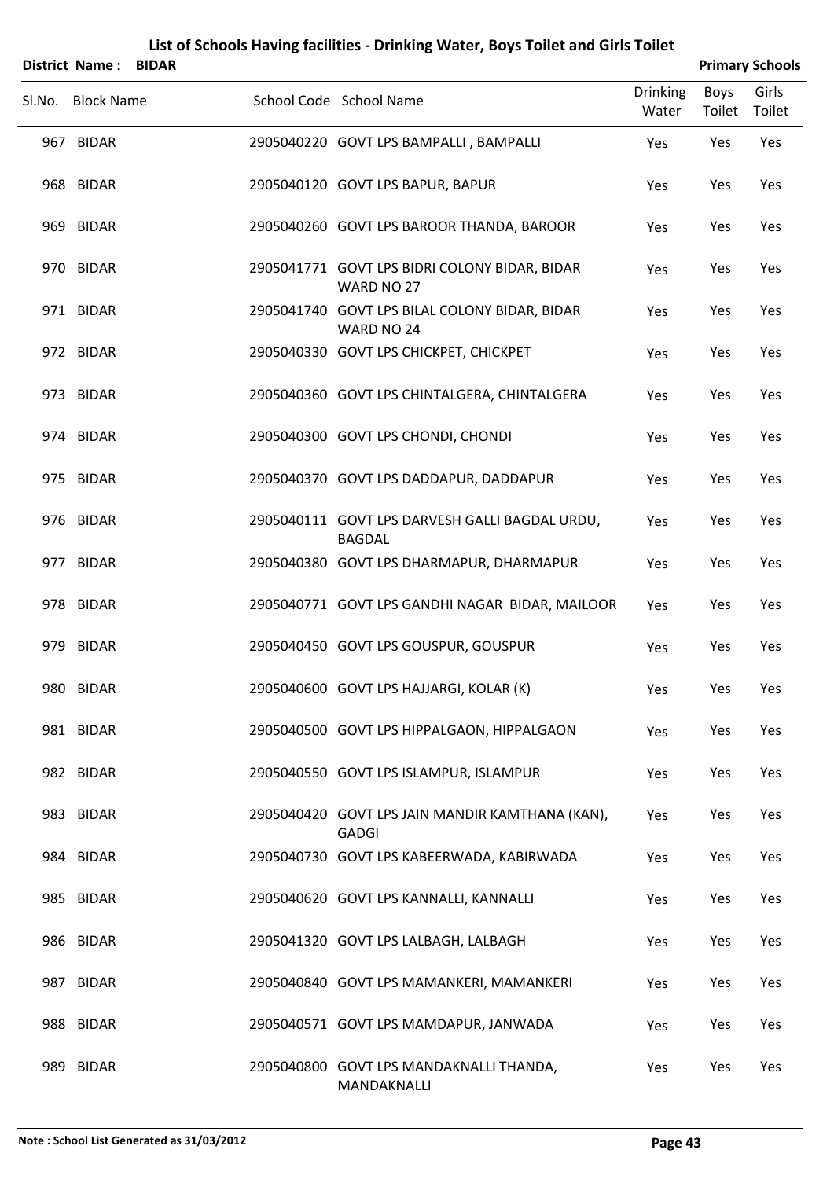# List of Schools Having facilities - Drinking Water, Boys Toilet and Girls Toilet

**District Name : BIDAR** **Primary Schools**

| Sl.No. | Block Name | School Code | School Name | Drinking Water | Boys Toilet | Girls Toilet |
|---|---|---|---|---|---|---|
| 967 | BIDAR | 2905040220 | GOVT LPS BAMPALLI , BAMPALLI | Yes | Yes | Yes |
| 968 | BIDAR | 2905040120 | GOVT LPS BAPUR, BAPUR | Yes | Yes | Yes |
| 969 | BIDAR | 2905040260 | GOVT LPS BAROOR THANDA, BAROOR | Yes | Yes | Yes |
| 970 | BIDAR | 2905041771 | GOVT LPS BIDRI COLONY BIDAR, BIDAR WARD NO 27 | Yes | Yes | Yes |
| 971 | BIDAR | 2905041740 | GOVT LPS BILAL COLONY BIDAR, BIDAR WARD NO 24 | Yes | Yes | Yes |
| 972 | BIDAR | 2905040330 | GOVT LPS CHICKPET, CHICKPET | Yes | Yes | Yes |
| 973 | BIDAR | 2905040360 | GOVT LPS CHINTALGERA, CHINTALGERA | Yes | Yes | Yes |
| 974 | BIDAR | 2905040300 | GOVT LPS CHONDI, CHONDI | Yes | Yes | Yes |
| 975 | BIDAR | 2905040370 | GOVT LPS DADDAPUR, DADDAPUR | Yes | Yes | Yes |
| 976 | BIDAR | 2905040111 | GOVT LPS DARVESH GALLI BAGDAL URDU, BAGDAL | Yes | Yes | Yes |
| 977 | BIDAR | 2905040380 | GOVT LPS DHARMAPUR, DHARMAPUR | Yes | Yes | Yes |
| 978 | BIDAR | 2905040771 | GOVT LPS GANDHI NAGAR BIDAR, MAILOOR | Yes | Yes | Yes |
| 979 | BIDAR | 2905040450 | GOVT LPS GOUSPUR, GOUSPUR | Yes | Yes | Yes |
| 980 | BIDAR | 2905040600 | GOVT LPS HAJJARGI, KOLAR (K) | Yes | Yes | Yes |
| 981 | BIDAR | 2905040500 | GOVT LPS HIPPALGAON, HIPPALGAON | Yes | Yes | Yes |
| 982 | BIDAR | 2905040550 | GOVT LPS ISLAMPUR, ISLAMPUR | Yes | Yes | Yes |
| 983 | BIDAR | 2905040420 | GOVT LPS JAIN MANDIR KAMTHANA (KAN), GADGI | Yes | Yes | Yes |
| 984 | BIDAR | 2905040730 | GOVT LPS KABEERWADA, KABIRWADA | Yes | Yes | Yes |
| 985 | BIDAR | 2905040620 | GOVT LPS KANNALLI, KANNALLI | Yes | Yes | Yes |
| 986 | BIDAR | 2905041320 | GOVT LPS LALBAGH, LALBAGH | Yes | Yes | Yes |
| 987 | BIDAR | 2905040840 | GOVT LPS MAMANKERI, MAMANKERI | Yes | Yes | Yes |
| 988 | BIDAR | 2905040571 | GOVT LPS MAMDAPUR, JANWADA | Yes | Yes | Yes |
| 989 | BIDAR | 2905040800 | GOVT LPS MANDAKNALLI THANDA, MANDAKNALLI | Yes | Yes | Yes |

**Note : School List Generated as 31/03/2012**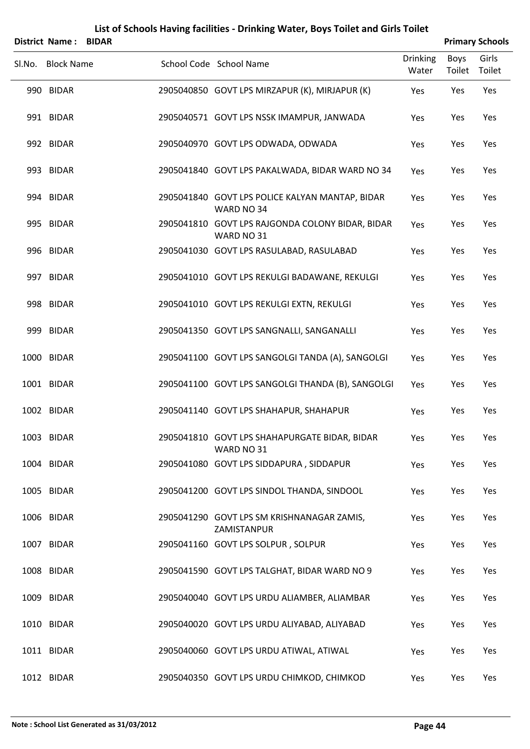# List of Schools Having facilities - Drinking Water, Boys Toilet and Girls Toilet

**District Name : BIDAR** **Primary Schools**

| Sl.No. | Block Name | School Code | School Name | Drinking Water | Boys Toilet | Girls Toilet |
|---|---|---|---|---|---|---|
| 990 | BIDAR | 2905040850 | GOVT LPS MIRZAPUR (K), MIRJAPUR (K) | Yes | Yes | Yes |
| 991 | BIDAR | 2905040571 | GOVT LPS NSSK IMAMPUR, JANWADA | Yes | Yes | Yes |
| 992 | BIDAR | 2905040970 | GOVT LPS ODWADA, ODWADA | Yes | Yes | Yes |
| 993 | BIDAR | 2905041840 | GOVT LPS PAKALWADA, BIDAR WARD NO 34 | Yes | Yes | Yes |
| 994 | BIDAR | 2905041840 | GOVT LPS POLICE KALYAN MANTAP, BIDAR WARD NO 34 | Yes | Yes | Yes |
| 995 | BIDAR | 2905041810 | GOVT LPS RAJGONDA COLONY BIDAR, BIDAR WARD NO 31 | Yes | Yes | Yes |
| 996 | BIDAR | 2905041030 | GOVT LPS RASULABAD, RASULABAD | Yes | Yes | Yes |
| 997 | BIDAR | 2905041010 | GOVT LPS REKULGI BADAWANE, REKULGI | Yes | Yes | Yes |
| 998 | BIDAR | 2905041010 | GOVT LPS REKULGI EXTN, REKULGI | Yes | Yes | Yes |
| 999 | BIDAR | 2905041350 | GOVT LPS SANGNALLI, SANGANALLI | Yes | Yes | Yes |
| 1000 | BIDAR | 2905041100 | GOVT LPS SANGOLGI TANDA (A), SANGOLGI | Yes | Yes | Yes |
| 1001 | BIDAR | 2905041100 | GOVT LPS SANGOLGI THANDA (B), SANGOLGI | Yes | Yes | Yes |
| 1002 | BIDAR | 2905041140 | GOVT LPS SHAHAPUR, SHAHAPUR | Yes | Yes | Yes |
| 1003 | BIDAR | 2905041810 | GOVT LPS SHAHAPURGATE BIDAR, BIDAR WARD NO 31 | Yes | Yes | Yes |
| 1004 | BIDAR | 2905041080 | GOVT LPS SIDDAPURA , SIDDAPUR | Yes | Yes | Yes |
| 1005 | BIDAR | 2905041200 | GOVT LPS SINDOL THANDA, SINDOOL | Yes | Yes | Yes |
| 1006 | BIDAR | 2905041290 | GOVT LPS SM KRISHNANAGAR ZAMIS, ZAMISTANPUR | Yes | Yes | Yes |
| 1007 | BIDAR | 2905041160 | GOVT LPS SOLPUR , SOLPUR | Yes | Yes | Yes |
| 1008 | BIDAR | 2905041590 | GOVT LPS TALGHAT, BIDAR WARD NO 9 | Yes | Yes | Yes |
| 1009 | BIDAR | 2905040040 | GOVT LPS URDU ALIAMBER, ALIAMBAR | Yes | Yes | Yes |
| 1010 | BIDAR | 2905040020 | GOVT LPS URDU ALIYABAD, ALIYABAD | Yes | Yes | Yes |
| 1011 | BIDAR | 2905040060 | GOVT LPS URDU ATIWAL, ATIWAL | Yes | Yes | Yes |
| 1012 | BIDAR | 2905040350 | GOVT LPS URDU CHIMKOD, CHIMKOD | Yes | Yes | Yes |

**Note : School List Generated as 31/03/2012**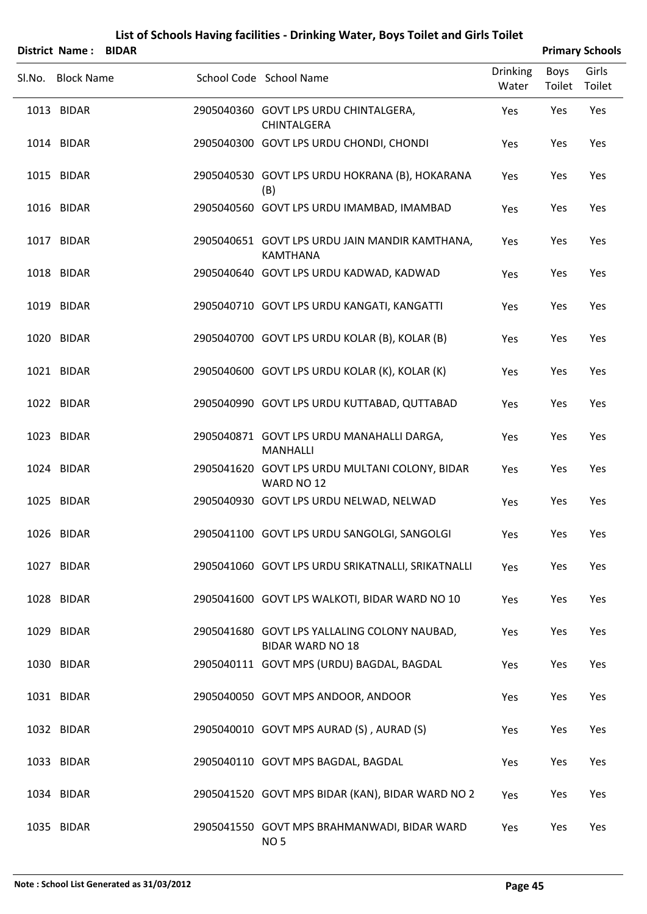# List of Schools Having facilities - Drinking Water, Boys Toilet and Girls Toilet

**District Name : BIDAR** **Primary Schools**

| Sl.No. | Block Name | School Code | School Name | Drinking Water | Boys Toilet | Girls Toilet |
|---|---|---|---|---|---|---|
| 1013 | BIDAR | 2905040360 | GOVT LPS URDU CHINTALGERA, CHINTALGERA | Yes | Yes | Yes |
| 1014 | BIDAR | 2905040300 | GOVT LPS URDU CHONDI, CHONDI | Yes | Yes | Yes |
| 1015 | BIDAR | 2905040530 | GOVT LPS URDU HOKRANA (B), HOKARANA (B) | Yes | Yes | Yes |
| 1016 | BIDAR | 2905040560 | GOVT LPS URDU IMAMBAD, IMAMBAD | Yes | Yes | Yes |
| 1017 | BIDAR | 2905040651 | GOVT LPS URDU JAIN MANDIR KAMTHANA, KAMTHANA | Yes | Yes | Yes |
| 1018 | BIDAR | 2905040640 | GOVT LPS URDU KADWAD, KADWAD | Yes | Yes | Yes |
| 1019 | BIDAR | 2905040710 | GOVT LPS URDU KANGATI, KANGATTI | Yes | Yes | Yes |
| 1020 | BIDAR | 2905040700 | GOVT LPS URDU KOLAR (B), KOLAR (B) | Yes | Yes | Yes |
| 1021 | BIDAR | 2905040600 | GOVT LPS URDU KOLAR (K), KOLAR (K) | Yes | Yes | Yes |
| 1022 | BIDAR | 2905040990 | GOVT LPS URDU KUTTABAD, QUTTABAD | Yes | Yes | Yes |
| 1023 | BIDAR | 2905040871 | GOVT LPS URDU MANAHALLI DARGA, MANHALLI | Yes | Yes | Yes |
| 1024 | BIDAR | 2905041620 | GOVT LPS URDU MULTANI COLONY, BIDAR WARD NO 12 | Yes | Yes | Yes |
| 1025 | BIDAR | 2905040930 | GOVT LPS URDU NELWAD, NELWAD | Yes | Yes | Yes |
| 1026 | BIDAR | 2905041100 | GOVT LPS URDU SANGOLGI, SANGOLGI | Yes | Yes | Yes |
| 1027 | BIDAR | 2905041060 | GOVT LPS URDU SRIKATNALLI, SRIKATNALLI | Yes | Yes | Yes |
| 1028 | BIDAR | 2905041600 | GOVT LPS WALKOTI, BIDAR WARD NO 10 | Yes | Yes | Yes |
| 1029 | BIDAR | 2905041680 | GOVT LPS YALLALING COLONY NAUBAD, BIDAR WARD NO 18 | Yes | Yes | Yes |
| 1030 | BIDAR | 2905040111 | GOVT MPS (URDU) BAGDAL, BAGDAL | Yes | Yes | Yes |
| 1031 | BIDAR | 2905040050 | GOVT MPS ANDOOR, ANDOOR | Yes | Yes | Yes |
| 1032 | BIDAR | 2905040010 | GOVT MPS AURAD (S) , AURAD (S) | Yes | Yes | Yes |
| 1033 | BIDAR | 2905040110 | GOVT MPS BAGDAL, BAGDAL | Yes | Yes | Yes |
| 1034 | BIDAR | 2905041520 | GOVT MPS BIDAR (KAN), BIDAR WARD NO 2 | Yes | Yes | Yes |
| 1035 | BIDAR | 2905041550 | GOVT MPS BRAHMANWADI, BIDAR WARD NO 5 | Yes | Yes | Yes |

**Note : School List Generated as 31/03/2012**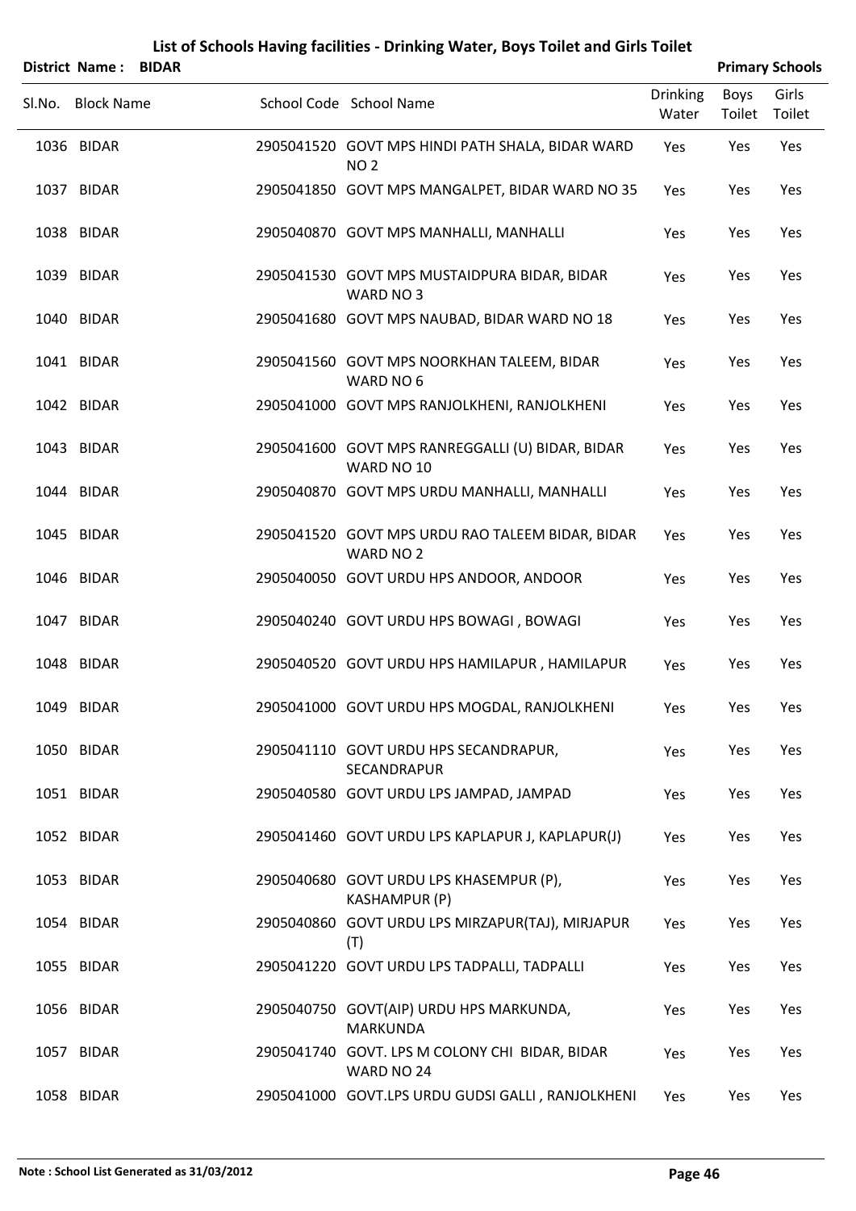# List of Schools Having facilities - Drinking Water, Boys Toilet and Girls Toilet

**District Name : BIDAR** **Primary Schools**

| Sl.No. | Block Name | School Code | School Name | Drinking Water | Boys Toilet | Girls Toilet |
|---|---|---|---|---|---|---|
| 1036 | BIDAR | 2905041520 | GOVT MPS HINDI PATH SHALA, BIDAR WARD NO 2 | Yes | Yes | Yes |
| 1037 | BIDAR | 2905041850 | GOVT MPS MANGALPET, BIDAR WARD NO 35 | Yes | Yes | Yes |
| 1038 | BIDAR | 2905040870 | GOVT MPS MANHALLI, MANHALLI | Yes | Yes | Yes |
| 1039 | BIDAR | 2905041530 | GOVT MPS MUSTAIDPURA BIDAR, BIDAR WARD NO 3 | Yes | Yes | Yes |
| 1040 | BIDAR | 2905041680 | GOVT MPS NAUBAD, BIDAR WARD NO 18 | Yes | Yes | Yes |
| 1041 | BIDAR | 2905041560 | GOVT MPS NOORKHAN TALEEM, BIDAR WARD NO 6 | Yes | Yes | Yes |
| 1042 | BIDAR | 2905041000 | GOVT MPS RANJOLKHENI, RANJOLKHENI | Yes | Yes | Yes |
| 1043 | BIDAR | 2905041600 | GOVT MPS RANREGGALLI (U) BIDAR, BIDAR WARD NO 10 | Yes | Yes | Yes |
| 1044 | BIDAR | 2905040870 | GOVT MPS URDU MANHALLI, MANHALLI | Yes | Yes | Yes |
| 1045 | BIDAR | 2905041520 | GOVT MPS URDU RAO TALEEM BIDAR, BIDAR WARD NO 2 | Yes | Yes | Yes |
| 1046 | BIDAR | 2905040050 | GOVT URDU HPS ANDOOR, ANDOOR | Yes | Yes | Yes |
| 1047 | BIDAR | 2905040240 | GOVT URDU HPS BOWAGI , BOWAGI | Yes | Yes | Yes |
| 1048 | BIDAR | 2905040520 | GOVT URDU HPS HAMILAPUR , HAMILAPUR | Yes | Yes | Yes |
| 1049 | BIDAR | 2905041000 | GOVT URDU HPS MOGDAL, RANJOLKHENI | Yes | Yes | Yes |
| 1050 | BIDAR | 2905041110 | GOVT URDU HPS SECANDRAPUR, SECANDRAPUR | Yes | Yes | Yes |
| 1051 | BIDAR | 2905040580 | GOVT URDU LPS JAMPAD, JAMPAD | Yes | Yes | Yes |
| 1052 | BIDAR | 2905041460 | GOVT URDU LPS KAPLAPUR J, KAPLAPUR(J) | Yes | Yes | Yes |
| 1053 | BIDAR | 2905040680 | GOVT URDU LPS KHASEMPUR (P), KASHAMPUR (P) | Yes | Yes | Yes |
| 1054 | BIDAR | 2905040860 | GOVT URDU LPS MIRZAPUR(TAJ), MIRJAPUR (T) | Yes | Yes | Yes |
| 1055 | BIDAR | 2905041220 | GOVT URDU LPS TADPALLI, TADPALLI | Yes | Yes | Yes |
| 1056 | BIDAR | 2905040750 | GOVT(AIP) URDU HPS MARKUNDA, MARKUNDA | Yes | Yes | Yes |
| 1057 | BIDAR | 2905041740 | GOVT. LPS M COLONY CHI BIDAR, BIDAR WARD NO 24 | Yes | Yes | Yes |
| 1058 | BIDAR | 2905041000 | GOVT.LPS URDU GUDSI GALLI , RANJOLKHENI | Yes | Yes | Yes |

Note : School List Generated as 31/03/2012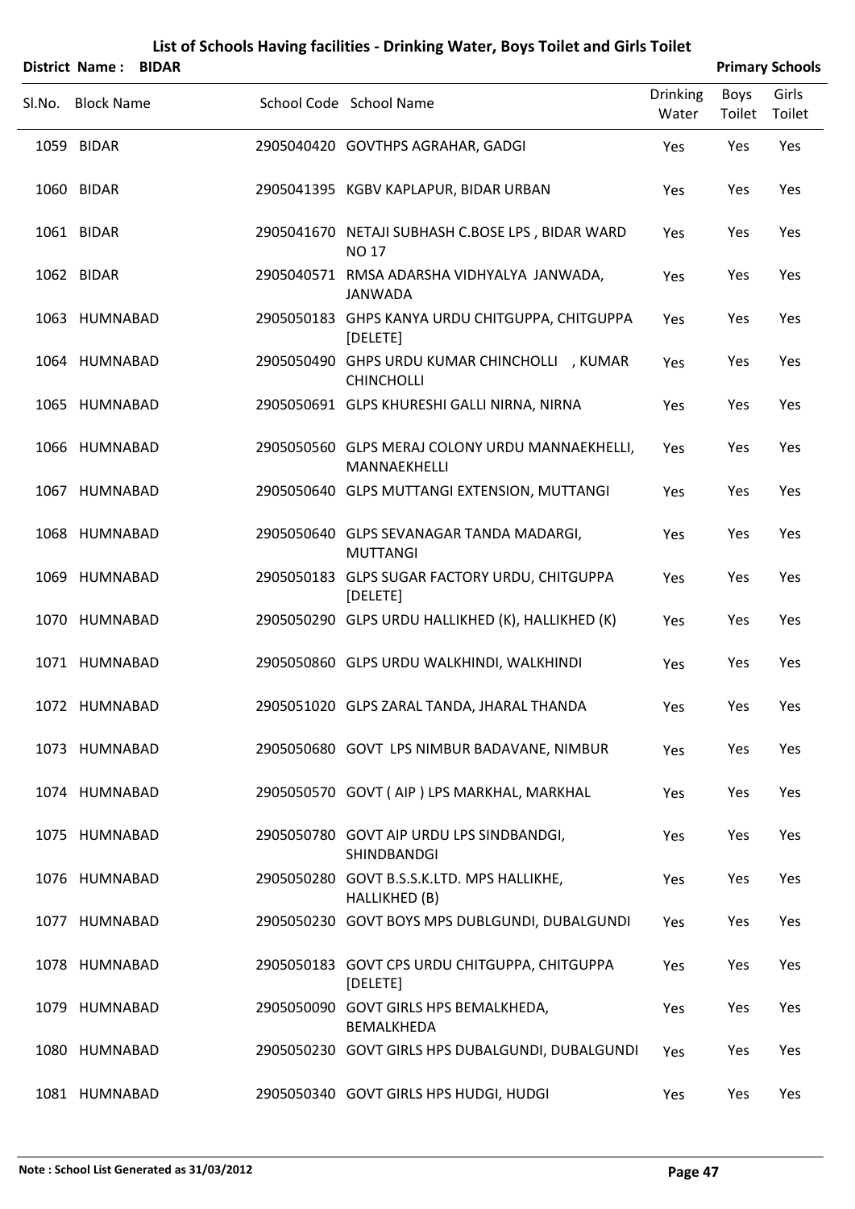# List of Schools Having facilities - Drinking Water, Boys Toilet and Girls Toilet

**District Name : BIDAR** **Primary Schools**

| Sl.No. | Block Name | School Code | School Name | Drinking Water | Boys Toilet | Girls Toilet |
|---|---|---|---|---|---|---|
| 1059 | BIDAR | 2905040420 | GOVTHPS AGRAHAR, GADGI | Yes | Yes | Yes |
| 1060 | BIDAR | 2905041395 | KGBV KAPLAPUR, BIDAR URBAN | Yes | Yes | Yes |
| 1061 | BIDAR | 2905041670 | NETAJI SUBHASH C.BOSE LPS , BIDAR WARD NO 17 | Yes | Yes | Yes |
| 1062 | BIDAR | 2905040571 | RMSA ADARSHA VIDHYALYA JANWADA, JANWADA | Yes | Yes | Yes |
| 1063 | HUMNABAD | 2905050183 | GHPS KANYA URDU CHITGUPPA, CHITGUPPA [DELETE] | Yes | Yes | Yes |
| 1064 | HUMNABAD | 2905050490 | GHPS URDU KUMAR CHINCHOLLI , KUMAR CHINCHOLLI | Yes | Yes | Yes |
| 1065 | HUMNABAD | 2905050691 | GLPS KHURESHI GALLI NIRNA, NIRNA | Yes | Yes | Yes |
| 1066 | HUMNABAD | 2905050560 | GLPS MERAJ COLONY URDU MANNAEKHELLI, MANNAEKHELLI | Yes | Yes | Yes |
| 1067 | HUMNABAD | 2905050640 | GLPS MUTTANGI EXTENSION, MUTTANGI | Yes | Yes | Yes |
| 1068 | HUMNABAD | 2905050640 | GLPS SEVANAGAR TANDA MADARGI, MUTTANGI | Yes | Yes | Yes |
| 1069 | HUMNABAD | 2905050183 | GLPS SUGAR FACTORY URDU, CHITGUPPA [DELETE] | Yes | Yes | Yes |
| 1070 | HUMNABAD | 2905050290 | GLPS URDU HALLIKHED (K), HALLIKHED (K) | Yes | Yes | Yes |
| 1071 | HUMNABAD | 2905050860 | GLPS URDU WALKHINDI, WALKHINDI | Yes | Yes | Yes |
| 1072 | HUMNABAD | 2905051020 | GLPS ZARAL TANDA, JHARAL THANDA | Yes | Yes | Yes |
| 1073 | HUMNABAD | 2905050680 | GOVT LPS NIMBUR BADAVANE, NIMBUR | Yes | Yes | Yes |
| 1074 | HUMNABAD | 2905050570 | GOVT ( AIP ) LPS MARKHAL, MARKHAL | Yes | Yes | Yes |
| 1075 | HUMNABAD | 2905050780 | GOVT AIP URDU LPS SINDBANDGI, SHINDBANDGI | Yes | Yes | Yes |
| 1076 | HUMNABAD | 2905050280 | GOVT B.S.S.K.LTD. MPS HALLIKHE, HALLIKHED (B) | Yes | Yes | Yes |
| 1077 | HUMNABAD | 2905050230 | GOVT BOYS MPS DUBLGUNDI, DUBALGUNDI | Yes | Yes | Yes |
| 1078 | HUMNABAD | 2905050183 | GOVT CPS URDU CHITGUPPA, CHITGUPPA [DELETE] | Yes | Yes | Yes |
| 1079 | HUMNABAD | 2905050090 | GOVT GIRLS HPS BEMALKHEDA, BEMALKHEDA | Yes | Yes | Yes |
| 1080 | HUMNABAD | 2905050230 | GOVT GIRLS HPS DUBALGUNDI, DUBALGUNDI | Yes | Yes | Yes |
| 1081 | HUMNABAD | 2905050340 | GOVT GIRLS HPS HUDGI, HUDGI | Yes | Yes | Yes |

**Note : School List Generated as 31/03/2012**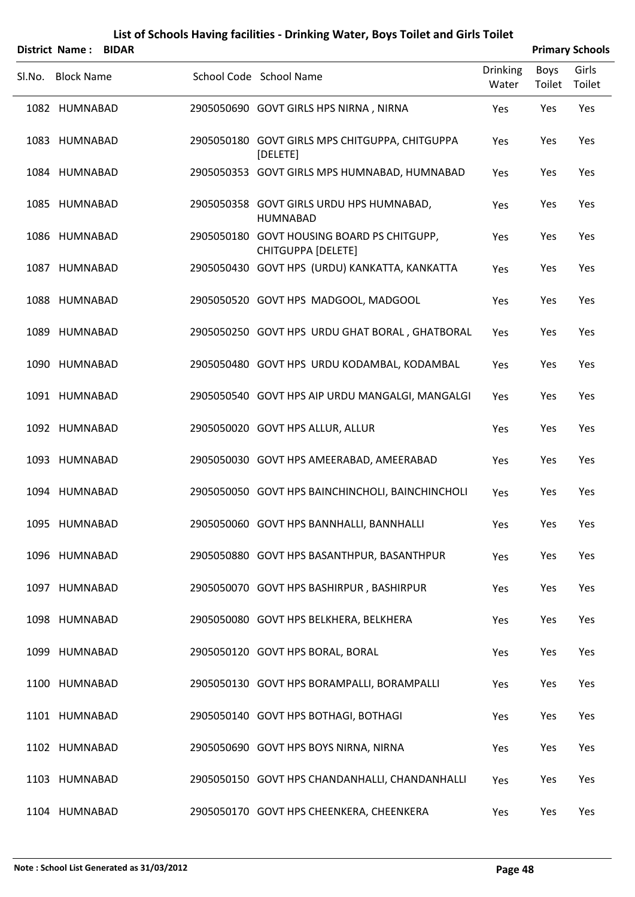# List of Schools Having facilities - Drinking Water, Boys Toilet and Girls Toilet

**District Name : BIDAR** **Primary Schools**

| Sl.No. | Block Name | School Code | School Name | Drinking Water | Boys Toilet | Girls Toilet |
|---|---|---|---|---|---|---|
| 1082 | HUMNABAD | 2905050690 | GOVT GIRLS HPS NIRNA , NIRNA | Yes | Yes | Yes |
| 1083 | HUMNABAD | 2905050180 | GOVT GIRLS MPS CHITGUPPA, CHITGUPPA [DELETE] | Yes | Yes | Yes |
| 1084 | HUMNABAD | 2905050353 | GOVT GIRLS MPS HUMNABAD, HUMNABAD | Yes | Yes | Yes |
| 1085 | HUMNABAD | 2905050358 | GOVT GIRLS URDU HPS HUMNABAD, HUMNABAD | Yes | Yes | Yes |
| 1086 | HUMNABAD | 2905050180 | GOVT HOUSING BOARD PS CHITGUPP, CHITGUPPA [DELETE] | Yes | Yes | Yes |
| 1087 | HUMNABAD | 2905050430 | GOVT HPS (URDU) KANKATTA, KANKATTA | Yes | Yes | Yes |
| 1088 | HUMNABAD | 2905050520 | GOVT HPS MADGOOL, MADGOOL | Yes | Yes | Yes |
| 1089 | HUMNABAD | 2905050250 | GOVT HPS URDU GHAT BORAL , GHATBORAL | Yes | Yes | Yes |
| 1090 | HUMNABAD | 2905050480 | GOVT HPS URDU KODAMBAL, KODAMBAL | Yes | Yes | Yes |
| 1091 | HUMNABAD | 2905050540 | GOVT HPS AIP URDU MANGALGI, MANGALGI | Yes | Yes | Yes |
| 1092 | HUMNABAD | 2905050020 | GOVT HPS ALLUR, ALLUR | Yes | Yes | Yes |
| 1093 | HUMNABAD | 2905050030 | GOVT HPS AMEERABAD, AMEERABAD | Yes | Yes | Yes |
| 1094 | HUMNABAD | 2905050050 | GOVT HPS BAINCHINCHOLI, BAINCHINCHOLI | Yes | Yes | Yes |
| 1095 | HUMNABAD | 2905050060 | GOVT HPS BANNHALLI, BANNHALLI | Yes | Yes | Yes |
| 1096 | HUMNABAD | 2905050880 | GOVT HPS BASANTHPUR, BASANTHPUR | Yes | Yes | Yes |
| 1097 | HUMNABAD | 2905050070 | GOVT HPS BASHIRPUR , BASHIRPUR | Yes | Yes | Yes |
| 1098 | HUMNABAD | 2905050080 | GOVT HPS BELKHERA, BELKHERA | Yes | Yes | Yes |
| 1099 | HUMNABAD | 2905050120 | GOVT HPS BORAL, BORAL | Yes | Yes | Yes |
| 1100 | HUMNABAD | 2905050130 | GOVT HPS BORAMPALLI, BORAMPALLI | Yes | Yes | Yes |
| 1101 | HUMNABAD | 2905050140 | GOVT HPS BOTHAGI, BOTHAGI | Yes | Yes | Yes |
| 1102 | HUMNABAD | 2905050690 | GOVT HPS BOYS NIRNA, NIRNA | Yes | Yes | Yes |
| 1103 | HUMNABAD | 2905050150 | GOVT HPS CHANDANHALLI, CHANDANHALLI | Yes | Yes | Yes |
| 1104 | HUMNABAD | 2905050170 | GOVT HPS CHEENKERA, CHEENKERA | Yes | Yes | Yes |

**Note : School List Generated as 31/03/2012**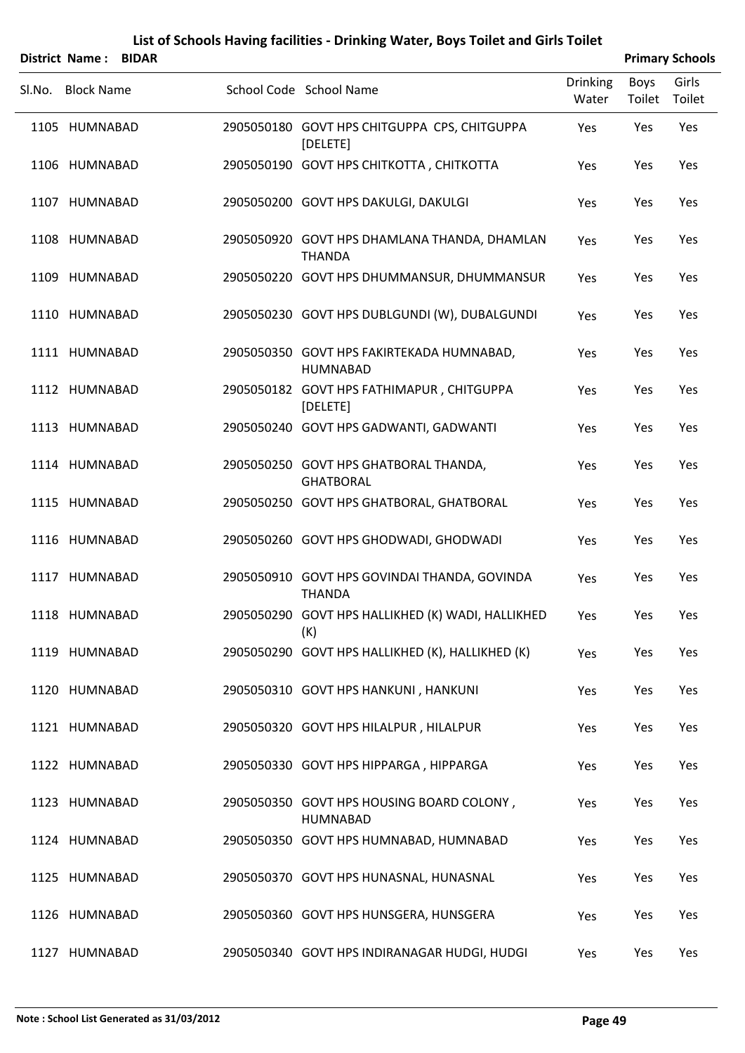# List of Schools Having facilities - Drinking Water, Boys Toilet and Girls Toilet

**District Name : BIDAR** **Primary Schools**

| Sl.No. | Block Name | School Code | School Name | Drinking Water | Boys Toilet | Girls Toilet |
|---|---|---|---|---|---|---|
| 1105 | HUMNABAD | 2905050180 | GOVT HPS CHITGUPPA CPS, CHITGUPPA [DELETE] | Yes | Yes | Yes |
| 1106 | HUMNABAD | 2905050190 | GOVT HPS CHITKOTTA , CHITKOTTA | Yes | Yes | Yes |
| 1107 | HUMNABAD | 2905050200 | GOVT HPS DAKULGI, DAKULGI | Yes | Yes | Yes |
| 1108 | HUMNABAD | 2905050920 | GOVT HPS DHAMLANA THANDA, DHAMLAN THANDA | Yes | Yes | Yes |
| 1109 | HUMNABAD | 2905050220 | GOVT HPS DHUMMANSUR, DHUMMANSUR | Yes | Yes | Yes |
| 1110 | HUMNABAD | 2905050230 | GOVT HPS DUBLGUNDI (W), DUBALGUNDI | Yes | Yes | Yes |
| 1111 | HUMNABAD | 2905050350 | GOVT HPS FAKIRTEKADA HUMNABAD, HUMNABAD | Yes | Yes | Yes |
| 1112 | HUMNABAD | 2905050182 | GOVT HPS FATHIMAPUR , CHITGUPPA [DELETE] | Yes | Yes | Yes |
| 1113 | HUMNABAD | 2905050240 | GOVT HPS GADWANTI, GADWANTI | Yes | Yes | Yes |
| 1114 | HUMNABAD | 2905050250 | GOVT HPS GHATBORAL THANDA, GHATBORAL | Yes | Yes | Yes |
| 1115 | HUMNABAD | 2905050250 | GOVT HPS GHATBORAL, GHATBORAL | Yes | Yes | Yes |
| 1116 | HUMNABAD | 2905050260 | GOVT HPS GHODWADI, GHODWADI | Yes | Yes | Yes |
| 1117 | HUMNABAD | 2905050910 | GOVT HPS GOVINDAI THANDA, GOVINDA THANDA | Yes | Yes | Yes |
| 1118 | HUMNABAD | 2905050290 | GOVT HPS HALLIKHED (K) WADI, HALLIKHED (K) | Yes | Yes | Yes |
| 1119 | HUMNABAD | 2905050290 | GOVT HPS HALLIKHED (K), HALLIKHED (K) | Yes | Yes | Yes |
| 1120 | HUMNABAD | 2905050310 | GOVT HPS HANKUNI , HANKUNI | Yes | Yes | Yes |
| 1121 | HUMNABAD | 2905050320 | GOVT HPS HILALPUR , HILALPUR | Yes | Yes | Yes |
| 1122 | HUMNABAD | 2905050330 | GOVT HPS HIPPARGA , HIPPARGA | Yes | Yes | Yes |
| 1123 | HUMNABAD | 2905050350 | GOVT HPS HOUSING BOARD COLONY , HUMNABAD | Yes | Yes | Yes |
| 1124 | HUMNABAD | 2905050350 | GOVT HPS HUMNABAD, HUMNABAD | Yes | Yes | Yes |
| 1125 | HUMNABAD | 2905050370 | GOVT HPS HUNASNAL, HUNASNAL | Yes | Yes | Yes |
| 1126 | HUMNABAD | 2905050360 | GOVT HPS HUNSGERA, HUNSGERA | Yes | Yes | Yes |
| 1127 | HUMNABAD | 2905050340 | GOVT HPS INDIRANAGAR HUDGI, HUDGI | Yes | Yes | Yes |

**Note : School List Generated as 31/03/2012**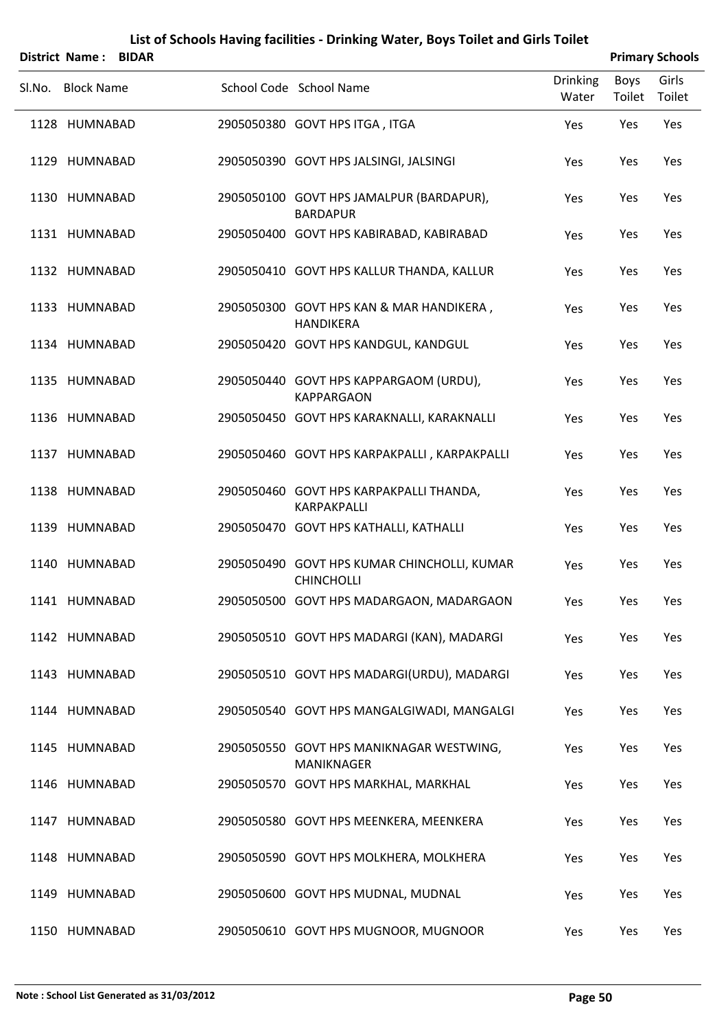# List of Schools Having facilities - Drinking Water, Boys Toilet and Girls Toilet

**District Name : BIDAR** **Primary Schools**

| Sl.No. | Block Name | School Code | School Name | Drinking Water | Boys Toilet | Girls Toilet |
|---|---|---|---|---|---|---|
| 1128 | HUMNABAD | 2905050380 | GOVT HPS ITGA , ITGA | Yes | Yes | Yes |
| 1129 | HUMNABAD | 2905050390 | GOVT HPS JALSINGI, JALSINGI | Yes | Yes | Yes |
| 1130 | HUMNABAD | 2905050100 | GOVT HPS JAMALPUR (BARDAPUR), BARDAPUR | Yes | Yes | Yes |
| 1131 | HUMNABAD | 2905050400 | GOVT HPS KABIRABAD, KABIRABAD | Yes | Yes | Yes |
| 1132 | HUMNABAD | 2905050410 | GOVT HPS KALLUR THANDA, KALLUR | Yes | Yes | Yes |
| 1133 | HUMNABAD | 2905050300 | GOVT HPS KAN & MAR HANDIKERA , HANDIKERA | Yes | Yes | Yes |
| 1134 | HUMNABAD | 2905050420 | GOVT HPS KANDGUL, KANDGUL | Yes | Yes | Yes |
| 1135 | HUMNABAD | 2905050440 | GOVT HPS KAPPARGAOM (URDU), KAPPARGAON | Yes | Yes | Yes |
| 1136 | HUMNABAD | 2905050450 | GOVT HPS KARAKNALLI, KARAKNALLI | Yes | Yes | Yes |
| 1137 | HUMNABAD | 2905050460 | GOVT HPS KARPAKPALLI , KARPAKPALLI | Yes | Yes | Yes |
| 1138 | HUMNABAD | 2905050460 | GOVT HPS KARPAKPALLI THANDA, KARPAKPALLI | Yes | Yes | Yes |
| 1139 | HUMNABAD | 2905050470 | GOVT HPS KATHALLI, KATHALLI | Yes | Yes | Yes |
| 1140 | HUMNABAD | 2905050490 | GOVT HPS KUMAR CHINCHOLLI, KUMAR CHINCHOLLI | Yes | Yes | Yes |
| 1141 | HUMNABAD | 2905050500 | GOVT HPS MADARGAON, MADARGAON | Yes | Yes | Yes |
| 1142 | HUMNABAD | 2905050510 | GOVT HPS MADARGI (KAN), MADARGI | Yes | Yes | Yes |
| 1143 | HUMNABAD | 2905050510 | GOVT HPS MADARGI(URDU), MADARGI | Yes | Yes | Yes |
| 1144 | HUMNABAD | 2905050540 | GOVT HPS MANGALGIWADI, MANGALGI | Yes | Yes | Yes |
| 1145 | HUMNABAD | 2905050550 | GOVT HPS MANIKNAGAR WESTWING, MANIKNAGER | Yes | Yes | Yes |
| 1146 | HUMNABAD | 2905050570 | GOVT HPS MARKHAL, MARKHAL | Yes | Yes | Yes |
| 1147 | HUMNABAD | 2905050580 | GOVT HPS MEENKERA, MEENKERA | Yes | Yes | Yes |
| 1148 | HUMNABAD | 2905050590 | GOVT HPS MOLKHERA, MOLKHERA | Yes | Yes | Yes |
| 1149 | HUMNABAD | 2905050600 | GOVT HPS MUDNAL, MUDNAL | Yes | Yes | Yes |
| 1150 | HUMNABAD | 2905050610 | GOVT HPS MUGNOOR, MUGNOOR | Yes | Yes | Yes |

**Note : School List Generated as 31/03/2012**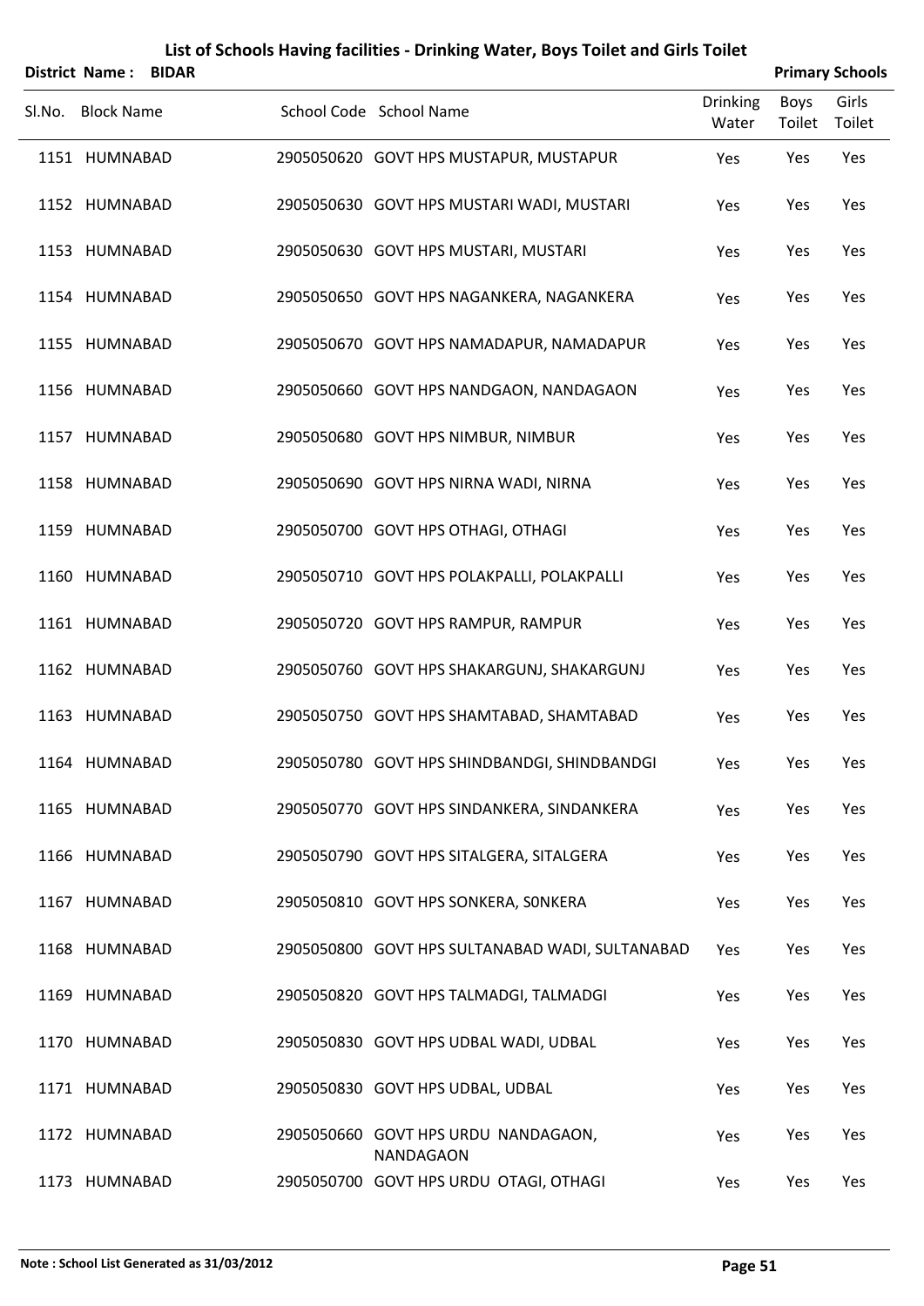# List of Schools Having facilities - Drinking Water, Boys Toilet and Girls Toilet

**District Name : BIDAR** **Primary Schools**

| Sl.No. | Block Name | School Code | School Name | Drinking Water | Boys Toilet | Girls Toilet |
|---|---|---|---|---|---|---|
| 1151 | HUMNABAD | 2905050620 | GOVT HPS MUSTAPUR, MUSTAPUR | Yes | Yes | Yes |
| 1152 | HUMNABAD | 2905050630 | GOVT HPS MUSTARI WADI, MUSTARI | Yes | Yes | Yes |
| 1153 | HUMNABAD | 2905050630 | GOVT HPS MUSTARI, MUSTARI | Yes | Yes | Yes |
| 1154 | HUMNABAD | 2905050650 | GOVT HPS NAGANKERA, NAGANKERA | Yes | Yes | Yes |
| 1155 | HUMNABAD | 2905050670 | GOVT HPS NAMADAPUR, NAMADAPUR | Yes | Yes | Yes |
| 1156 | HUMNABAD | 2905050660 | GOVT HPS NANDGAON, NANDAGAON | Yes | Yes | Yes |
| 1157 | HUMNABAD | 2905050680 | GOVT HPS NIMBUR, NIMBUR | Yes | Yes | Yes |
| 1158 | HUMNABAD | 2905050690 | GOVT HPS NIRNA WADI, NIRNA | Yes | Yes | Yes |
| 1159 | HUMNABAD | 2905050700 | GOVT HPS OTHAGI, OTHAGI | Yes | Yes | Yes |
| 1160 | HUMNABAD | 2905050710 | GOVT HPS POLAKPALLI, POLAKPALLI | Yes | Yes | Yes |
| 1161 | HUMNABAD | 2905050720 | GOVT HPS RAMPUR, RAMPUR | Yes | Yes | Yes |
| 1162 | HUMNABAD | 2905050760 | GOVT HPS SHAKARGUNJ, SHAKARGUNJ | Yes | Yes | Yes |
| 1163 | HUMNABAD | 2905050750 | GOVT HPS SHAMTABAD, SHAMTABAD | Yes | Yes | Yes |
| 1164 | HUMNABAD | 2905050780 | GOVT HPS SHINDBANDGI, SHINDBANDGI | Yes | Yes | Yes |
| 1165 | HUMNABAD | 2905050770 | GOVT HPS SINDANKERA, SINDANKERA | Yes | Yes | Yes |
| 1166 | HUMNABAD | 2905050790 | GOVT HPS SITALGERA, SITALGERA | Yes | Yes | Yes |
| 1167 | HUMNABAD | 2905050810 | GOVT HPS SONKERA, S0NKERA | Yes | Yes | Yes |
| 1168 | HUMNABAD | 2905050800 | GOVT HPS SULTANABAD WADI, SULTANABAD | Yes | Yes | Yes |
| 1169 | HUMNABAD | 2905050820 | GOVT HPS TALMADGI, TALMADGI | Yes | Yes | Yes |
| 1170 | HUMNABAD | 2905050830 | GOVT HPS UDBAL WADI, UDBAL | Yes | Yes | Yes |
| 1171 | HUMNABAD | 2905050830 | GOVT HPS UDBAL, UDBAL | Yes | Yes | Yes |
| 1172 | HUMNABAD | 2905050660 | GOVT HPS URDU NANDAGAON, NANDAGAON | Yes | Yes | Yes |
| 1173 | HUMNABAD | 2905050700 | GOVT HPS URDU OTAGI, OTHAGI | Yes | Yes | Yes |

**Note : School List Generated as 31/03/2012**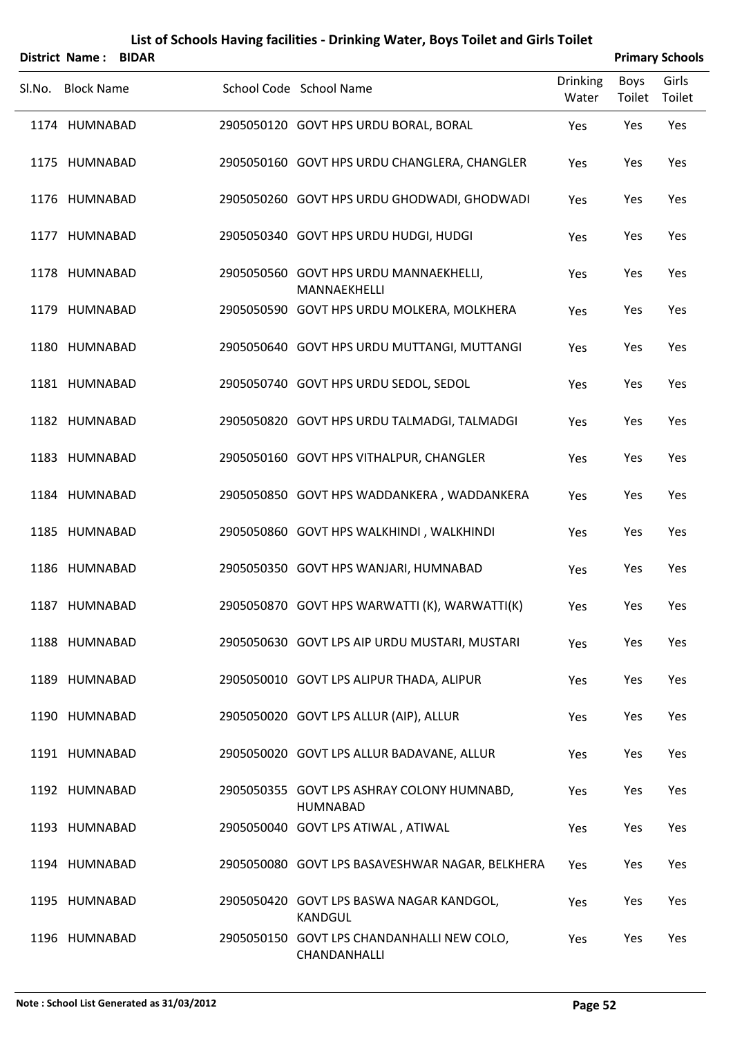# List of Schools Having facilities - Drinking Water, Boys Toilet and Girls Toilet

**District Name : BIDAR** **Primary Schools**

| Sl.No. | Block Name | School Code | School Name | Drinking Water | Boys Toilet | Girls Toilet |
|---|---|---|---|---|---|---|
| 1174 | HUMNABAD | 2905050120 | GOVT HPS URDU BORAL, BORAL | Yes | Yes | Yes |
| 1175 | HUMNABAD | 2905050160 | GOVT HPS URDU CHANGLERA, CHANGLER | Yes | Yes | Yes |
| 1176 | HUMNABAD | 2905050260 | GOVT HPS URDU GHODWADI, GHODWADI | Yes | Yes | Yes |
| 1177 | HUMNABAD | 2905050340 | GOVT HPS URDU HUDGI, HUDGI | Yes | Yes | Yes |
| 1178 | HUMNABAD | 2905050560 | GOVT HPS URDU MANNAEKHELLI, MANNAEKHELLI | Yes | Yes | Yes |
| 1179 | HUMNABAD | 2905050590 | GOVT HPS URDU MOLKERA, MOLKHERA | Yes | Yes | Yes |
| 1180 | HUMNABAD | 2905050640 | GOVT HPS URDU MUTTANGI, MUTTANGI | Yes | Yes | Yes |
| 1181 | HUMNABAD | 2905050740 | GOVT HPS URDU SEDOL, SEDOL | Yes | Yes | Yes |
| 1182 | HUMNABAD | 2905050820 | GOVT HPS URDU TALMADGI, TALMADGI | Yes | Yes | Yes |
| 1183 | HUMNABAD | 2905050160 | GOVT HPS VITHALPUR, CHANGLER | Yes | Yes | Yes |
| 1184 | HUMNABAD | 2905050850 | GOVT HPS WADDANKERA , WADDANKERA | Yes | Yes | Yes |
| 1185 | HUMNABAD | 2905050860 | GOVT HPS WALKHINDI , WALKHINDI | Yes | Yes | Yes |
| 1186 | HUMNABAD | 2905050350 | GOVT HPS WANJARI, HUMNABAD | Yes | Yes | Yes |
| 1187 | HUMNABAD | 2905050870 | GOVT HPS WARWATTI (K), WARWATTI(K) | Yes | Yes | Yes |
| 1188 | HUMNABAD | 2905050630 | GOVT LPS AIP URDU MUSTARI, MUSTARI | Yes | Yes | Yes |
| 1189 | HUMNABAD | 2905050010 | GOVT LPS ALIPUR THADA, ALIPUR | Yes | Yes | Yes |
| 1190 | HUMNABAD | 2905050020 | GOVT LPS ALLUR (AIP), ALLUR | Yes | Yes | Yes |
| 1191 | HUMNABAD | 2905050020 | GOVT LPS ALLUR BADAVANE, ALLUR | Yes | Yes | Yes |
| 1192 | HUMNABAD | 2905050355 | GOVT LPS ASHRAY COLONY HUMNABD, HUMNABAD | Yes | Yes | Yes |
| 1193 | HUMNABAD | 2905050040 | GOVT LPS ATIWAL , ATIWAL | Yes | Yes | Yes |
| 1194 | HUMNABAD | 2905050080 | GOVT LPS BASAVESHWAR NAGAR, BELKHERA | Yes | Yes | Yes |
| 1195 | HUMNABAD | 2905050420 | GOVT LPS BASWA NAGAR KANDGOL, KANDGUL | Yes | Yes | Yes |
| 1196 | HUMNABAD | 2905050150 | GOVT LPS CHANDANHALLI NEW COLO, CHANDANHALLI | Yes | Yes | Yes |

**Note : School List Generated as 31/03/2012**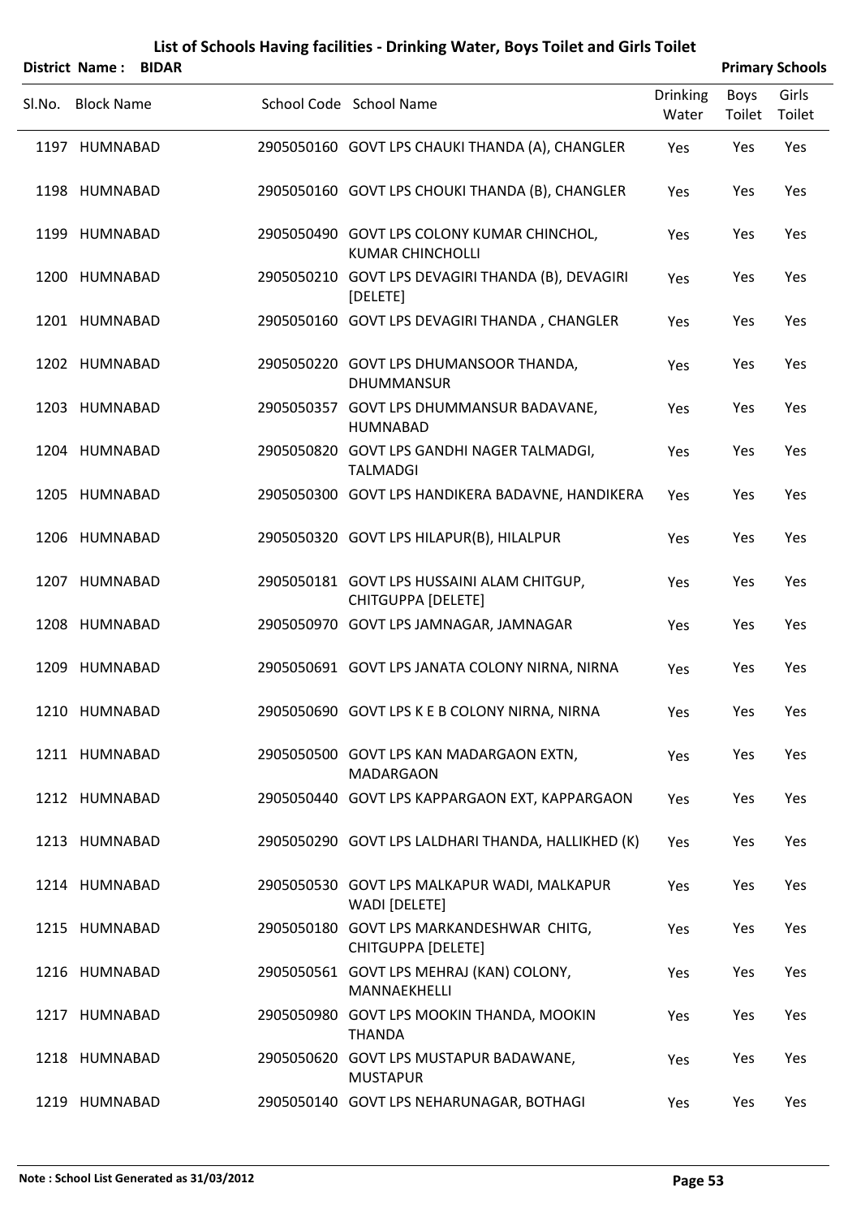# List of Schools Having facilities - Drinking Water, Boys Toilet and Girls Toilet

**District Name : BIDAR** | **Primary Schools**

| Sl.No. | Block Name | School Code | School Name | Drinking Water | Boys Toilet | Girls Toilet |
|---|---|---|---|---|---|---|
| 1197 | HUMNABAD | 2905050160 | GOVT LPS CHAUKI THANDA (A), CHANGLER | Yes | Yes | Yes |
| 1198 | HUMNABAD | 2905050160 | GOVT LPS CHOUKI THANDA (B), CHANGLER | Yes | Yes | Yes |
| 1199 | HUMNABAD | 2905050490 | GOVT LPS COLONY KUMAR CHINCHOL, KUMAR CHINCHOLLI | Yes | Yes | Yes |
| 1200 | HUMNABAD | 2905050210 | GOVT LPS DEVAGIRI THANDA (B), DEVAGIRI [DELETE] | Yes | Yes | Yes |
| 1201 | HUMNABAD | 2905050160 | GOVT LPS DEVAGIRI THANDA , CHANGLER | Yes | Yes | Yes |
| 1202 | HUMNABAD | 2905050220 | GOVT LPS DHUMANSOOR THANDA, DHUMMANSUR | Yes | Yes | Yes |
| 1203 | HUMNABAD | 2905050357 | GOVT LPS DHUMMANSUR BADAVANE, HUMNABAD | Yes | Yes | Yes |
| 1204 | HUMNABAD | 2905050820 | GOVT LPS GANDHI NAGER TALMADGI, TALMADGI | Yes | Yes | Yes |
| 1205 | HUMNABAD | 2905050300 | GOVT LPS HANDIKERA BADAVNE, HANDIKERA | Yes | Yes | Yes |
| 1206 | HUMNABAD | 2905050320 | GOVT LPS HILAPUR(B), HILALPUR | Yes | Yes | Yes |
| 1207 | HUMNABAD | 2905050181 | GOVT LPS HUSSAINI ALAM CHITGUP, CHITGUPPA [DELETE] | Yes | Yes | Yes |
| 1208 | HUMNABAD | 2905050970 | GOVT LPS JAMNAGAR, JAMNAGAR | Yes | Yes | Yes |
| 1209 | HUMNABAD | 2905050691 | GOVT LPS JANATA COLONY NIRNA, NIRNA | Yes | Yes | Yes |
| 1210 | HUMNABAD | 2905050690 | GOVT LPS K E B COLONY NIRNA, NIRNA | Yes | Yes | Yes |
| 1211 | HUMNABAD | 2905050500 | GOVT LPS KAN MADARGAON EXTN, MADARGAON | Yes | Yes | Yes |
| 1212 | HUMNABAD | 2905050440 | GOVT LPS KAPPARGAON EXT, KAPPARGAON | Yes | Yes | Yes |
| 1213 | HUMNABAD | 2905050290 | GOVT LPS LALDHARI THANDA, HALLIKHED (K) | Yes | Yes | Yes |
| 1214 | HUMNABAD | 2905050530 | GOVT LPS MALKAPUR WADI, MALKAPUR WADI [DELETE] | Yes | Yes | Yes |
| 1215 | HUMNABAD | 2905050180 | GOVT LPS MARKANDESHWAR CHITG, CHITGUPPA [DELETE] | Yes | Yes | Yes |
| 1216 | HUMNABAD | 2905050561 | GOVT LPS MEHRAJ (KAN) COLONY, MANNAEKHELLI | Yes | Yes | Yes |
| 1217 | HUMNABAD | 2905050980 | GOVT LPS MOOKIN THANDA, MOOKIN THANDA | Yes | Yes | Yes |
| 1218 | HUMNABAD | 2905050620 | GOVT LPS MUSTAPUR BADAWANE, MUSTAPUR | Yes | Yes | Yes |
| 1219 | HUMNABAD | 2905050140 | GOVT LPS NEHARUNAGAR, BOTHAGI | Yes | Yes | Yes |

**Note : School List Generated as 31/03/2012**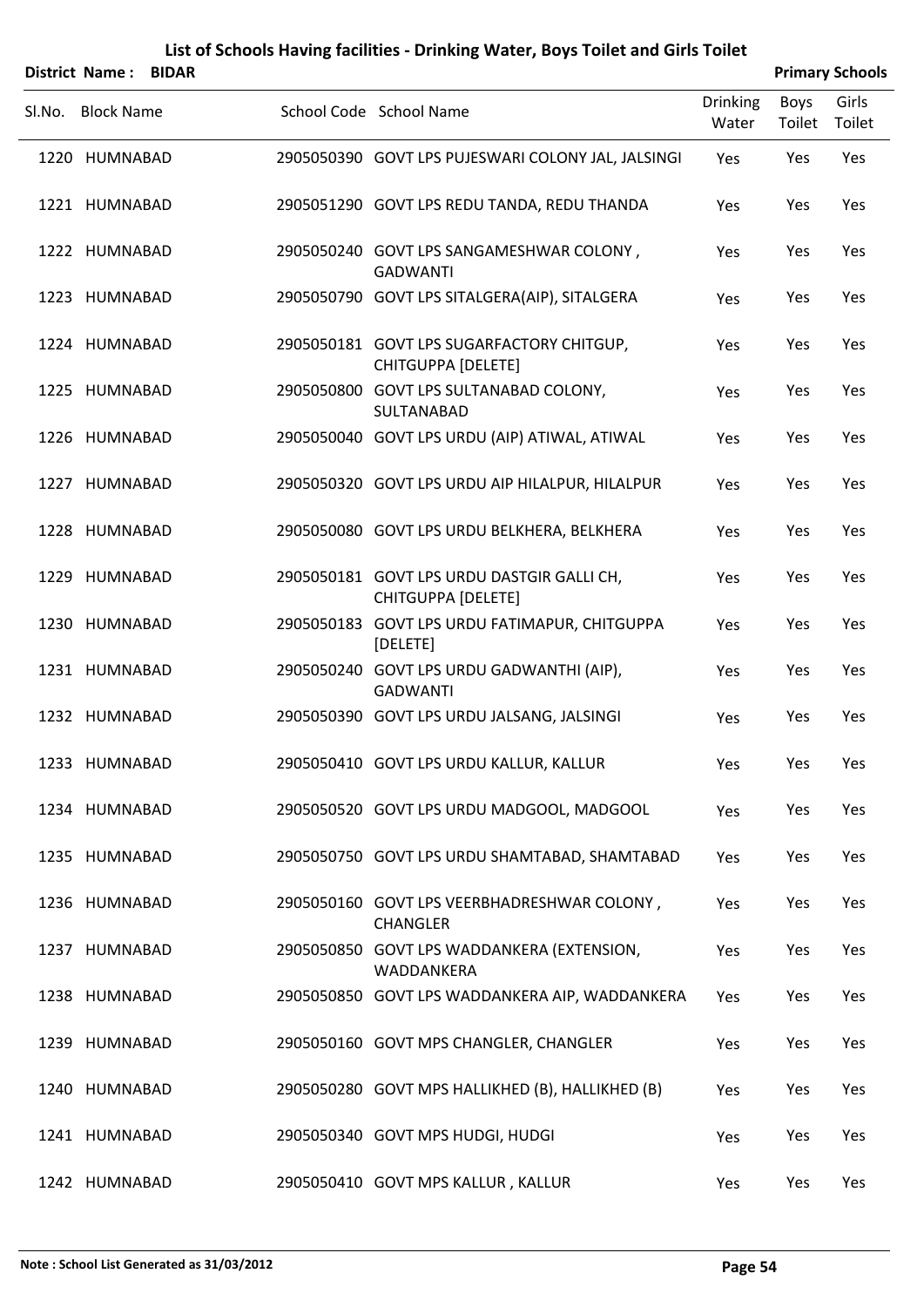# List of Schools Having facilities - Drinking Water, Boys Toilet and Girls Toilet

**District Name : BIDAR** **Primary Schools**

| Sl.No. | Block Name | School Code | School Name | Drinking Water | Boys Toilet | Girls Toilet |
|---|---|---|---|---|---|---|
| 1220 | HUMNABAD | 2905050390 | GOVT LPS PUJESWARI COLONY JAL, JALSINGI | Yes | Yes | Yes |
| 1221 | HUMNABAD | 2905051290 | GOVT LPS REDU TANDA, REDU THANDA | Yes | Yes | Yes |
| 1222 | HUMNABAD | 2905050240 | GOVT LPS SANGAMESHWAR COLONY , GADWANTI | Yes | Yes | Yes |
| 1223 | HUMNABAD | 2905050790 | GOVT LPS SITALGERA(AIP), SITALGERA | Yes | Yes | Yes |
| 1224 | HUMNABAD | 2905050181 | GOVT LPS SUGARFACTORY CHITGUP, CHITGUPPA [DELETE] | Yes | Yes | Yes |
| 1225 | HUMNABAD | 2905050800 | GOVT LPS SULTANABAD COLONY, SULTANABAD | Yes | Yes | Yes |
| 1226 | HUMNABAD | 2905050040 | GOVT LPS URDU (AIP) ATIWAL, ATIWAL | Yes | Yes | Yes |
| 1227 | HUMNABAD | 2905050320 | GOVT LPS URDU AIP HILALPUR, HILALPUR | Yes | Yes | Yes |
| 1228 | HUMNABAD | 2905050080 | GOVT LPS URDU BELKHERA, BELKHERA | Yes | Yes | Yes |
| 1229 | HUMNABAD | 2905050181 | GOVT LPS URDU DASTGIR GALLI CH, CHITGUPPA [DELETE] | Yes | Yes | Yes |
| 1230 | HUMNABAD | 2905050183 | GOVT LPS URDU FATIMAPUR, CHITGUPPA [DELETE] | Yes | Yes | Yes |
| 1231 | HUMNABAD | 2905050240 | GOVT LPS URDU GADWANTHI (AIP), GADWANTI | Yes | Yes | Yes |
| 1232 | HUMNABAD | 2905050390 | GOVT LPS URDU JALSANG, JALSINGI | Yes | Yes | Yes |
| 1233 | HUMNABAD | 2905050410 | GOVT LPS URDU KALLUR, KALLUR | Yes | Yes | Yes |
| 1234 | HUMNABAD | 2905050520 | GOVT LPS URDU MADGOOL, MADGOOL | Yes | Yes | Yes |
| 1235 | HUMNABAD | 2905050750 | GOVT LPS URDU SHAMTABAD, SHAMTABAD | Yes | Yes | Yes |
| 1236 | HUMNABAD | 2905050160 | GOVT LPS VEERBHADRESHWAR COLONY , CHANGLER | Yes | Yes | Yes |
| 1237 | HUMNABAD | 2905050850 | GOVT LPS WADDANKERA (EXTENSION, WADDANKERA | Yes | Yes | Yes |
| 1238 | HUMNABAD | 2905050850 | GOVT LPS WADDANKERA AIP, WADDANKERA | Yes | Yes | Yes |
| 1239 | HUMNABAD | 2905050160 | GOVT MPS CHANGLER, CHANGLER | Yes | Yes | Yes |
| 1240 | HUMNABAD | 2905050280 | GOVT MPS HALLIKHED (B), HALLIKHED (B) | Yes | Yes | Yes |
| 1241 | HUMNABAD | 2905050340 | GOVT MPS HUDGI, HUDGI | Yes | Yes | Yes |
| 1242 | HUMNABAD | 2905050410 | GOVT MPS KALLUR , KALLUR | Yes | Yes | Yes |

**Note : School List Generated as 31/03/2012**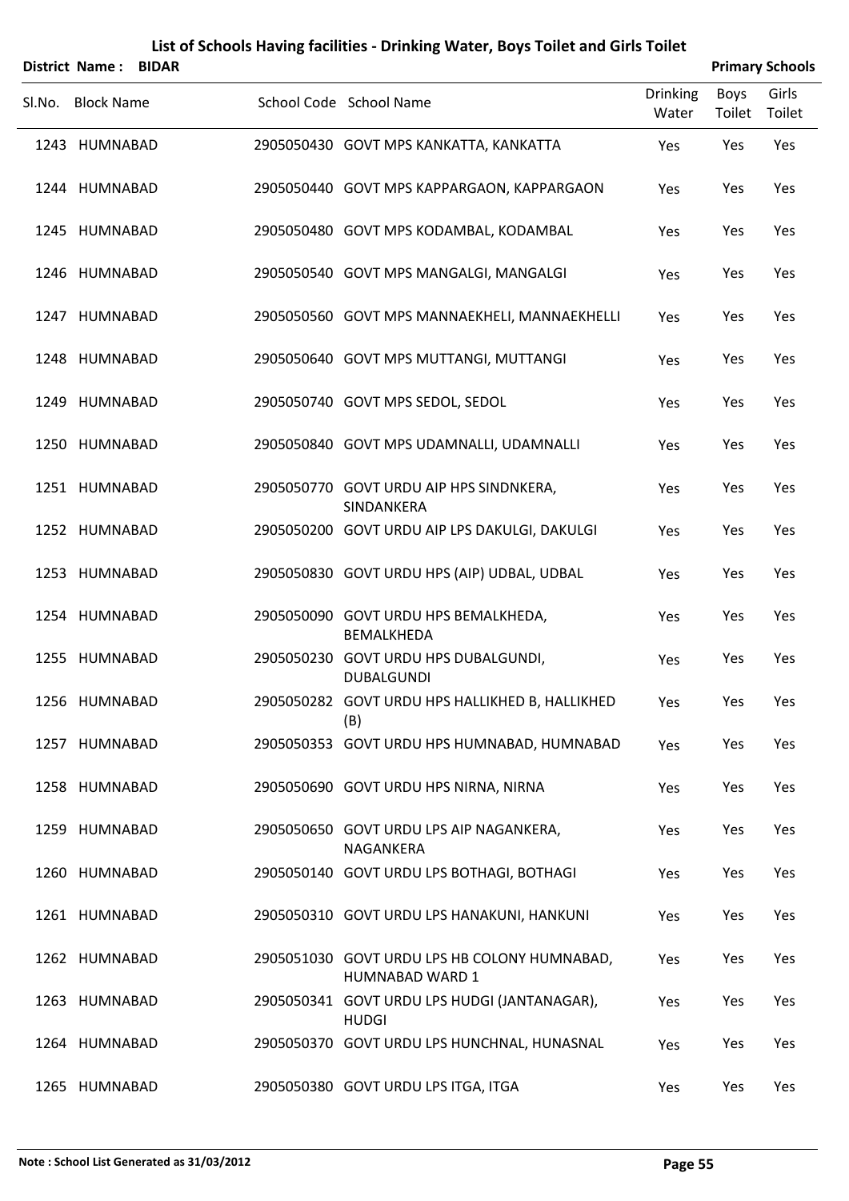# List of Schools Having facilities - Drinking Water, Boys Toilet and Girls Toilet

**District Name : BIDAR** **Primary Schools**

| Sl.No. | Block Name | School Code | School Name | Drinking Water | Boys Toilet | Girls Toilet |
|---|---|---|---|---|---|---|
| 1243 | HUMNABAD | 2905050430 | GOVT MPS KANKATTA, KANKATTA | Yes | Yes | Yes |
| 1244 | HUMNABAD | 2905050440 | GOVT MPS KAPPARGAON, KAPPARGAON | Yes | Yes | Yes |
| 1245 | HUMNABAD | 2905050480 | GOVT MPS KODAMBAL, KODAMBAL | Yes | Yes | Yes |
| 1246 | HUMNABAD | 2905050540 | GOVT MPS MANGALGI, MANGALGI | Yes | Yes | Yes |
| 1247 | HUMNABAD | 2905050560 | GOVT MPS MANNAEKHELI, MANNAEKHELLI | Yes | Yes | Yes |
| 1248 | HUMNABAD | 2905050640 | GOVT MPS MUTTANGI, MUTTANGI | Yes | Yes | Yes |
| 1249 | HUMNABAD | 2905050740 | GOVT MPS SEDOL, SEDOL | Yes | Yes | Yes |
| 1250 | HUMNABAD | 2905050840 | GOVT MPS UDAMNALLI, UDAMNALLI | Yes | Yes | Yes |
| 1251 | HUMNABAD | 2905050770 | GOVT URDU AIP HPS SINDNKERA, SINDANKERA | Yes | Yes | Yes |
| 1252 | HUMNABAD | 2905050200 | GOVT URDU AIP LPS DAKULGI, DAKULGI | Yes | Yes | Yes |
| 1253 | HUMNABAD | 2905050830 | GOVT URDU HPS (AIP) UDBAL, UDBAL | Yes | Yes | Yes |
| 1254 | HUMNABAD | 2905050090 | GOVT URDU HPS BEMALKHEDA, BEMALKHEDA | Yes | Yes | Yes |
| 1255 | HUMNABAD | 2905050230 | GOVT URDU HPS DUBALGUNDI, DUBALGUNDI | Yes | Yes | Yes |
| 1256 | HUMNABAD | 2905050282 | GOVT URDU HPS HALLIKHED B, HALLIKHED (B) | Yes | Yes | Yes |
| 1257 | HUMNABAD | 2905050353 | GOVT URDU HPS HUMNABAD, HUMNABAD | Yes | Yes | Yes |
| 1258 | HUMNABAD | 2905050690 | GOVT URDU HPS NIRNA, NIRNA | Yes | Yes | Yes |
| 1259 | HUMNABAD | 2905050650 | GOVT URDU LPS AIP NAGANKERA, NAGANKERA | Yes | Yes | Yes |
| 1260 | HUMNABAD | 2905050140 | GOVT URDU LPS BOTHAGI, BOTHAGI | Yes | Yes | Yes |
| 1261 | HUMNABAD | 2905050310 | GOVT URDU LPS HANAKUNI, HANKUNI | Yes | Yes | Yes |
| 1262 | HUMNABAD | 2905051030 | GOVT URDU LPS HB COLONY HUMNABAD, HUMNABAD WARD 1 | Yes | Yes | Yes |
| 1263 | HUMNABAD | 2905050341 | GOVT URDU LPS HUDGI (JANTANAGAR), HUDGI | Yes | Yes | Yes |
| 1264 | HUMNABAD | 2905050370 | GOVT URDU LPS HUNCHNAL, HUNASNAL | Yes | Yes | Yes |
| 1265 | HUMNABAD | 2905050380 | GOVT URDU LPS ITGA, ITGA | Yes | Yes | Yes |

**Note : School List Generated as 31/03/2012**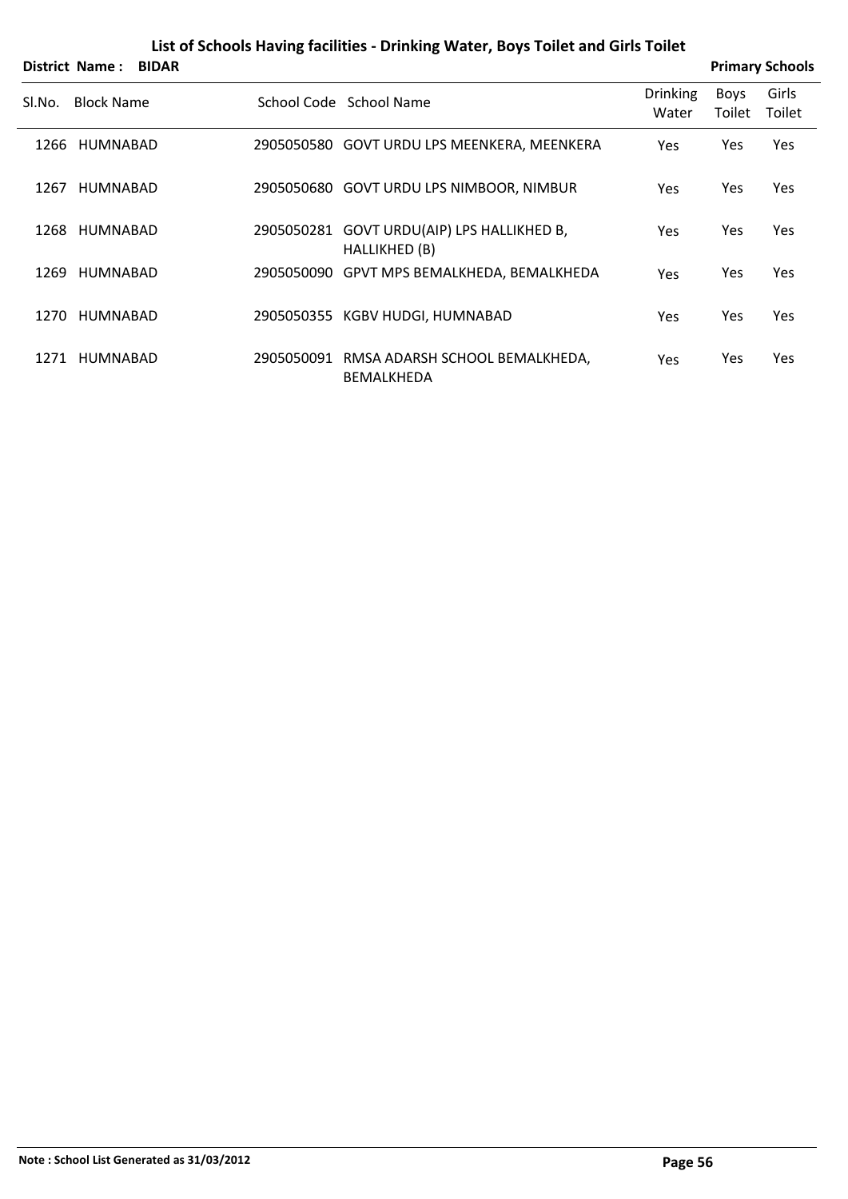# List of Schools Having facilities - Drinking Water, Boys Toilet and Girls Toilet

**District Name : BIDAR** **Primary Schools**

| Sl.No. | Block Name | School Code | School Name | Drinking Water | Boys Toilet | Girls Toilet |
|---|---|---|---|---|---|---|
| 1266 | HUMNABAD | 2905050580 | GOVT URDU LPS MEENKERA, MEENKERA | Yes | Yes | Yes |
| 1267 | HUMNABAD | 2905050680 | GOVT URDU LPS NIMBOOR, NIMBUR | Yes | Yes | Yes |
| 1268 | HUMNABAD | 2905050281 | GOVT URDU(AIP) LPS HALLIKHED B, HALLIKHED (B) | Yes | Yes | Yes |
| 1269 | HUMNABAD | 2905050090 | GPVT MPS BEMALKHEDA, BEMALKHEDA | Yes | Yes | Yes |
| 1270 | HUMNABAD | 2905050355 | KGBV HUDGI, HUMNABAD | Yes | Yes | Yes |
| 1271 | HUMNABAD | 2905050091 | RMSA ADARSH SCHOOL BEMALKHEDA, BEMALKHEDA | Yes | Yes | Yes |

**Note : School List Generated as 31/03/2012**